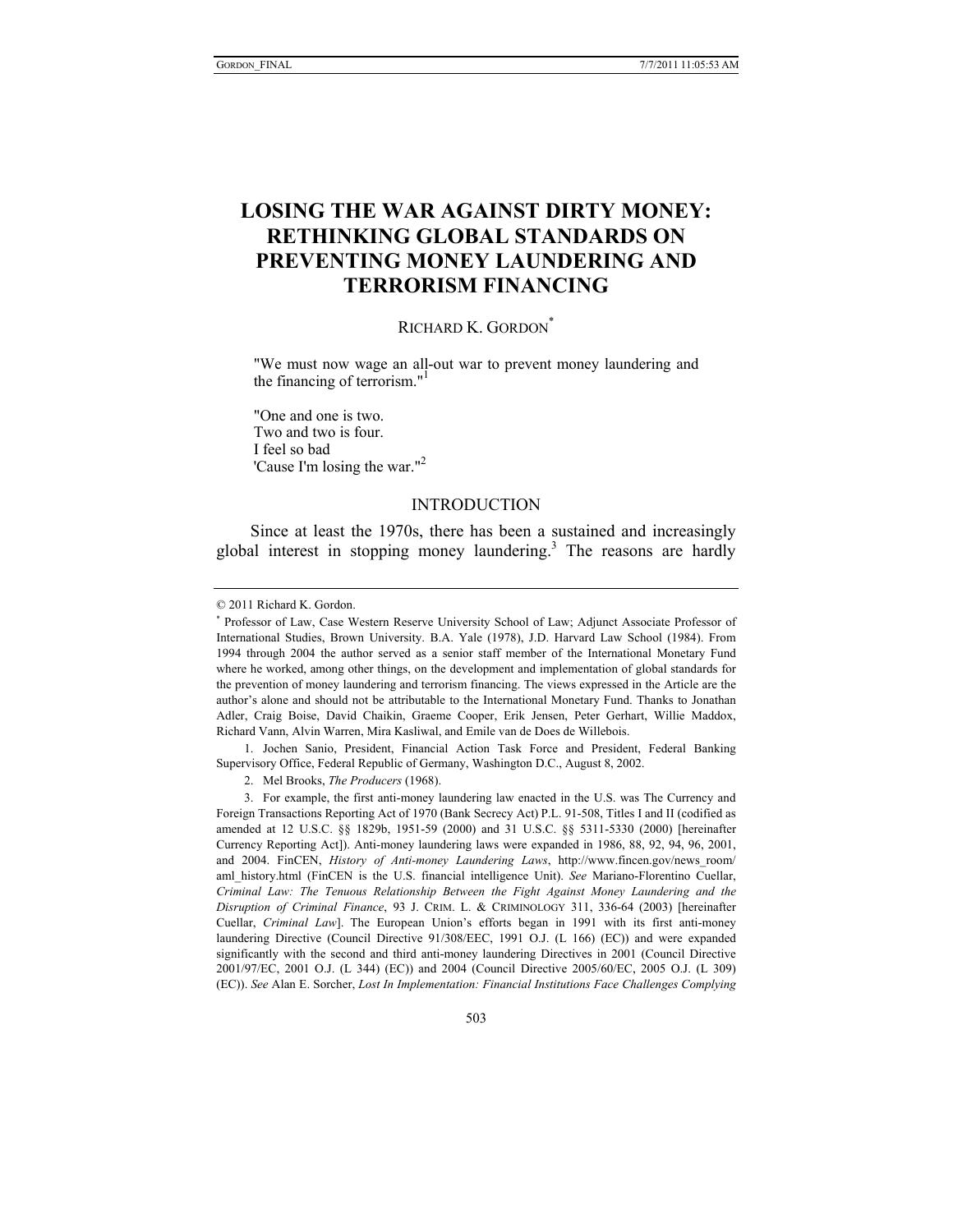# LOSING THE WAR AGAINST DIRTY MONEY: RETHINKING GLOBAL STANDARDS ON PREVENTING MONEY LAUNDERING AND TERRORISM FINANCING

RICHARD K. GORDON[*]

> "We must now wage an all-out war to prevent money laundering and the financing of terrorism."[1]

> "One and one is two.
> Two and two is four.
> I feel so bad
> 'Cause I'm losing the war."[2]

## INTRODUCTION

Since at least the 1970s, there has been a sustained and increasingly global interest in stopping money laundering.[3] The reasons are hardly

---

© 2011 Richard K. Gordon.

[*] Professor of Law, Case Western Reserve University School of Law; Adjunct Associate Professor of International Studies, Brown University. B.A. Yale (1978), J.D. Harvard Law School (1984). From 1994 through 2004 the author served as a senior staff member of the International Monetary Fund where he worked, among other things, on the development and implementation of global standards for the prevention of money laundering and terrorism financing. The views expressed in the Article are the author's alone and should not be attributable to the International Monetary Fund. Thanks to Jonathan Adler, Craig Boise, David Chaikin, Graeme Cooper, Erik Jensen, Peter Gerhart, Willie Maddox, Richard Vann, Alvin Warren, Mira Kasliwal, and Emile van de Does de Willebois.

1. Jochen Sanio, President, Financial Action Task Force and President, Federal Banking Supervisory Office, Federal Republic of Germany, Washington D.C., August 8, 2002.

2. Mel Brooks, *The Producers* (1968).

3. For example, the first anti-money laundering law enacted in the U.S. was The Currency and Foreign Transactions Reporting Act of 1970 (Bank Secrecy Act) P.L. 91-508, Titles I and II (codified as amended at 12 U.S.C. §§ 1829b, 1951-59 (2000) and 31 U.S.C. §§ 5311-5330 (2000) [hereinafter Currency Reporting Act]). Anti-money laundering laws were expanded in 1986, 88, 92, 94, 96, 2001, and 2004. FinCEN, *History of Anti-money Laundering Laws*, http://www.fincen.gov/news_room/aml_history.html (FinCEN is the U.S. financial intelligence Unit). *See* Mariano-Florentino Cuellar, *Criminal Law: The Tenuous Relationship Between the Fight Against Money Laundering and the Disruption of Criminal Finance*, 93 J. CRIM. L. & CRIMINOLOGY 311, 336-64 (2003) [hereinafter Cuellar, *Criminal Law*]. The European Union's efforts began in 1991 with its first anti-money laundering Directive (Council Directive 91/308/EEC, 1991 O.J. (L 166) (EC)) and were expanded significantly with the second and third anti-money laundering Directives in 2001 (Council Directive 2001/97/EC, 2001 O.J. (L 344) (EC)) and 2004 (Council Directive 2005/60/EC, 2005 O.J. (L 309) (EC)). *See* Alan E. Sorcher, *Lost In Implementation: Financial Institutions Face Challenges Complying*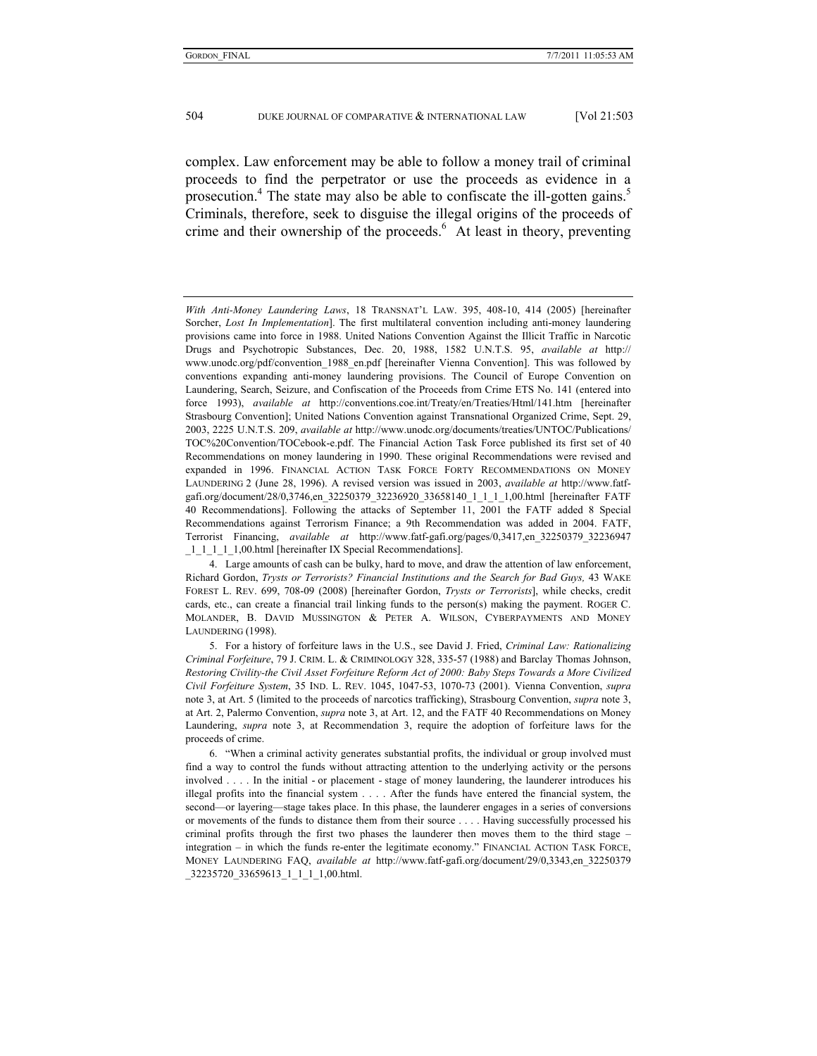complex. Law enforcement may be able to follow a money trail of criminal proceeds to find the perpetrator or use the proceeds as evidence in a prosecution.[4] The state may also be able to confiscate the ill-gotten gains.[5] Criminals, therefore, seek to disguise the illegal origins of the proceeds of crime and their ownership of the proceeds.[6] At least in theory, preventing

---

*With Anti-Money Laundering Laws*, 18 TRANSNAT'L LAW. 395, 408-10, 414 (2005) [hereinafter Sorcher, *Lost In Implementation*]. The first multilateral convention including anti-money laundering provisions came into force in 1988. United Nations Convention Against the Illicit Traffic in Narcotic Drugs and Psychotropic Substances, Dec. 20, 1988, 1582 U.N.T.S. 95, *available at* http://www.unodc.org/pdf/convention_1988_en.pdf [hereinafter Vienna Convention]. This was followed by conventions expanding anti-money laundering provisions. The Council of Europe Convention on Laundering, Search, Seizure, and Confiscation of the Proceeds from Crime ETS No. 141 (entered into force 1993), *available at* http://conventions.coe.int/Treaty/en/Treaties/Html/141.htm [hereinafter Strasbourg Convention]; United Nations Convention against Transnational Organized Crime, Sept. 29, 2003, 2225 U.N.T.S. 209, *available at* http://www.unodc.org/documents/treaties/UNTOC/Publications/TOC%20Convention/TOCebook-e.pdf. The Financial Action Task Force published its first set of 40 Recommendations on money laundering in 1990. These original Recommendations were revised and expanded in 1996. FINANCIAL ACTION TASK FORCE FORTY RECOMMENDATIONS ON MONEY LAUNDERING 2 (June 28, 1996). A revised version was issued in 2003, *available at* http://www.fatf-gafi.org/document/28/0,3746,en_32250379_32236920_33658140_1_1_1_1,00.html [hereinafter FATF 40 Recommendations]. Following the attacks of September 11, 2001 the FATF added 8 Special Recommendations against Terrorism Finance; a 9th Recommendation was added in 2004. FATF, Terrorist Financing, *available at* http://www.fatf-gafi.org/pages/0,3417,en_32250379_32236947_1_1_1_1_1,00.html [hereinafter IX Special Recommendations].

4. Large amounts of cash can be bulky, hard to move, and draw the attention of law enforcement, Richard Gordon, *Trysts or Terrorists? Financial Institutions and the Search for Bad Guys,* 43 WAKE FOREST L. REV. 699, 708-09 (2008) [hereinafter Gordon, *Trysts or Terrorists*], while checks, credit cards, etc., can create a financial trail linking funds to the person(s) making the payment. ROGER C. MOLANDER, B. DAVID MUSSINGTON & PETER A. WILSON, CYBERPAYMENTS AND MONEY LAUNDERING (1998).

5. For a history of forfeiture laws in the U.S., see David J. Fried, *Criminal Law: Rationalizing Criminal Forfeiture*, 79 J. CRIM. L. & CRIMINOLOGY 328, 335-57 (1988) and Barclay Thomas Johnson, *Restoring Civility-the Civil Asset Forfeiture Reform Act of 2000: Baby Steps Towards a More Civilized Civil Forfeiture System*, 35 IND. L. REV. 1045, 1047-53, 1070-73 (2001). Vienna Convention, *supra* note 3, at Art. 5 (limited to the proceeds of narcotics trafficking), Strasbourg Convention, *supra* note 3, at Art. 2, Palermo Convention, *supra* note 3, at Art. 12, and the FATF 40 Recommendations on Money Laundering, *supra* note 3, at Recommendation 3, require the adoption of forfeiture laws for the proceeds of crime.

6. "When a criminal activity generates substantial profits, the individual or group involved must find a way to control the funds without attracting attention to the underlying activity or the persons involved . . . . In the initial - or placement - stage of money laundering, the launderer introduces his illegal profits into the financial system . . . . After the funds have entered the financial system, the second—or layering—stage takes place. In this phase, the launderer engages in a series of conversions or movements of the funds to distance them from their source . . . . Having successfully processed his criminal profits through the first two phases the launderer then moves them to the third stage – integration – in which the funds re-enter the legitimate economy." FINANCIAL ACTION TASK FORCE, MONEY LAUNDERING FAQ, *available at* http://www.fatf-gafi.org/document/29/0,3343,en_32250379_32235720_33659613_1_1_1_1,00.html.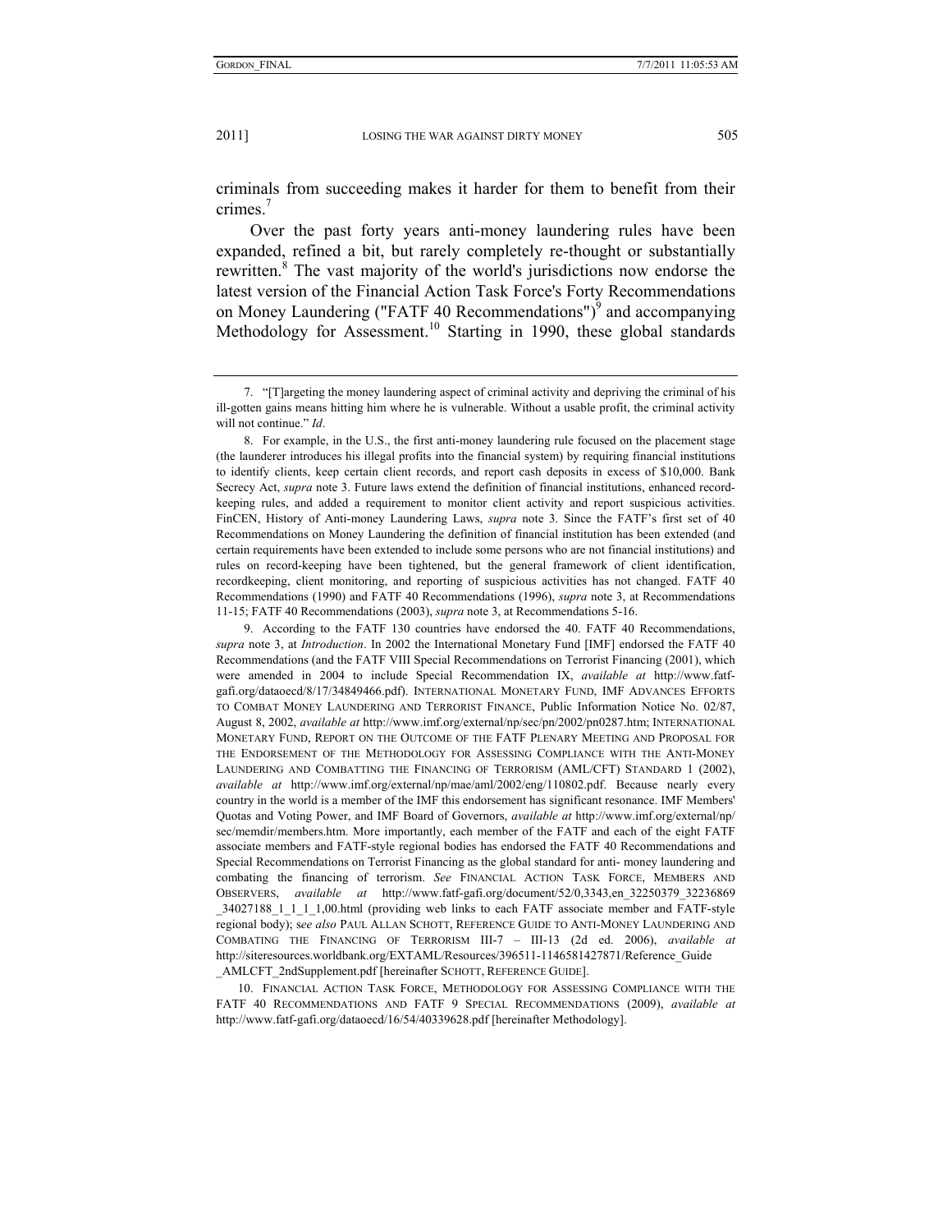criminals from succeeding makes it harder for them to benefit from their crimes.[7]

Over the past forty years anti-money laundering rules have been expanded, refined a bit, but rarely completely re-thought or substantially rewritten.[8] The vast majority of the world's jurisdictions now endorse the latest version of the Financial Action Task Force's Forty Recommendations on Money Laundering ("FATF 40 Recommendations")[9] and accompanying Methodology for Assessment.[10] Starting in 1990, these global standards

---

7. "[T]argeting the money laundering aspect of criminal activity and depriving the criminal of his ill-gotten gains means hitting him where he is vulnerable. Without a usable profit, the criminal activity will not continue." *Id*.

8. For example, in the U.S., the first anti-money laundering rule focused on the placement stage (the launderer introduces his illegal profits into the financial system) by requiring financial institutions to identify clients, keep certain client records, and report cash deposits in excess of $10,000. Bank Secrecy Act, *supra* note 3. Future laws extend the definition of financial institutions, enhanced record-keeping rules, and added a requirement to monitor client activity and report suspicious activities. FinCEN, History of Anti-money Laundering Laws, *supra* note 3. Since the FATF's first set of 40 Recommendations on Money Laundering the definition of financial institution has been extended (and certain requirements have been extended to include some persons who are not financial institutions) and rules on record-keeping have been tightened, but the general framework of client identification, recordkeeping, client monitoring, and reporting of suspicious activities has not changed. FATF 40 Recommendations (1990) and FATF 40 Recommendations (1996), *supra* note 3, at Recommendations 11-15; FATF 40 Recommendations (2003), *supra* note 3, at Recommendations 5-16.

9. According to the FATF 130 countries have endorsed the 40. FATF 40 Recommendations, *supra* note 3, at *Introduction*. In 2002 the International Monetary Fund [IMF] endorsed the FATF 40 Recommendations (and the FATF VIII Special Recommendations on Terrorist Financing (2001), which were amended in 2004 to include Special Recommendation IX, *available at* http://www.fatf-gafi.org/dataoecd/8/17/34849466.pdf). INTERNATIONAL MONETARY FUND, IMF ADVANCES EFFORTS TO COMBAT MONEY LAUNDERING AND TERRORIST FINANCE, Public Information Notice No. 02/87, August 8, 2002, *available at* http://www.imf.org/external/np/sec/pn/2002/pn0287.htm; INTERNATIONAL MONETARY FUND, REPORT ON THE OUTCOME OF THE FATF PLENARY MEETING AND PROPOSAL FOR THE ENDORSEMENT OF THE METHODOLOGY FOR ASSESSING COMPLIANCE WITH THE ANTI-MONEY LAUNDERING AND COMBATTING THE FINANCING OF TERRORISM (AML/CFT) STANDARD 1 (2002), *available at* http://www.imf.org/external/np/mae/aml/2002/eng/110802.pdf. Because nearly every country in the world is a member of the IMF this endorsement has significant resonance. IMF Members' Quotas and Voting Power, and IMF Board of Governors, *available at* http://www.imf.org/external/np/sec/memdir/members.htm. More importantly, each member of the FATF and each of the eight FATF associate members and FATF-style regional bodies has endorsed the FATF 40 Recommendations and Special Recommendations on Terrorist Financing as the global standard for anti- money laundering and combating the financing of terrorism. *See* FINANCIAL ACTION TASK FORCE, MEMBERS AND OBSERVERS, *available at* http://www.fatf-gafi.org/document/52/0,3343,en_32250379_32236869_34027188_1_1_1_1,00.html (providing web links to each FATF associate member and FATF-style regional body); *see also* PAUL ALLAN SCHOTT, REFERENCE GUIDE TO ANTI-MONEY LAUNDERING AND COMBATING THE FINANCING OF TERRORISM III-7 – III-13 (2d ed. 2006), *available at* http://siteresources.worldbank.org/EXTAML/Resources/396511-1146581427871/Reference_Guide_AMLCFT_2ndSupplement.pdf [hereinafter SCHOTT, REFERENCE GUIDE].

10. FINANCIAL ACTION TASK FORCE, METHODOLOGY FOR ASSESSING COMPLIANCE WITH THE FATF 40 RECOMMENDATIONS AND FATF 9 SPECIAL RECOMMENDATIONS (2009), *available at* http://www.fatf-gafi.org/dataoecd/16/54/40339628.pdf [hereinafter Methodology].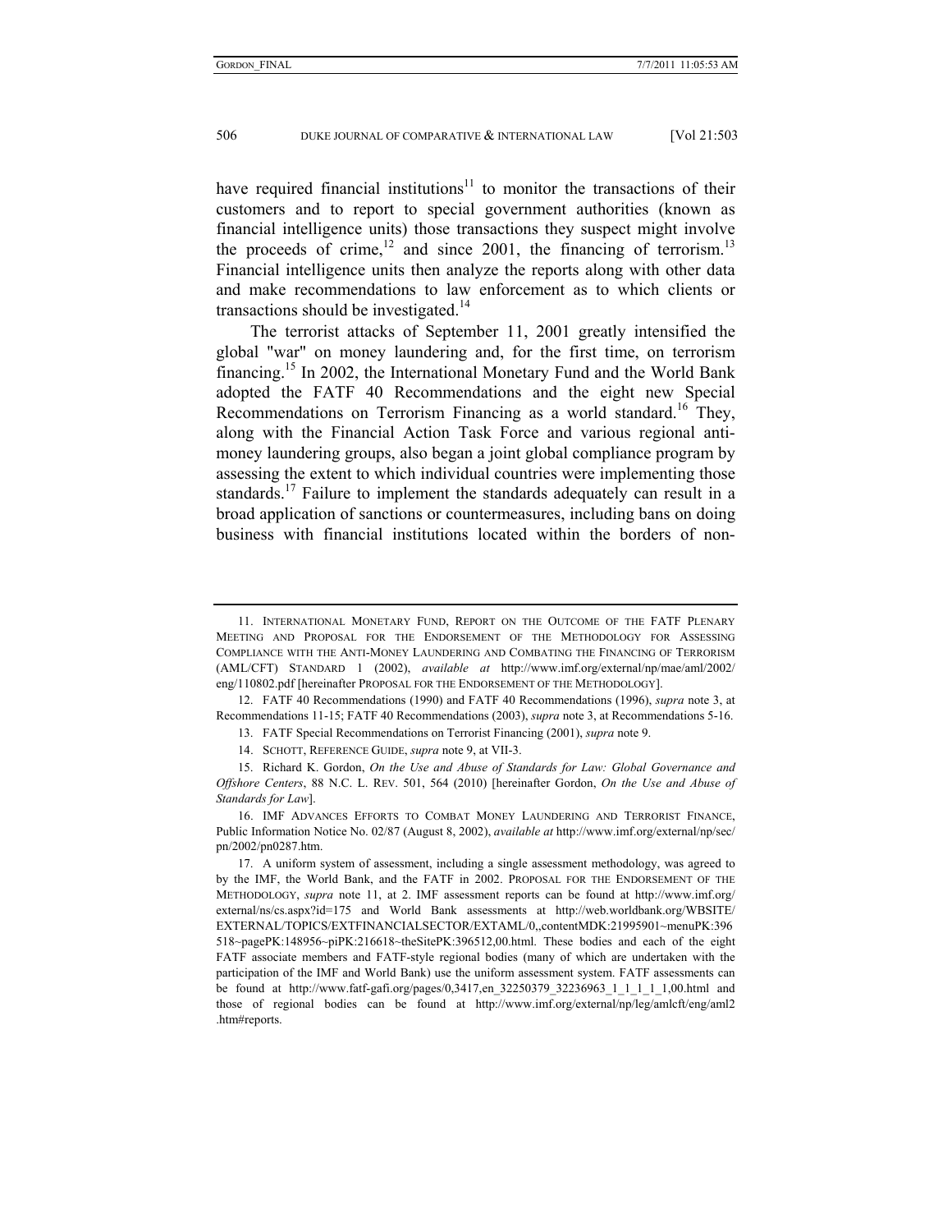have required financial institutions[11] to monitor the transactions of their customers and to report to special government authorities (known as financial intelligence units) those transactions they suspect might involve the proceeds of crime,[12] and since 2001, the financing of terrorism.[13] Financial intelligence units then analyze the reports along with other data and make recommendations to law enforcement as to which clients or transactions should be investigated.[14]

The terrorist attacks of September 11, 2001 greatly intensified the global "war" on money laundering and, for the first time, on terrorism financing.[15] In 2002, the International Monetary Fund and the World Bank adopted the FATF 40 Recommendations and the eight new Special Recommendations on Terrorism Financing as a world standard.[16] They, along with the Financial Action Task Force and various regional anti-money laundering groups, also began a joint global compliance program by assessing the extent to which individual countries were implementing those standards.[17] Failure to implement the standards adequately can result in a broad application of sanctions or countermeasures, including bans on doing business with financial institutions located within the borders of non-

---

11. INTERNATIONAL MONETARY FUND, REPORT ON THE OUTCOME OF THE FATF PLENARY MEETING AND PROPOSAL FOR THE ENDORSEMENT OF THE METHODOLOGY FOR ASSESSING COMPLIANCE WITH THE ANTI-MONEY LAUNDERING AND COMBATING THE FINANCING OF TERRORISM (AML/CFT) STANDARD 1 (2002), *available at* http://www.imf.org/external/np/mae/aml/2002/eng/110802.pdf [hereinafter PROPOSAL FOR THE ENDORSEMENT OF THE METHODOLOGY].

12. FATF 40 Recommendations (1990) and FATF 40 Recommendations (1996), *supra* note 3, at Recommendations 11-15; FATF 40 Recommendations (2003), *supra* note 3, at Recommendations 5-16.

13. FATF Special Recommendations on Terrorist Financing (2001), *supra* note 9.

14. SCHOTT, REFERENCE GUIDE, *supra* note 9, at VII-3.

15. Richard K. Gordon, *On the Use and Abuse of Standards for Law: Global Governance and Offshore Centers*, 88 N.C. L. REV. 501, 564 (2010) [hereinafter Gordon, *On the Use and Abuse of Standards for Law*].

16. IMF ADVANCES EFFORTS TO COMBAT MONEY LAUNDERING AND TERRORIST FINANCE, Public Information Notice No. 02/87 (August 8, 2002), *available at* http://www.imf.org/external/np/sec/pn/2002/pn0287.htm.

17. A uniform system of assessment, including a single assessment methodology, was agreed to by the IMF, the World Bank, and the FATF in 2002. PROPOSAL FOR THE ENDORSEMENT OF THE METHODOLOGY, *supra* note 11, at 2. IMF assessment reports can be found at http://www.imf.org/external/ns/cs.aspx?id=175 and World Bank assessments at http://web.worldbank.org/WBSITE/EXTERNAL/TOPICS/EXTFINANCIALSECTOR/EXTAML/0,,contentMDK:21995901~menuPK:396518~pagePK:148956~piPK:216618~theSitePK:396512,00.html. These bodies and each of the eight FATF associate members and FATF-style regional bodies (many of which are undertaken with the participation of the IMF and World Bank) use the uniform assessment system. FATF assessments can be found at http://www.fatf-gafi.org/pages/0,3417,en_32250379_32236963_1_1_1_1_1,00.html and those of regional bodies can be found at http://www.imf.org/external/np/leg/amlcft/eng/aml2.htm#reports.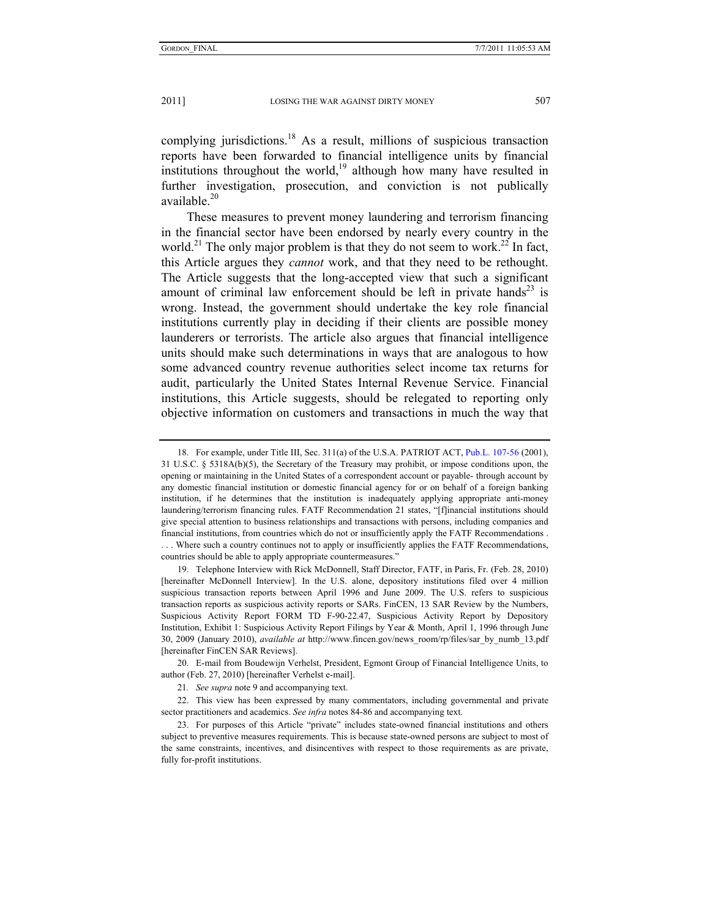complying jurisdictions.[18] As a result, millions of suspicious transaction reports have been forwarded to financial intelligence units by financial institutions throughout the world,[19] although how many have resulted in further investigation, prosecution, and conviction is not publically available.[20]

These measures to prevent money laundering and terrorism financing in the financial sector have been endorsed by nearly every country in the world.[21] The only major problem is that they do not seem to work.[22] In fact, this Article argues they *cannot* work, and that they need to be rethought. The Article suggests that the long-accepted view that such a significant amount of criminal law enforcement should be left in private hands[23] is wrong. Instead, the government should undertake the key role financial institutions currently play in deciding if their clients are possible money launderers or terrorists. The article also argues that financial intelligence units should make such determinations in ways that are analogous to how some advanced country revenue authorities select income tax returns for audit, particularly the United States Internal Revenue Service. Financial institutions, this Article suggests, should be relegated to reporting only objective information on customers and transactions in much the way that

---

18. For example, under Title III, Sec. 311(a) of the U.S.A. PATRIOT ACT, Pub.L. 107-56 (2001), 31 U.S.C. § 5318A(b)(5), the Secretary of the Treasury may prohibit, or impose conditions upon, the opening or maintaining in the United States of a correspondent account or payable- through account by any domestic financial institution or domestic financial agency for or on behalf of a foreign banking institution, if he determines that the institution is inadequately applying appropriate anti-money laundering/terrorism financing rules. FATF Recommendation 21 states, "[f]inancial institutions should give special attention to business relationships and transactions with persons, including companies and financial institutions, from countries which do not or insufficiently apply the FATF Recommendations . . . . Where such a country continues not to apply or insufficiently applies the FATF Recommendations, countries should be able to apply appropriate countermeasures."

19. Telephone Interview with Rick McDonnell, Staff Director, FATF, in Paris, Fr. (Feb. 28, 2010) [hereinafter McDonnell Interview]. In the U.S. alone, depository institutions filed over 4 million suspicious transaction reports between April 1996 and June 2009. The U.S. refers to suspicious transaction reports as suspicious activity reports or SARs. FinCEN, 13 SAR Review by the Numbers, Suspicious Activity Report FORM TD F-90-22.47, Suspicious Activity Report by Depository Institution, Exhibit 1: Suspicious Activity Report Filings by Year & Month, April 1, 1996 through June 30, 2009 (January 2010), *available at* http://www.fincen.gov/news_room/rp/files/sar_by_numb_13.pdf [hereinafter FinCEN SAR Reviews].

20. E-mail from Boudewijn Verhelst, President, Egmont Group of Financial Intelligence Units, to author (Feb. 27, 2010) [hereinafter Verhelst e-mail].

21. *See supra* note 9 and accompanying text.

22. This view has been expressed by many commentators, including governmental and private sector practitioners and academics. *See infra* notes 84-86 and accompanying text.

23. For purposes of this Article "private" includes state-owned financial institutions and others subject to preventive measures requirements. This is because state-owned persons are subject to most of the same constraints, incentives, and disincentives with respect to those requirements as are private, fully for-profit institutions.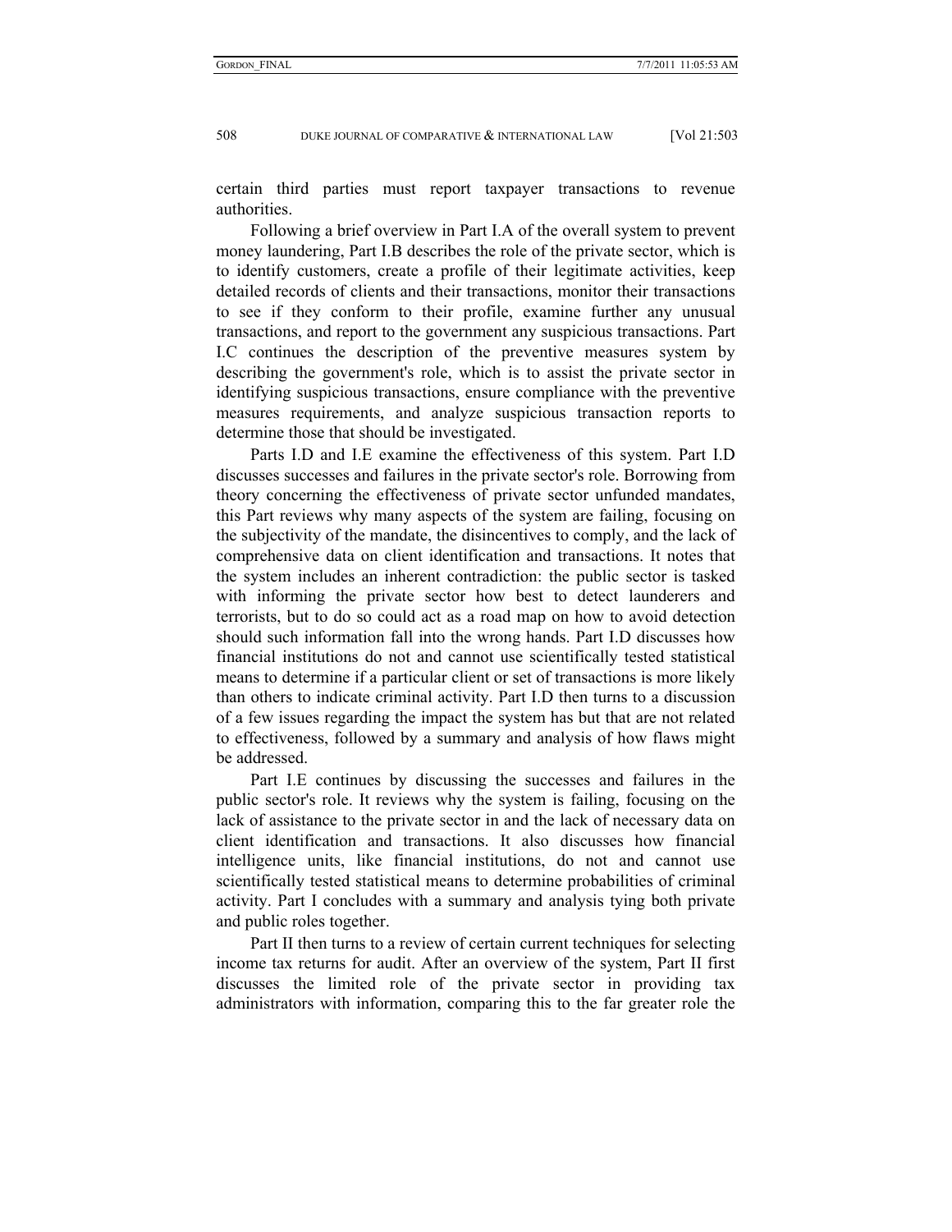certain third parties must report taxpayer transactions to revenue authorities.

Following a brief overview in Part I.A of the overall system to prevent money laundering, Part I.B describes the role of the private sector, which is to identify customers, create a profile of their legitimate activities, keep detailed records of clients and their transactions, monitor their transactions to see if they conform to their profile, examine further any unusual transactions, and report to the government any suspicious transactions. Part I.C continues the description of the preventive measures system by describing the government's role, which is to assist the private sector in identifying suspicious transactions, ensure compliance with the preventive measures requirements, and analyze suspicious transaction reports to determine those that should be investigated.

Parts I.D and I.E examine the effectiveness of this system. Part I.D discusses successes and failures in the private sector's role. Borrowing from theory concerning the effectiveness of private sector unfunded mandates, this Part reviews why many aspects of the system are failing, focusing on the subjectivity of the mandate, the disincentives to comply, and the lack of comprehensive data on client identification and transactions. It notes that the system includes an inherent contradiction: the public sector is tasked with informing the private sector how best to detect launderers and terrorists, but to do so could act as a road map on how to avoid detection should such information fall into the wrong hands. Part I.D discusses how financial institutions do not and cannot use scientifically tested statistical means to determine if a particular client or set of transactions is more likely than others to indicate criminal activity. Part I.D then turns to a discussion of a few issues regarding the impact the system has but that are not related to effectiveness, followed by a summary and analysis of how flaws might be addressed.

Part I.E continues by discussing the successes and failures in the public sector's role. It reviews why the system is failing, focusing on the lack of assistance to the private sector in and the lack of necessary data on client identification and transactions. It also discusses how financial intelligence units, like financial institutions, do not and cannot use scientifically tested statistical means to determine probabilities of criminal activity. Part I concludes with a summary and analysis tying both private and public roles together.

Part II then turns to a review of certain current techniques for selecting income tax returns for audit. After an overview of the system, Part II first discusses the limited role of the private sector in providing tax administrators with information, comparing this to the far greater role the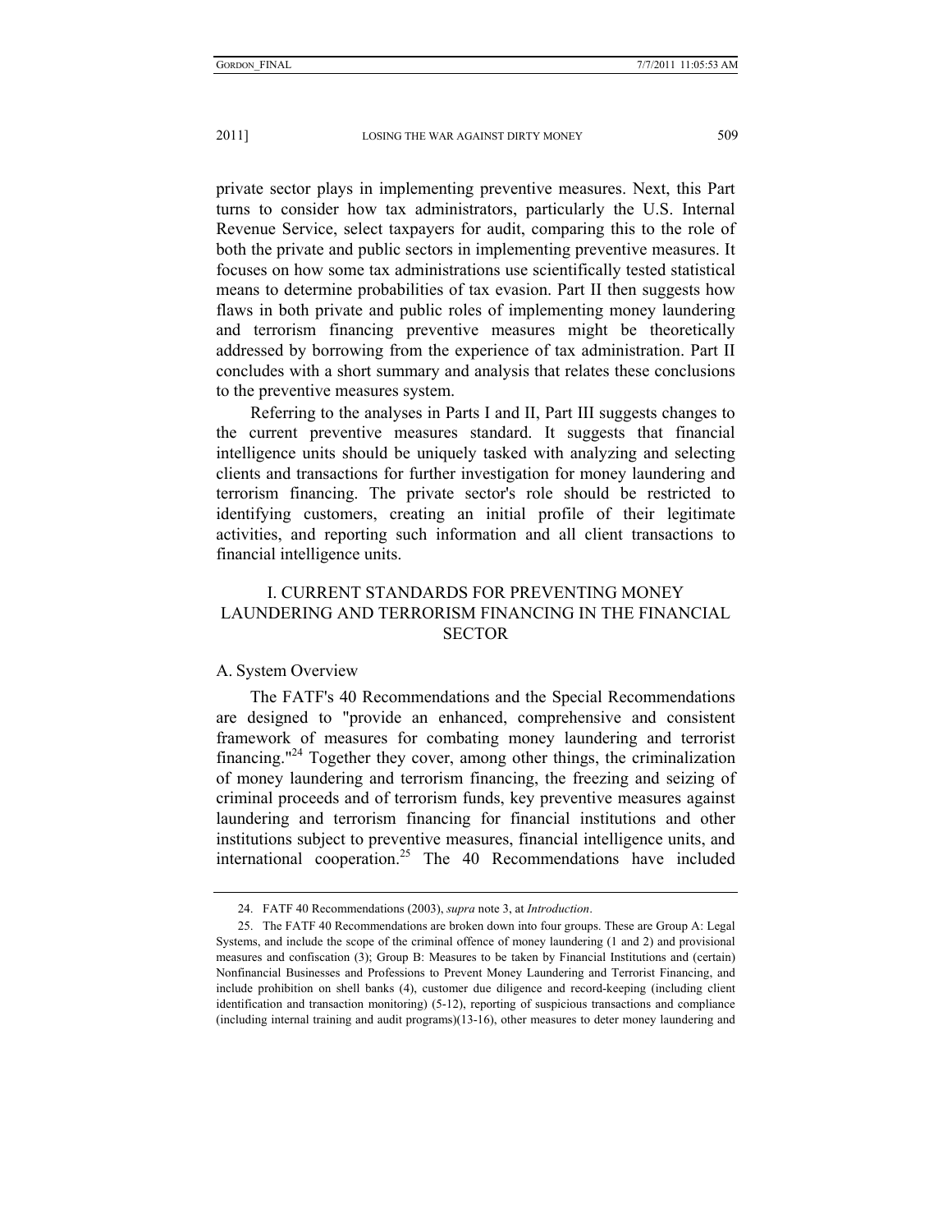private sector plays in implementing preventive measures. Next, this Part turns to consider how tax administrators, particularly the U.S. Internal Revenue Service, select taxpayers for audit, comparing this to the role of both the private and public sectors in implementing preventive measures. It focuses on how some tax administrations use scientifically tested statistical means to determine probabilities of tax evasion. Part II then suggests how flaws in both private and public roles of implementing money laundering and terrorism financing preventive measures might be theoretically addressed by borrowing from the experience of tax administration. Part II concludes with a short summary and analysis that relates these conclusions to the preventive measures system.

Referring to the analyses in Parts I and II, Part III suggests changes to the current preventive measures standard. It suggests that financial intelligence units should be uniquely tasked with analyzing and selecting clients and transactions for further investigation for money laundering and terrorism financing. The private sector's role should be restricted to identifying customers, creating an initial profile of their legitimate activities, and reporting such information and all client transactions to financial intelligence units.

## I. CURRENT STANDARDS FOR PREVENTING MONEY LAUNDERING AND TERRORISM FINANCING IN THE FINANCIAL SECTOR

### A. System Overview

The FATF's 40 Recommendations and the Special Recommendations are designed to "provide an enhanced, comprehensive and consistent framework of measures for combating money laundering and terrorist financing."[24] Together they cover, among other things, the criminalization of money laundering and terrorism financing, the freezing and seizing of criminal proceeds and of terrorism funds, key preventive measures against laundering and terrorism financing for financial institutions and other institutions subject to preventive measures, financial intelligence units, and international cooperation.[25] The 40 Recommendations have included

---

24. FATF 40 Recommendations (2003), *supra* note 3, at *Introduction*.

25. The FATF 40 Recommendations are broken down into four groups. These are Group A: Legal Systems, and include the scope of the criminal offence of money laundering (1 and 2) and provisional measures and confiscation (3); Group B: Measures to be taken by Financial Institutions and (certain) Nonfinancial Businesses and Professions to Prevent Money Laundering and Terrorist Financing, and include prohibition on shell banks (4), customer due diligence and record-keeping (including client identification and transaction monitoring) (5-12), reporting of suspicious transactions and compliance (including internal training and audit programs)(13-16), other measures to deter money laundering and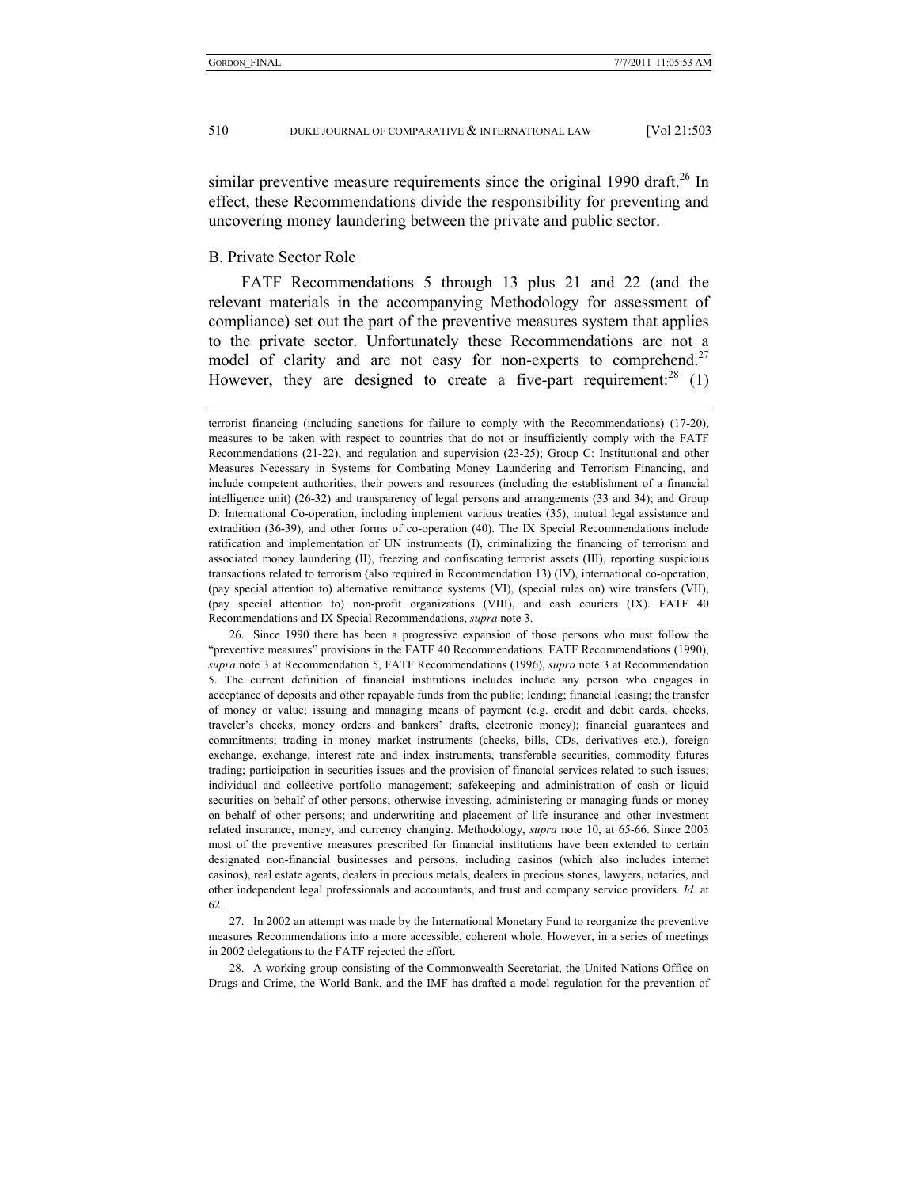similar preventive measure requirements since the original 1990 draft.[26] In effect, these Recommendations divide the responsibility for preventing and uncovering money laundering between the private and public sector.

### B. Private Sector Role

FATF Recommendations 5 through 13 plus 21 and 22 (and the relevant materials in the accompanying Methodology for assessment of compliance) set out the part of the preventive measures system that applies to the private sector. Unfortunately these Recommendations are not a model of clarity and are not easy for non-experts to comprehend.[27] However, they are designed to create a five-part requirement:[28] (1)

---

terrorist financing (including sanctions for failure to comply with the Recommendations) (17-20), measures to be taken with respect to countries that do not or insufficiently comply with the FATF Recommendations (21-22), and regulation and supervision (23-25); Group C: Institutional and other Measures Necessary in Systems for Combating Money Laundering and Terrorism Financing, and include competent authorities, their powers and resources (including the establishment of a financial intelligence unit) (26-32) and transparency of legal persons and arrangements (33 and 34); and Group D: International Co-operation, including implement various treaties (35), mutual legal assistance and extradition (36-39), and other forms of co-operation (40). The IX Special Recommendations include ratification and implementation of UN instruments (I), criminalizing the financing of terrorism and associated money laundering (II), freezing and confiscating terrorist assets (III), reporting suspicious transactions related to terrorism (also required in Recommendation 13) (IV), international co-operation, (pay special attention to) alternative remittance systems (VI), (special rules on) wire transfers (VII), (pay special attention to) non-profit organizations (VIII), and cash couriers (IX). FATF 40 Recommendations and IX Special Recommendations, *supra* note 3.

26. Since 1990 there has been a progressive expansion of those persons who must follow the "preventive measures" provisions in the FATF 40 Recommendations. FATF Recommendations (1990), *supra* note 3 at Recommendation 5, FATF Recommendations (1996), *supra* note 3 at Recommendation 5. The current definition of financial institutions includes include any person who engages in acceptance of deposits and other repayable funds from the public; lending; financial leasing; the transfer of money or value; issuing and managing means of payment (e.g. credit and debit cards, checks, traveler's checks, money orders and bankers' drafts, electronic money); financial guarantees and commitments; trading in money market instruments (checks, bills, CDs, derivatives etc.), foreign exchange, exchange, interest rate and index instruments, transferable securities, commodity futures trading; participation in securities issues and the provision of financial services related to such issues; individual and collective portfolio management; safekeeping and administration of cash or liquid securities on behalf of other persons; otherwise investing, administering or managing funds or money on behalf of other persons; and underwriting and placement of life insurance and other investment related insurance, money, and currency changing. Methodology, *supra* note 10, at 65-66. Since 2003 most of the preventive measures prescribed for financial institutions have been extended to certain designated non-financial businesses and persons, including casinos (which also includes internet casinos), real estate agents, dealers in precious metals, dealers in precious stones, lawyers, notaries, and other independent legal professionals and accountants, and trust and company service providers. *Id.* at 62.

27. In 2002 an attempt was made by the International Monetary Fund to reorganize the preventive measures Recommendations into a more accessible, coherent whole. However, in a series of meetings in 2002 delegations to the FATF rejected the effort.

28. A working group consisting of the Commonwealth Secretariat, the United Nations Office on Drugs and Crime, the World Bank, and the IMF has drafted a model regulation for the prevention of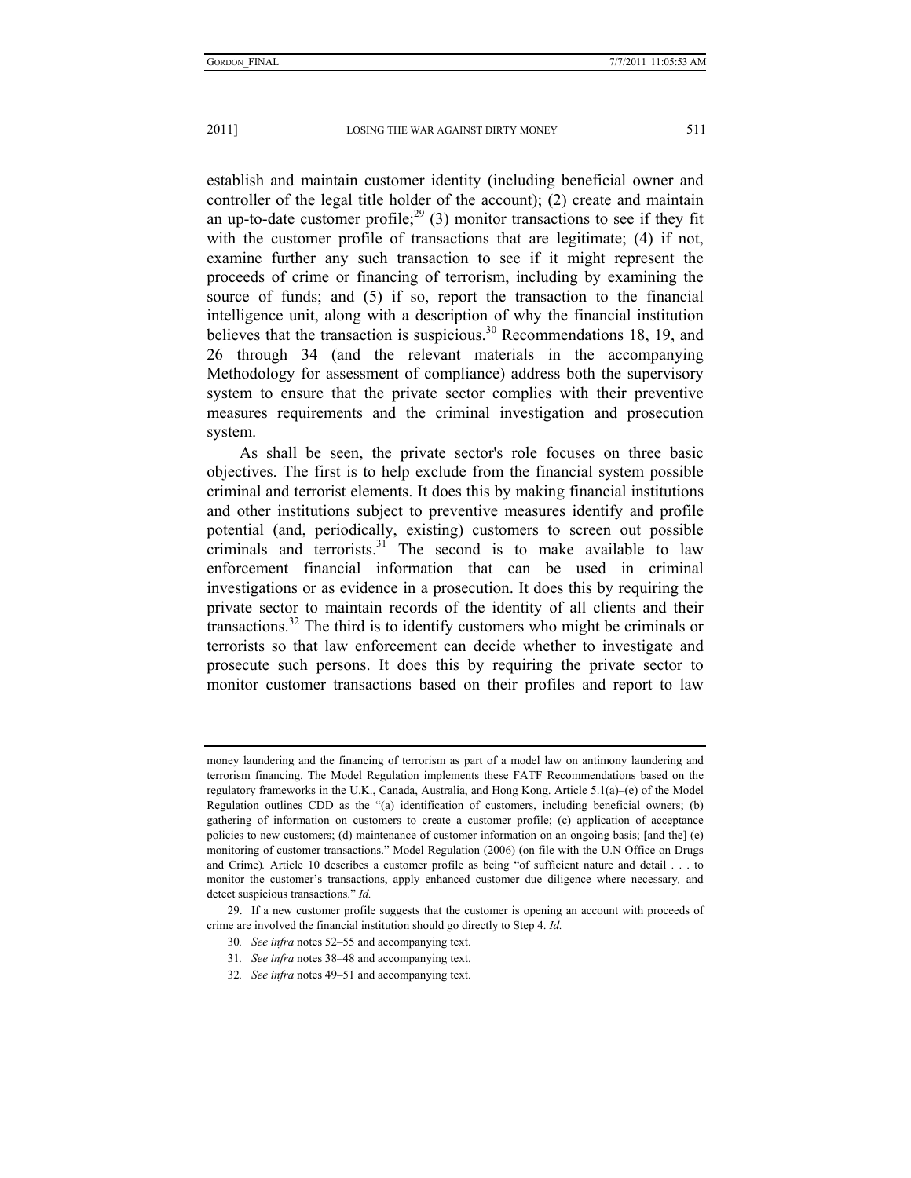establish and maintain customer identity (including beneficial owner and controller of the legal title holder of the account); (2) create and maintain an up-to-date customer profile;[29] (3) monitor transactions to see if they fit with the customer profile of transactions that are legitimate; (4) if not, examine further any such transaction to see if it might represent the proceeds of crime or financing of terrorism, including by examining the source of funds; and (5) if so, report the transaction to the financial intelligence unit, along with a description of why the financial institution believes that the transaction is suspicious.[30] Recommendations 18, 19, and 26 through 34 (and the relevant materials in the accompanying Methodology for assessment of compliance) address both the supervisory system to ensure that the private sector complies with their preventive measures requirements and the criminal investigation and prosecution system.

As shall be seen, the private sector's role focuses on three basic objectives. The first is to help exclude from the financial system possible criminal and terrorist elements. It does this by making financial institutions and other institutions subject to preventive measures identify and profile potential (and, periodically, existing) customers to screen out possible criminals and terrorists.[31] The second is to make available to law enforcement financial information that can be used in criminal investigations or as evidence in a prosecution. It does this by requiring the private sector to maintain records of the identity of all clients and their transactions.[32] The third is to identify customers who might be criminals or terrorists so that law enforcement can decide whether to investigate and prosecute such persons. It does this by requiring the private sector to monitor customer transactions based on their profiles and report to law

---

money laundering and the financing of terrorism as part of a model law on antimony laundering and terrorism financing. The Model Regulation implements these FATF Recommendations based on the regulatory frameworks in the U.K., Canada, Australia, and Hong Kong. Article 5.1(a)–(e) of the Model Regulation outlines CDD as the "(a) identification of customers, including beneficial owners; (b) gathering of information on customers to create a customer profile; (c) application of acceptance policies to new customers; (d) maintenance of customer information on an ongoing basis; [and the] (e) monitoring of customer transactions." Model Regulation (2006) (on file with the U.N Office on Drugs and Crime). Article 10 describes a customer profile as being "of sufficient nature and detail . . . to monitor the customer's transactions, apply enhanced customer due diligence where necessary, and detect suspicious transactions." *Id.*

29. If a new customer profile suggests that the customer is opening an account with proceeds of crime are involved the financial institution should go directly to Step 4. *Id.*

30. *See infra* notes 52–55 and accompanying text.

31. *See infra* notes 38–48 and accompanying text.

32. *See infra* notes 49–51 and accompanying text.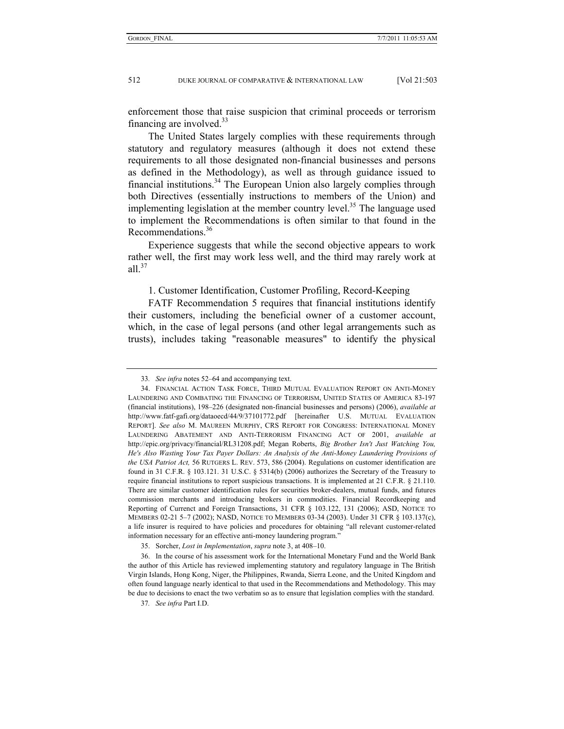enforcement those that raise suspicion that criminal proceeds or terrorism financing are involved.[33]

The United States largely complies with these requirements through statutory and regulatory measures (although it does not extend these requirements to all those designated non-financial businesses and persons as defined in the Methodology), as well as through guidance issued to financial institutions.[34] The European Union also largely complies through both Directives (essentially instructions to members of the Union) and implementing legislation at the member country level.[35] The language used to implement the Recommendations is often similar to that found in the Recommendations.[36]

Experience suggests that while the second objective appears to work rather well, the first may work less well, and the third may rarely work at all.[37]

1. Customer Identification, Customer Profiling, Record-Keeping

FATF Recommendation 5 requires that financial institutions identify their customers, including the beneficial owner of a customer account, which, in the case of legal persons (and other legal arrangements such as trusts), includes taking "reasonable measures" to identify the physical

---

33. *See infra* notes 52–64 and accompanying text.

34. FINANCIAL ACTION TASK FORCE, THIRD MUTUAL EVALUATION REPORT ON ANTI-MONEY LAUNDERING AND COMBATING THE FINANCING OF TERRORISM, UNITED STATES OF AMERICA 83-197 (financial institutions), 198–226 (designated non-financial businesses and persons) (2006), *available at* http://www.fatf-gafi.org/dataoecd/44/9/37101772.pdf [hereinafter U.S. MUTUAL EVALUATION REPORT]. *See also* M. MAUREEN MURPHY, CRS REPORT FOR CONGRESS: INTERNATIONAL MONEY LAUNDERING ABATEMENT AND ANTI-TERRORISM FINANCING ACT OF 2001, *available at* http://epic.org/privacy/financial/RL31208.pdf; Megan Roberts, *Big Brother Isn't Just Watching You, He's Also Wasting Your Tax Payer Dollars: An Analysis of the Anti-Money Laundering Provisions of the USA Patriot Act,* 56 RUTGERS L. REV. 573, 586 (2004). Regulations on customer identification are found in 31 C.F.R. § 103.121. 31 U.S.C. § 5314(b) (2006) authorizes the Secretary of the Treasury to require financial institutions to report suspicious transactions. It is implemented at 21 C.F.R. § 21.110. There are similar customer identification rules for securities broker-dealers, mutual funds, and futures commission merchants and introducing brokers in commodities. Financial Recordkeeping and Reporting of Currenct and Foreign Transactions, 31 CFR § 103.122, 131 (2006); ASD, NOTICE TO MEMBERS 02-21 5–7 (2002); NASD, NOTICE TO MEMBERS 03-34 (2003). Under 31 CFR § 103.137(c), a life insurer is required to have policies and procedures for obtaining "all relevant customer-related information necessary for an effective anti-money laundering program."

35. Sorcher, *Lost in Implementation*, *supra* note 3, at 408–10.

36. In the course of his assessment work for the International Monetary Fund and the World Bank the author of this Article has reviewed implementing statutory and regulatory language in The British Virgin Islands, Hong Kong, Niger, the Philippines, Rwanda, Sierra Leone, and the United Kingdom and often found language nearly identical to that used in the Recommendations and Methodology. This may be due to decisions to enact the two verbatim so as to ensure that legislation complies with the standard.

37. *See infra* Part I.D.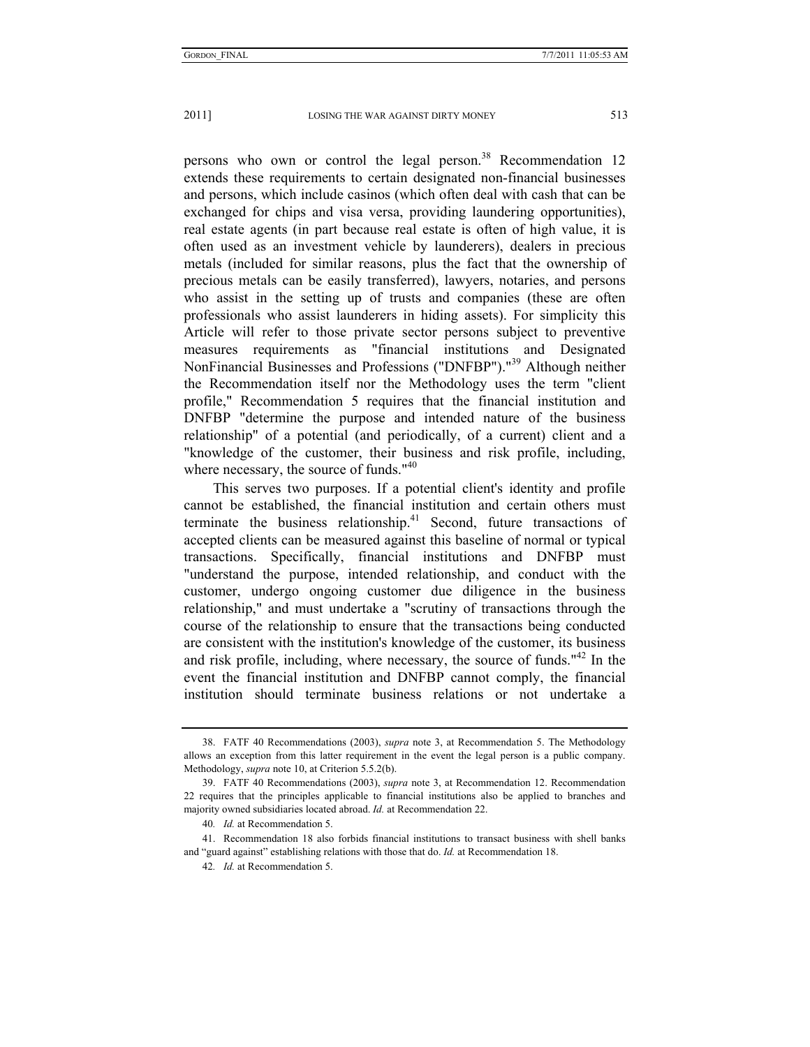persons who own or control the legal person.[38] Recommendation 12 extends these requirements to certain designated non-financial businesses and persons, which include casinos (which often deal with cash that can be exchanged for chips and visa versa, providing laundering opportunities), real estate agents (in part because real estate is often of high value, it is often used as an investment vehicle by launderers), dealers in precious metals (included for similar reasons, plus the fact that the ownership of precious metals can be easily transferred), lawyers, notaries, and persons who assist in the setting up of trusts and companies (these are often professionals who assist launderers in hiding assets). For simplicity this Article will refer to those private sector persons subject to preventive measures requirements as "financial institutions and Designated NonFinancial Businesses and Professions ("DNFBP")."[39] Although neither the Recommendation itself nor the Methodology uses the term "client profile," Recommendation 5 requires that the financial institution and DNFBP "determine the purpose and intended nature of the business relationship" of a potential (and periodically, of a current) client and a "knowledge of the customer, their business and risk profile, including, where necessary, the source of funds."[40]

This serves two purposes. If a potential client's identity and profile cannot be established, the financial institution and certain others must terminate the business relationship.[41] Second, future transactions of accepted clients can be measured against this baseline of normal or typical transactions. Specifically, financial institutions and DNFBP must "understand the purpose, intended relationship, and conduct with the customer, undergo ongoing customer due diligence in the business relationship," and must undertake a "scrutiny of transactions through the course of the relationship to ensure that the transactions being conducted are consistent with the institution's knowledge of the customer, its business and risk profile, including, where necessary, the source of funds."[42] In the event the financial institution and DNFBP cannot comply, the financial institution should terminate business relations or not undertake a

---

38. FATF 40 Recommendations (2003), *supra* note 3, at Recommendation 5. The Methodology allows an exception from this latter requirement in the event the legal person is a public company. Methodology, *supra* note 10, at Criterion 5.5.2(b).

39. FATF 40 Recommendations (2003), *supra* note 3, at Recommendation 12. Recommendation 22 requires that the principles applicable to financial institutions also be applied to branches and majority owned subsidiaries located abroad. *Id.* at Recommendation 22.

40. *Id.* at Recommendation 5.

41. Recommendation 18 also forbids financial institutions to transact business with shell banks and "guard against" establishing relations with those that do. *Id.* at Recommendation 18.

42. *Id.* at Recommendation 5.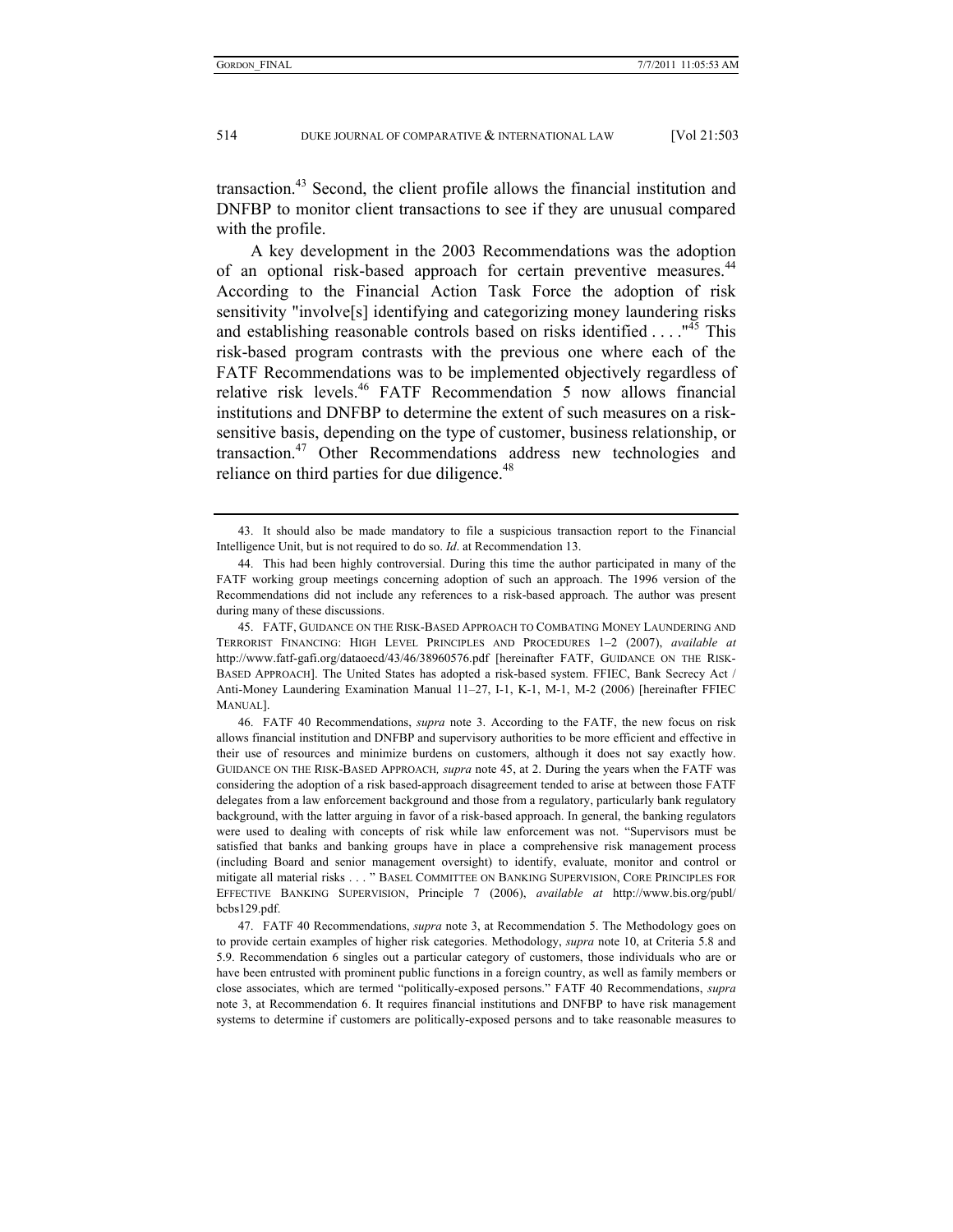transaction.[43] Second, the client profile allows the financial institution and DNFBP to monitor client transactions to see if they are unusual compared with the profile.

A key development in the 2003 Recommendations was the adoption of an optional risk-based approach for certain preventive measures.[44] According to the Financial Action Task Force the adoption of risk sensitivity "involve[s] identifying and categorizing money laundering risks and establishing reasonable controls based on risks identified . . . ."[45] This risk-based program contrasts with the previous one where each of the FATF Recommendations was to be implemented objectively regardless of relative risk levels.[46] FATF Recommendation 5 now allows financial institutions and DNFBP to determine the extent of such measures on a risk-sensitive basis, depending on the type of customer, business relationship, or transaction.[47] Other Recommendations address new technologies and reliance on third parties for due diligence.[48]

---

43. It should also be made mandatory to file a suspicious transaction report to the Financial Intelligence Unit, but is not required to do so. *Id*. at Recommendation 13.

44. This had been highly controversial. During this time the author participated in many of the FATF working group meetings concerning adoption of such an approach. The 1996 version of the Recommendations did not include any references to a risk-based approach. The author was present during many of these discussions.

45. FATF, GUIDANCE ON THE RISK-BASED APPROACH TO COMBATING MONEY LAUNDERING AND TERRORIST FINANCING: HIGH LEVEL PRINCIPLES AND PROCEDURES 1–2 (2007), *available at* http://www.fatf-gafi.org/dataoecd/43/46/38960576.pdf [hereinafter FATF, GUIDANCE ON THE RISK-BASED APPROACH]. The United States has adopted a risk-based system. FFIEC, Bank Secrecy Act / Anti-Money Laundering Examination Manual 11–27, I-1, K-1, M-1, M-2 (2006) [hereinafter FFIEC MANUAL].

46. FATF 40 Recommendations, *supra* note 3. According to the FATF, the new focus on risk allows financial institution and DNFBP and supervisory authorities to be more efficient and effective in their use of resources and minimize burdens on customers, although it does not say exactly how. GUIDANCE ON THE RISK-BASED APPROACH*, supra* note 45, at 2. During the years when the FATF was considering the adoption of a risk based-approach disagreement tended to arise at between those FATF delegates from a law enforcement background and those from a regulatory, particularly bank regulatory background, with the latter arguing in favor of a risk-based approach. In general, the banking regulators were used to dealing with concepts of risk while law enforcement was not. "Supervisors must be satisfied that banks and banking groups have in place a comprehensive risk management process (including Board and senior management oversight) to identify, evaluate, monitor and control or mitigate all material risks . . . " BASEL COMMITTEE ON BANKING SUPERVISION, CORE PRINCIPLES FOR EFFECTIVE BANKING SUPERVISION, Principle 7 (2006), *available at* http://www.bis.org/publ/bcbs129.pdf.

47. FATF 40 Recommendations, *supra* note 3, at Recommendation 5. The Methodology goes on to provide certain examples of higher risk categories. Methodology, *supra* note 10, at Criteria 5.8 and 5.9. Recommendation 6 singles out a particular category of customers, those individuals who are or have been entrusted with prominent public functions in a foreign country, as well as family members or close associates, which are termed "politically-exposed persons." FATF 40 Recommendations, *supra* note 3, at Recommendation 6. It requires financial institutions and DNFBP to have risk management systems to determine if customers are politically-exposed persons and to take reasonable measures to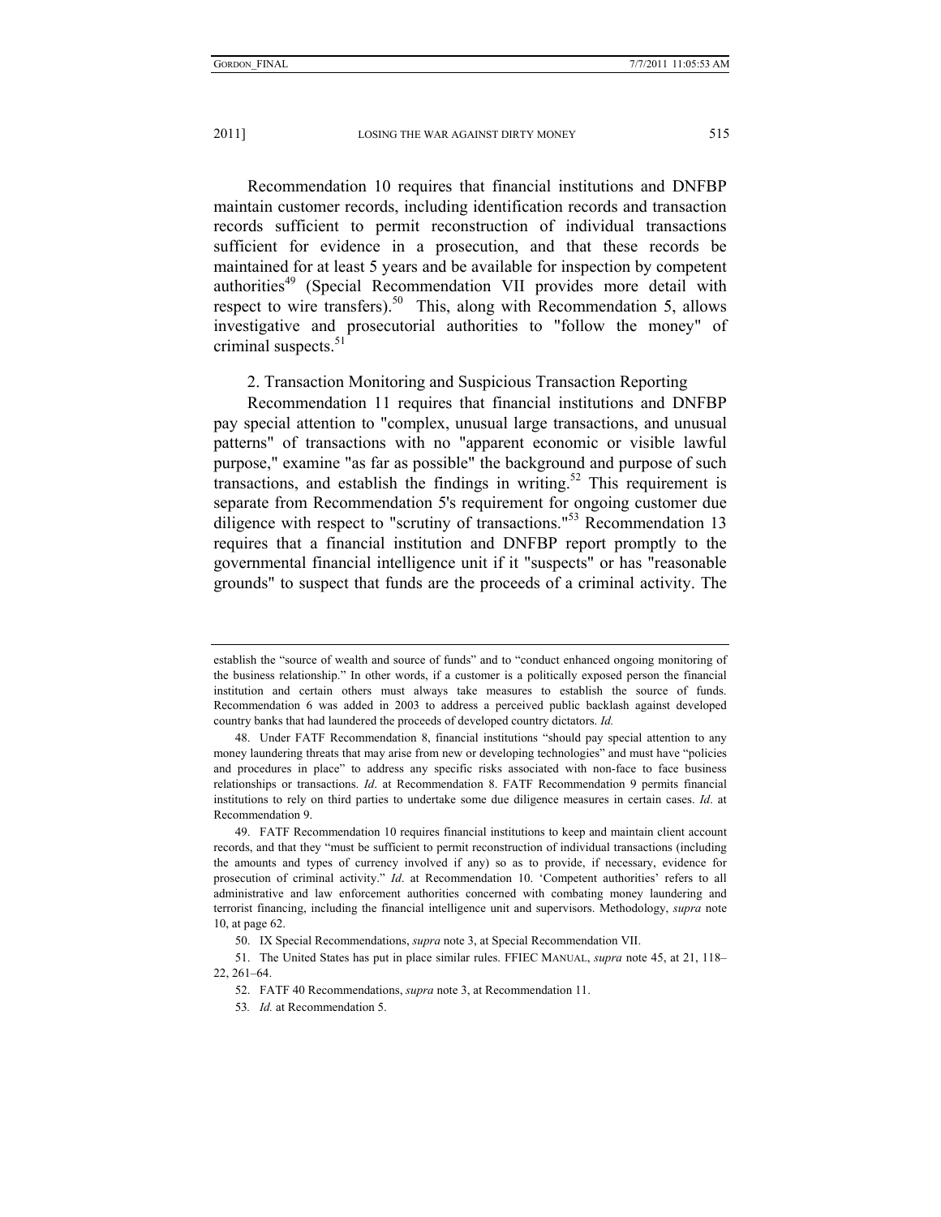Recommendation 10 requires that financial institutions and DNFBP maintain customer records, including identification records and transaction records sufficient to permit reconstruction of individual transactions sufficient for evidence in a prosecution, and that these records be maintained for at least 5 years and be available for inspection by competent authorities[49] (Special Recommendation VII provides more detail with respect to wire transfers).[50] This, along with Recommendation 5, allows investigative and prosecutorial authorities to "follow the money" of criminal suspects.[51]

2. Transaction Monitoring and Suspicious Transaction Reporting

Recommendation 11 requires that financial institutions and DNFBP pay special attention to "complex, unusual large transactions, and unusual patterns" of transactions with no "apparent economic or visible lawful purpose," examine "as far as possible" the background and purpose of such transactions, and establish the findings in writing.[52] This requirement is separate from Recommendation 5's requirement for ongoing customer due diligence with respect to "scrutiny of transactions."[53] Recommendation 13 requires that a financial institution and DNFBP report promptly to the governmental financial intelligence unit if it "suspects" or has "reasonable grounds" to suspect that funds are the proceeds of a criminal activity. The

---

establish the "source of wealth and source of funds" and to "conduct enhanced ongoing monitoring of the business relationship." In other words, if a customer is a politically exposed person the financial institution and certain others must always take measures to establish the source of funds. Recommendation 6 was added in 2003 to address a perceived public backlash against developed country banks that had laundered the proceeds of developed country dictators. *Id.*

48. Under FATF Recommendation 8, financial institutions "should pay special attention to any money laundering threats that may arise from new or developing technologies" and must have "policies and procedures in place" to address any specific risks associated with non-face to face business relationships or transactions. *Id*. at Recommendation 8. FATF Recommendation 9 permits financial institutions to rely on third parties to undertake some due diligence measures in certain cases. *Id*. at Recommendation 9.

49. FATF Recommendation 10 requires financial institutions to keep and maintain client account records, and that they "must be sufficient to permit reconstruction of individual transactions (including the amounts and types of currency involved if any) so as to provide, if necessary, evidence for prosecution of criminal activity." *Id*. at Recommendation 10. 'Competent authorities' refers to all administrative and law enforcement authorities concerned with combating money laundering and terrorist financing, including the financial intelligence unit and supervisors. Methodology, *supra* note 10, at page 62.

50. IX Special Recommendations, *supra* note 3, at Special Recommendation VII.

51. The United States has put in place similar rules. FFIEC MANUAL, *supra* note 45, at 21, 118–22, 261–64.

52. FATF 40 Recommendations, *supra* note 3, at Recommendation 11.

53. *Id.* at Recommendation 5.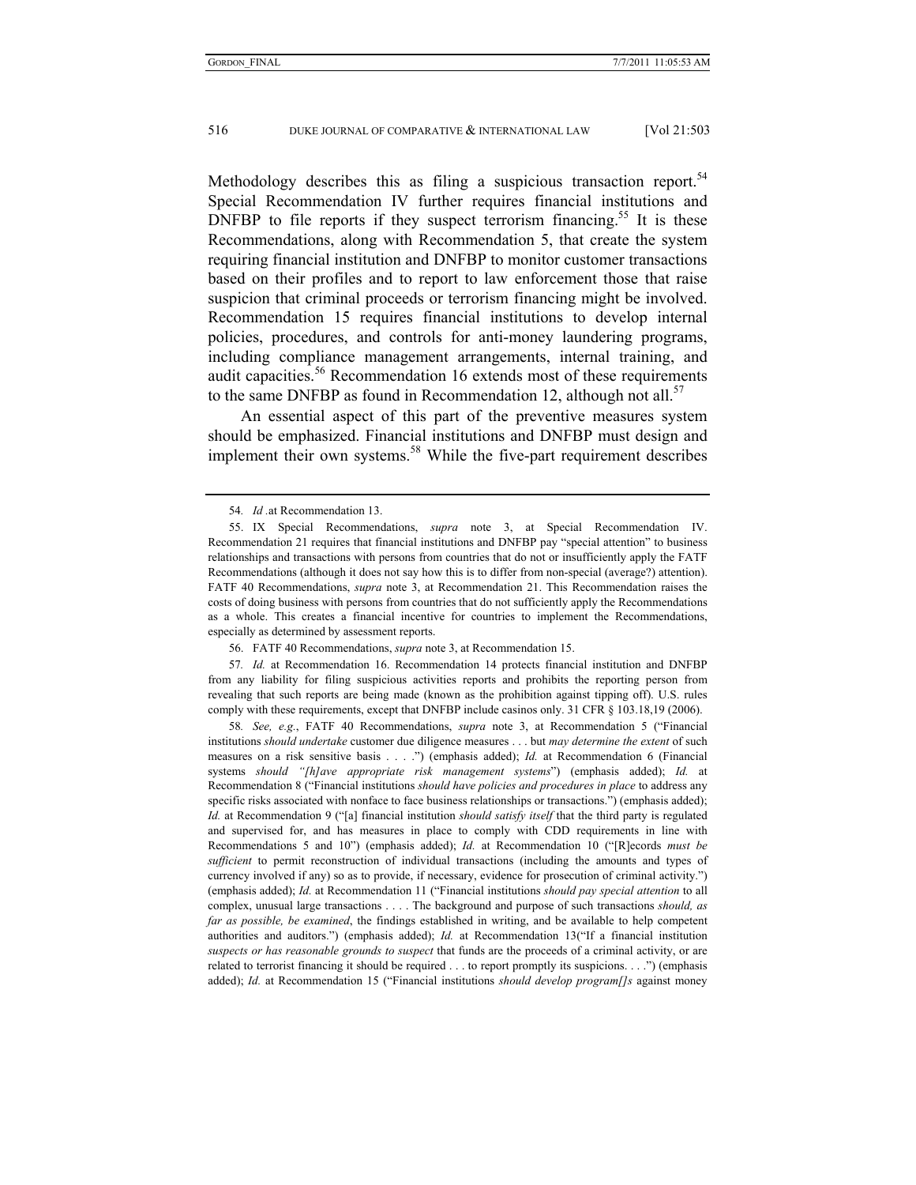Methodology describes this as filing a suspicious transaction report.[54] Special Recommendation IV further requires financial institutions and DNFBP to file reports if they suspect terrorism financing.[55] It is these Recommendations, along with Recommendation 5, that create the system requiring financial institution and DNFBP to monitor customer transactions based on their profiles and to report to law enforcement those that raise suspicion that criminal proceeds or terrorism financing might be involved. Recommendation 15 requires financial institutions to develop internal policies, procedures, and controls for anti-money laundering programs, including compliance management arrangements, internal training, and audit capacities.[56] Recommendation 16 extends most of these requirements to the same DNFBP as found in Recommendation 12, although not all.[57]

An essential aspect of this part of the preventive measures system should be emphasized. Financial institutions and DNFBP must design and implement their own systems.[58] While the five-part requirement describes

---

54. *Id* .at Recommendation 13.

55. IX Special Recommendations, *supra* note 3, at Special Recommendation IV. Recommendation 21 requires that financial institutions and DNFBP pay "special attention" to business relationships and transactions with persons from countries that do not or insufficiently apply the FATF Recommendations (although it does not say how this is to differ from non-special (average?) attention). FATF 40 Recommendations, *supra* note 3, at Recommendation 21. This Recommendation raises the costs of doing business with persons from countries that do not sufficiently apply the Recommendations as a whole. This creates a financial incentive for countries to implement the Recommendations, especially as determined by assessment reports.

56. FATF 40 Recommendations, *supra* note 3, at Recommendation 15.

57. *Id.* at Recommendation 16. Recommendation 14 protects financial institution and DNFBP from any liability for filing suspicious activities reports and prohibits the reporting person from revealing that such reports are being made (known as the prohibition against tipping off). U.S. rules comply with these requirements, except that DNFBP include casinos only. 31 CFR § 103.18,19 (2006).

58. *See, e.g.*, FATF 40 Recommendations, *supra* note 3, at Recommendation 5 ("Financial institutions *should undertake* customer due diligence measures . . . but *may determine the extent* of such measures on a risk sensitive basis . . . .") (emphasis added); *Id.* at Recommendation 6 (Financial systems *should "[h]ave appropriate risk management systems*") (emphasis added); *Id.* at Recommendation 8 ("Financial institutions *should have policies and procedures in place* to address any specific risks associated with nonface to face business relationships or transactions.") (emphasis added); *Id.* at Recommendation 9 ("[a] financial institution *should satisfy itself* that the third party is regulated and supervised for, and has measures in place to comply with CDD requirements in line with Recommendations 5 and 10") (emphasis added); *Id.* at Recommendation 10 ("[R]ecords *must be sufficient* to permit reconstruction of individual transactions (including the amounts and types of currency involved if any) so as to provide, if necessary, evidence for prosecution of criminal activity.") (emphasis added); *Id.* at Recommendation 11 ("Financial institutions *should pay special attention* to all complex, unusual large transactions . . . . The background and purpose of such transactions *should, as far as possible, be examined*, the findings established in writing, and be available to help competent authorities and auditors.") (emphasis added); *Id.* at Recommendation 13("If a financial institution *suspects or has reasonable grounds to suspect* that funds are the proceeds of a criminal activity, or are related to terrorist financing it should be required . . . to report promptly its suspicions. . . .") (emphasis added); *Id.* at Recommendation 15 ("Financial institutions *should develop program[]s* against money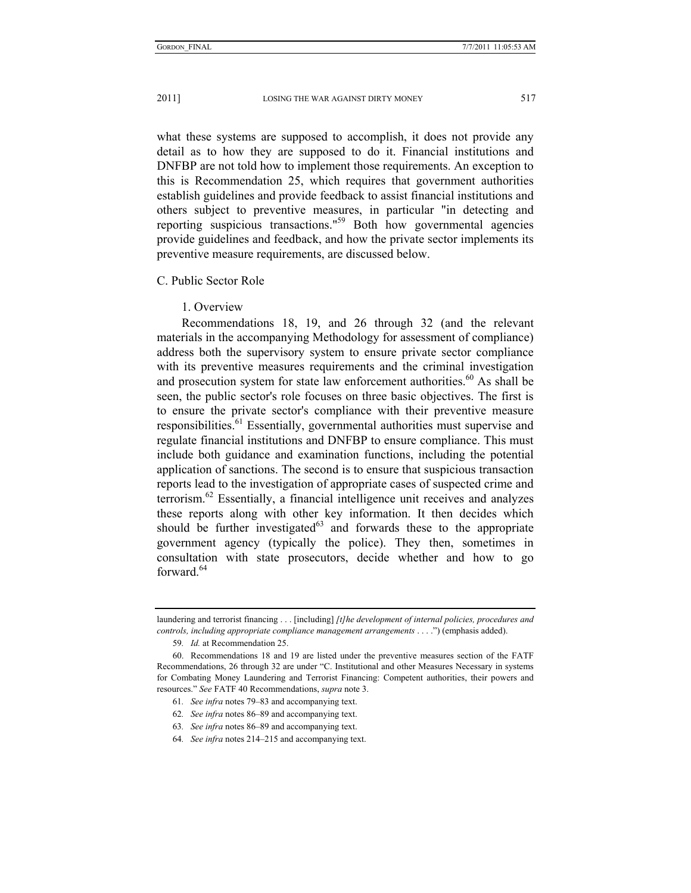what these systems are supposed to accomplish, it does not provide any detail as to how they are supposed to do it. Financial institutions and DNFBP are not told how to implement those requirements. An exception to this is Recommendation 25, which requires that government authorities establish guidelines and provide feedback to assist financial institutions and others subject to preventive measures, in particular "in detecting and reporting suspicious transactions."[59] Both how governmental agencies provide guidelines and feedback, and how the private sector implements its preventive measure requirements, are discussed below.

### C. Public Sector Role

#### 1. Overview

Recommendations 18, 19, and 26 through 32 (and the relevant materials in the accompanying Methodology for assessment of compliance) address both the supervisory system to ensure private sector compliance with its preventive measures requirements and the criminal investigation and prosecution system for state law enforcement authorities.[60] As shall be seen, the public sector's role focuses on three basic objectives. The first is to ensure the private sector's compliance with their preventive measure responsibilities.[61] Essentially, governmental authorities must supervise and regulate financial institutions and DNFBP to ensure compliance. This must include both guidance and examination functions, including the potential application of sanctions. The second is to ensure that suspicious transaction reports lead to the investigation of appropriate cases of suspected crime and terrorism.[62] Essentially, a financial intelligence unit receives and analyzes these reports along with other key information. It then decides which should be further investigated[63] and forwards these to the appropriate government agency (typically the police). They then, sometimes in consultation with state prosecutors, decide whether and how to go forward.[64]

---

laundering and terrorist financing . . . [including] *[t]he development of internal policies, procedures and controls, including appropriate compliance management arrangements* . . . .") (emphasis added).

59. *Id.* at Recommendation 25.

60. Recommendations 18 and 19 are listed under the preventive measures section of the FATF Recommendations, 26 through 32 are under "C. Institutional and other Measures Necessary in systems for Combating Money Laundering and Terrorist Financing: Competent authorities, their powers and resources." *See* FATF 40 Recommendations, *supra* note 3.

61. *See infra* notes 79–83 and accompanying text.

62. *See infra* notes 86–89 and accompanying text.

63. *See infra* notes 86–89 and accompanying text.

64. *See infra* notes 214–215 and accompanying text.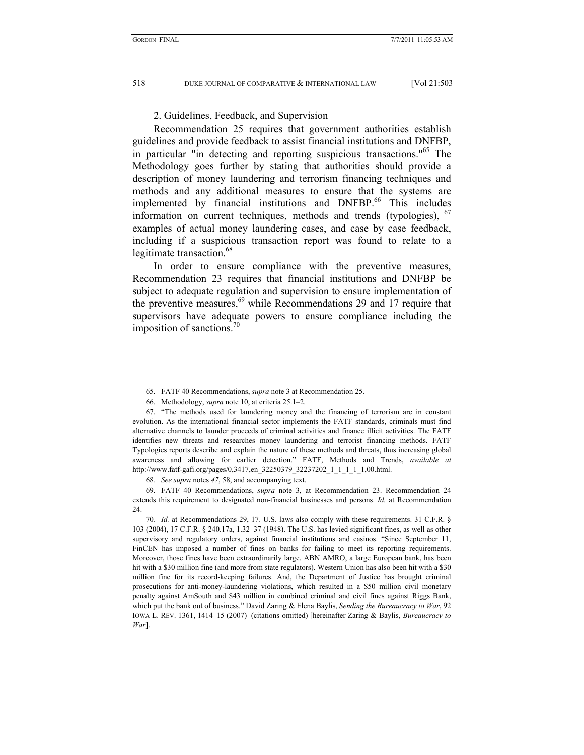2. Guidelines, Feedback, and Supervision

Recommendation 25 requires that government authorities establish guidelines and provide feedback to assist financial institutions and DNFBP, in particular "in detecting and reporting suspicious transactions."[65] The Methodology goes further by stating that authorities should provide a description of money laundering and terrorism financing techniques and methods and any additional measures to ensure that the systems are implemented by financial institutions and DNFBP.[66] This includes information on current techniques, methods and trends (typologies), [67] examples of actual money laundering cases, and case by case feedback, including if a suspicious transaction report was found to relate to a legitimate transaction.[68]

In order to ensure compliance with the preventive measures, Recommendation 23 requires that financial institutions and DNFBP be subject to adequate regulation and supervision to ensure implementation of the preventive measures,[69] while Recommendations 29 and 17 require that supervisors have adequate powers to ensure compliance including the imposition of sanctions.[70]

---

65. FATF 40 Recommendations, *supra* note 3 at Recommendation 25.

66. Methodology, *supra* note 10, at criteria 25.1–2.

67. "The methods used for laundering money and the financing of terrorism are in constant evolution. As the international financial sector implements the FATF standards, criminals must find alternative channels to launder proceeds of criminal activities and finance illicit activities. The FATF identifies new threats and researches money laundering and terrorist financing methods. FATF Typologies reports describe and explain the nature of these methods and threats, thus increasing global awareness and allowing for earlier detection." FATF, Methods and Trends, *available at* http://www.fatf-gafi.org/pages/0,3417,en_32250379_32237202_1_1_1_1_1,00.html.

68. *See supra* notes *47*, 58, and accompanying text.

69. FATF 40 Recommendations, *supra* note 3, at Recommendation 23. Recommendation 24 extends this requirement to designated non-financial businesses and persons. *Id.* at Recommendation 24.

70. *Id.* at Recommendations 29, 17. U.S. laws also comply with these requirements. 31 C.F.R. § 103 (2004), 17 C.F.R. § 240.17a, 1.32–37 (1948). The U.S. has levied significant fines, as well as other supervisory and regulatory orders, against financial institutions and casinos. "Since September 11, FinCEN has imposed a number of fines on banks for failing to meet its reporting requirements. Moreover, those fines have been extraordinarily large. ABN AMRO, a large European bank, has been hit with a $30 million fine (and more from state regulators). Western Union has also been hit with a $30 million fine for its record-keeping failures. And, the Department of Justice has brought criminal prosecutions for anti-money-laundering violations, which resulted in a $50 million civil monetary penalty against AmSouth and $43 million in combined criminal and civil fines against Riggs Bank, which put the bank out of business." David Zaring & Elena Baylis, *Sending the Bureaucracy to War*, 92 IOWA L. REV. 1361, 1414–15 (2007) (citations omitted) [hereinafter Zaring & Baylis, *Bureaucracy to War*].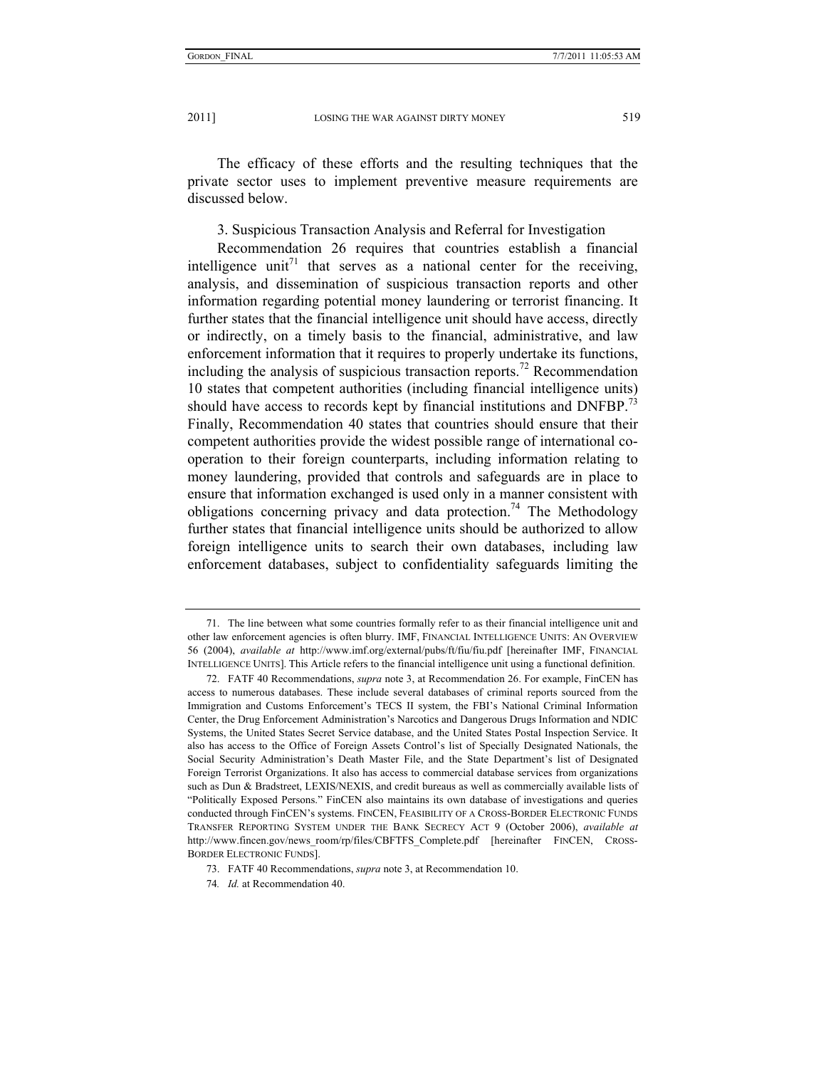The efficacy of these efforts and the resulting techniques that the private sector uses to implement preventive measure requirements are discussed below.

### 3. Suspicious Transaction Analysis and Referral for Investigation

Recommendation 26 requires that countries establish a financial intelligence unit[71] that serves as a national center for the receiving, analysis, and dissemination of suspicious transaction reports and other information regarding potential money laundering or terrorist financing. It further states that the financial intelligence unit should have access, directly or indirectly, on a timely basis to the financial, administrative, and law enforcement information that it requires to properly undertake its functions, including the analysis of suspicious transaction reports.[72] Recommendation 10 states that competent authorities (including financial intelligence units) should have access to records kept by financial institutions and DNFBP.[73] Finally, Recommendation 40 states that countries should ensure that their competent authorities provide the widest possible range of international co-operation to their foreign counterparts, including information relating to money laundering, provided that controls and safeguards are in place to ensure that information exchanged is used only in a manner consistent with obligations concerning privacy and data protection.[74] The Methodology further states that financial intelligence units should be authorized to allow foreign intelligence units to search their own databases, including law enforcement databases, subject to confidentiality safeguards limiting the

---

71. The line between what some countries formally refer to as their financial intelligence unit and other law enforcement agencies is often blurry. IMF, FINANCIAL INTELLIGENCE UNITS: AN OVERVIEW 56 (2004), *available at* http://www.imf.org/external/pubs/ft/fiu/fiu.pdf [hereinafter IMF, FINANCIAL INTELLIGENCE UNITS]. This Article refers to the financial intelligence unit using a functional definition.

72. FATF 40 Recommendations, *supra* note 3, at Recommendation 26. For example, FinCEN has access to numerous databases. These include several databases of criminal reports sourced from the Immigration and Customs Enforcement's TECS II system, the FBI's National Criminal Information Center, the Drug Enforcement Administration's Narcotics and Dangerous Drugs Information and NDIC Systems, the United States Secret Service database, and the United States Postal Inspection Service. It also has access to the Office of Foreign Assets Control's list of Specially Designated Nationals, the Social Security Administration's Death Master File, and the State Department's list of Designated Foreign Terrorist Organizations. It also has access to commercial database services from organizations such as Dun & Bradstreet, LEXIS/NEXIS, and credit bureaus as well as commercially available lists of "Politically Exposed Persons." FinCEN also maintains its own database of investigations and queries conducted through FinCEN's systems. FINCEN, FEASIBILITY OF A CROSS-BORDER ELECTRONIC FUNDS TRANSFER REPORTING SYSTEM UNDER THE BANK SECRECY ACT 9 (October 2006), *available at* http://www.fincen.gov/news_room/rp/files/CBFTFS_Complete.pdf [hereinafter FINCEN, CROSS-BORDER ELECTRONIC FUNDS].

73. FATF 40 Recommendations, *supra* note 3, at Recommendation 10.

74. *Id.* at Recommendation 40.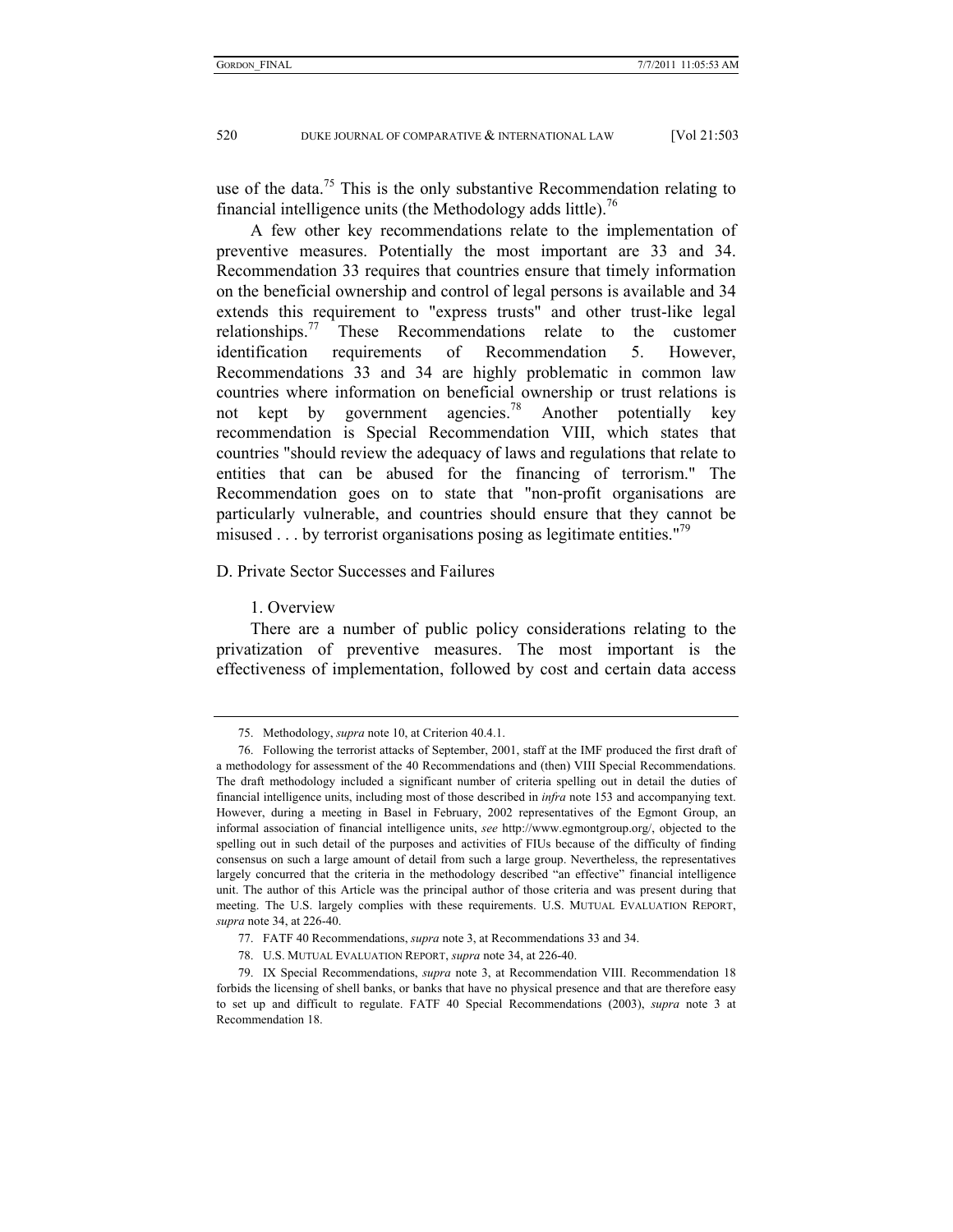use of the data.[75] This is the only substantive Recommendation relating to financial intelligence units (the Methodology adds little).[76]

A few other key recommendations relate to the implementation of preventive measures. Potentially the most important are 33 and 34. Recommendation 33 requires that countries ensure that timely information on the beneficial ownership and control of legal persons is available and 34 extends this requirement to "express trusts" and other trust-like legal relationships.[77] These Recommendations relate to the customer identification requirements of Recommendation 5. However, Recommendations 33 and 34 are highly problematic in common law countries where information on beneficial ownership or trust relations is not kept by government agencies.[78] Another potentially key recommendation is Special Recommendation VIII, which states that countries "should review the adequacy of laws and regulations that relate to entities that can be abused for the financing of terrorism." The Recommendation goes on to state that "non-profit organisations are particularly vulnerable, and countries should ensure that they cannot be misused . . . by terrorist organisations posing as legitimate entities."[79]

### D. Private Sector Successes and Failures

#### 1. Overview

There are a number of public policy considerations relating to the privatization of preventive measures. The most important is the effectiveness of implementation, followed by cost and certain data access

---

75. Methodology, *supra* note 10, at Criterion 40.4.1.

76. Following the terrorist attacks of September, 2001, staff at the IMF produced the first draft of a methodology for assessment of the 40 Recommendations and (then) VIII Special Recommendations. The draft methodology included a significant number of criteria spelling out in detail the duties of financial intelligence units, including most of those described in *infra* note 153 and accompanying text. However, during a meeting in Basel in February, 2002 representatives of the Egmont Group, an informal association of financial intelligence units, *see* http://www.egmontgroup.org/, objected to the spelling out in such detail of the purposes and activities of FIUs because of the difficulty of finding consensus on such a large amount of detail from such a large group. Nevertheless, the representatives largely concurred that the criteria in the methodology described "an effective" financial intelligence unit. The author of this Article was the principal author of those criteria and was present during that meeting. The U.S. largely complies with these requirements. U.S. MUTUAL EVALUATION REPORT, *supra* note 34, at 226-40.

77. FATF 40 Recommendations, *supra* note 3, at Recommendations 33 and 34.

78. U.S. MUTUAL EVALUATION REPORT, *supra* note 34, at 226-40.

79. IX Special Recommendations, *supra* note 3, at Recommendation VIII. Recommendation 18 forbids the licensing of shell banks, or banks that have no physical presence and that are therefore easy to set up and difficult to regulate. FATF 40 Special Recommendations (2003), *supra* note 3 at Recommendation 18.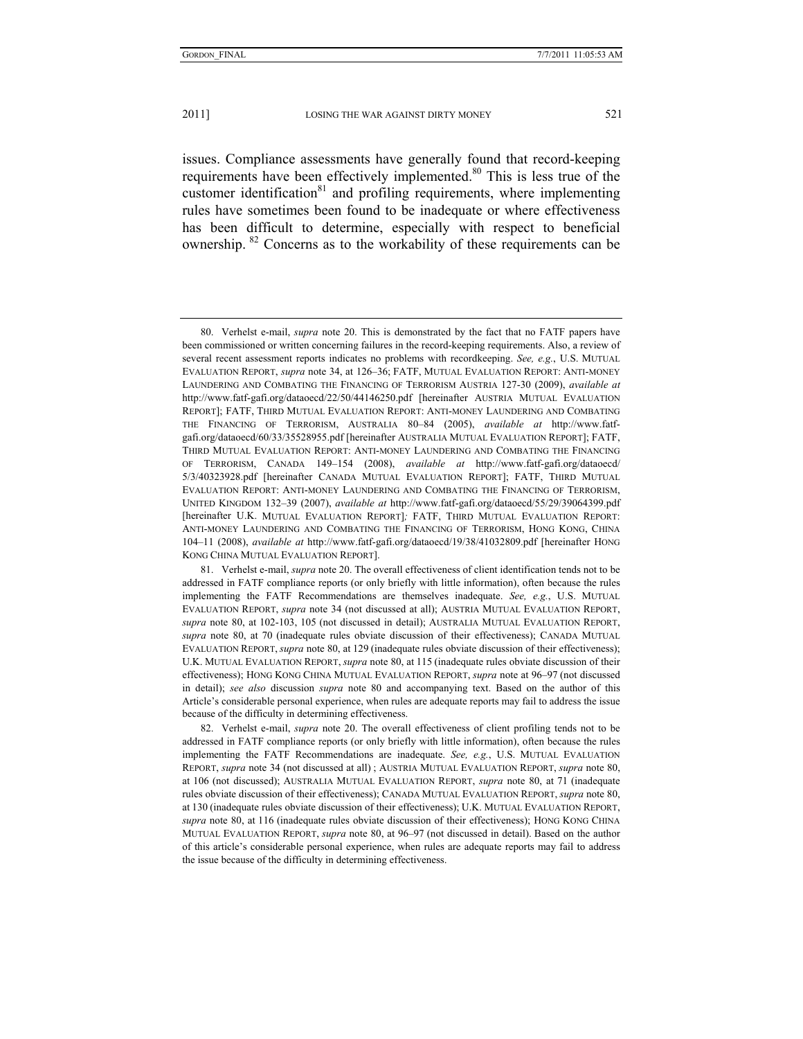issues. Compliance assessments have generally found that record-keeping requirements have been effectively implemented.[80] This is less true of the customer identification[81] and profiling requirements, where implementing rules have sometimes been found to be inadequate or where effectiveness has been difficult to determine, especially with respect to beneficial ownership. [82] Concerns as to the workability of these requirements can be

---

80. Verhelst e-mail, *supra* note 20. This is demonstrated by the fact that no FATF papers have been commissioned or written concerning failures in the record-keeping requirements. Also, a review of several recent assessment reports indicates no problems with recordkeeping. *See, e.g.*, U.S. MUTUAL EVALUATION REPORT, *supra* note 34, at 126–36; FATF, MUTUAL EVALUATION REPORT: ANTI-MONEY LAUNDERING AND COMBATING THE FINANCING OF TERRORISM AUSTRIA 127-30 (2009), *available at* http://www.fatf-gafi.org/dataoecd/22/50/44146250.pdf [hereinafter AUSTRIA MUTUAL EVALUATION REPORT]; FATF, THIRD MUTUAL EVALUATION REPORT: ANTI-MONEY LAUNDERING AND COMBATING THE FINANCING OF TERRORISM, AUSTRALIA 80–84 (2005), *available at* http://www.fatf-gafi.org/dataoecd/60/33/35528955.pdf [hereinafter AUSTRALIA MUTUAL EVALUATION REPORT]; FATF, THIRD MUTUAL EVALUATION REPORT: ANTI-MONEY LAUNDERING AND COMBATING THE FINANCING OF TERRORISM, CANADA 149–154 (2008), *available at* http://www.fatf-gafi.org/dataoecd/5/3/40323928.pdf [hereinafter CANADA MUTUAL EVALUATION REPORT]; FATF, THIRD MUTUAL EVALUATION REPORT: ANTI-MONEY LAUNDERING AND COMBATING THE FINANCING OF TERRORISM, UNITED KINGDOM 132–39 (2007), *available at* http://www.fatf-gafi.org/dataoecd/55/29/39064399.pdf [hereinafter U.K. MUTUAL EVALUATION REPORT]; FATF, THIRD MUTUAL EVALUATION REPORT: ANTI-MONEY LAUNDERING AND COMBATING THE FINANCING OF TERRORISM, HONG KONG, CHINA 104–11 (2008), *available at* http://www.fatf-gafi.org/dataoecd/19/38/41032809.pdf [hereinafter HONG KONG CHINA MUTUAL EVALUATION REPORT].

81. Verhelst e-mail, *supra* note 20. The overall effectiveness of client identification tends not to be addressed in FATF compliance reports (or only briefly with little information), often because the rules implementing the FATF Recommendations are themselves inadequate. *See, e.g.*, U.S. MUTUAL EVALUATION REPORT, *supra* note 34 (not discussed at all); AUSTRIA MUTUAL EVALUATION REPORT, *supra* note 80, at 102-103, 105 (not discussed in detail); AUSTRALIA MUTUAL EVALUATION REPORT, *supra* note 80, at 70 (inadequate rules obviate discussion of their effectiveness); CANADA MUTUAL EVALUATION REPORT, *supra* note 80, at 129 (inadequate rules obviate discussion of their effectiveness); U.K. MUTUAL EVALUATION REPORT, *supra* note 80, at 115 (inadequate rules obviate discussion of their effectiveness); HONG KONG CHINA MUTUAL EVALUATION REPORT, *supra* note at 96–97 (not discussed in detail); *see also* discussion *supra* note 80 and accompanying text. Based on the author of this Article's considerable personal experience, when rules are adequate reports may fail to address the issue because of the difficulty in determining effectiveness.

82. Verhelst e-mail, *supra* note 20. The overall effectiveness of client profiling tends not to be addressed in FATF compliance reports (or only briefly with little information), often because the rules implementing the FATF Recommendations are inadequate. *See, e.g.*, U.S. MUTUAL EVALUATION REPORT, *supra* note 34 (not discussed at all) ; AUSTRIA MUTUAL EVALUATION REPORT, *supra* note 80, at 106 (not discussed); AUSTRALIA MUTUAL EVALUATION REPORT, *supra* note 80, at 71 (inadequate rules obviate discussion of their effectiveness); CANADA MUTUAL EVALUATION REPORT, *supra* note 80, at 130 (inadequate rules obviate discussion of their effectiveness); U.K. MUTUAL EVALUATION REPORT, *supra* note 80, at 116 (inadequate rules obviate discussion of their effectiveness); HONG KONG CHINA MUTUAL EVALUATION REPORT, *supra* note 80, at 96–97 (not discussed in detail). Based on the author of this article's considerable personal experience, when rules are adequate reports may fail to address the issue because of the difficulty in determining effectiveness.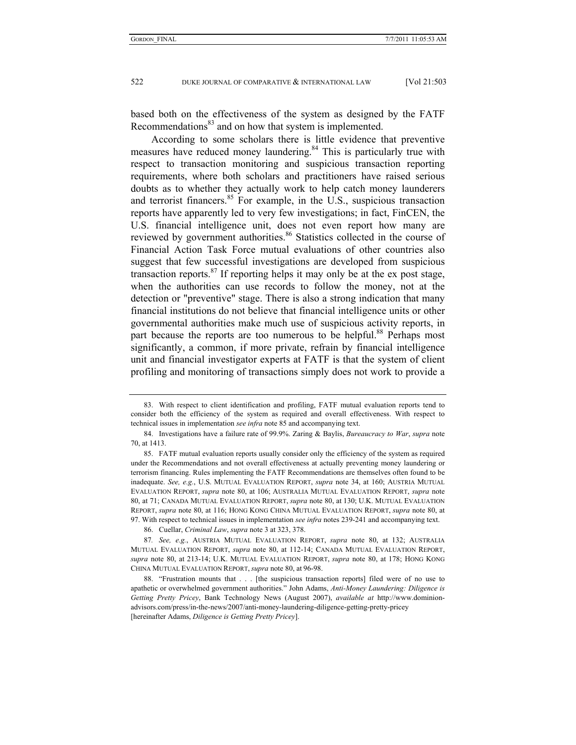based both on the effectiveness of the system as designed by the FATF Recommendations[83] and on how that system is implemented.

According to some scholars there is little evidence that preventive measures have reduced money laundering.[84] This is particularly true with respect to transaction monitoring and suspicious transaction reporting requirements, where both scholars and practitioners have raised serious doubts as to whether they actually work to help catch money launderers and terrorist financers.[85] For example, in the U.S., suspicious transaction reports have apparently led to very few investigations; in fact, FinCEN, the U.S. financial intelligence unit, does not even report how many are reviewed by government authorities.[86] Statistics collected in the course of Financial Action Task Force mutual evaluations of other countries also suggest that few successful investigations are developed from suspicious transaction reports.[87] If reporting helps it may only be at the ex post stage, when the authorities can use records to follow the money, not at the detection or "preventive" stage. There is also a strong indication that many financial institutions do not believe that financial intelligence units or other governmental authorities make much use of suspicious activity reports, in part because the reports are too numerous to be helpful.[88] Perhaps most significantly, a common, if more private, refrain by financial intelligence unit and financial investigator experts at FATF is that the system of client profiling and monitoring of transactions simply does not work to provide a

---

83. With respect to client identification and profiling, FATF mutual evaluation reports tend to consider both the efficiency of the system as required and overall effectiveness. With respect to technical issues in implementation *see infra* note 85 and accompanying text.

84. Investigations have a failure rate of 99.9%. Zaring & Baylis, *Bureaucracy to War*, *supra* note 70, at 1413.

85. FATF mutual evaluation reports usually consider only the efficiency of the system as required under the Recommendations and not overall effectiveness at actually preventing money laundering or terrorism financing. Rules implementing the FATF Recommendations are themselves often found to be inadequate. *See, e.g.*, U.S. MUTUAL EVALUATION REPORT, *supra* note 34, at 160; AUSTRIA MUTUAL EVALUATION REPORT, *supra* note 80, at 106; AUSTRALIA MUTUAL EVALUATION REPORT, *supra* note 80, at 71; CANADA MUTUAL EVALUATION REPORT, *supra* note 80, at 130; U.K. MUTUAL EVALUATION REPORT, *supra* note 80, at 116; HONG KONG CHINA MUTUAL EVALUATION REPORT, *supra* note 80, at 97. With respect to technical issues in implementation *see infra* notes 239-241 and accompanying text.

86. Cuellar, *Criminal Law*, *supra* note 3 at 323, 378.

87. *See, e.g.*, AUSTRIA MUTUAL EVALUATION REPORT, *supra* note 80, at 132; AUSTRALIA MUTUAL EVALUATION REPORT, *supra* note 80, at 112-14; CANADA MUTUAL EVALUATION REPORT, *supra* note 80, at 213-14; U.K. MUTUAL EVALUATION REPORT, *supra* note 80, at 178; HONG KONG CHINA MUTUAL EVALUATION REPORT, *supra* note 80, at 96-98.

88. "Frustration mounts that . . . [the suspicious transaction reports] filed were of no use to apathetic or overwhelmed government authorities." John Adams, *Anti-Money Laundering: Diligence is Getting Pretty Pricey*, Bank Technology News (August 2007), *available at* http://www.dominion-advisors.com/press/in-the-news/2007/anti-money-laundering-diligence-getting-pretty-pricey [hereinafter Adams, *Diligence is Getting Pretty Pricey*].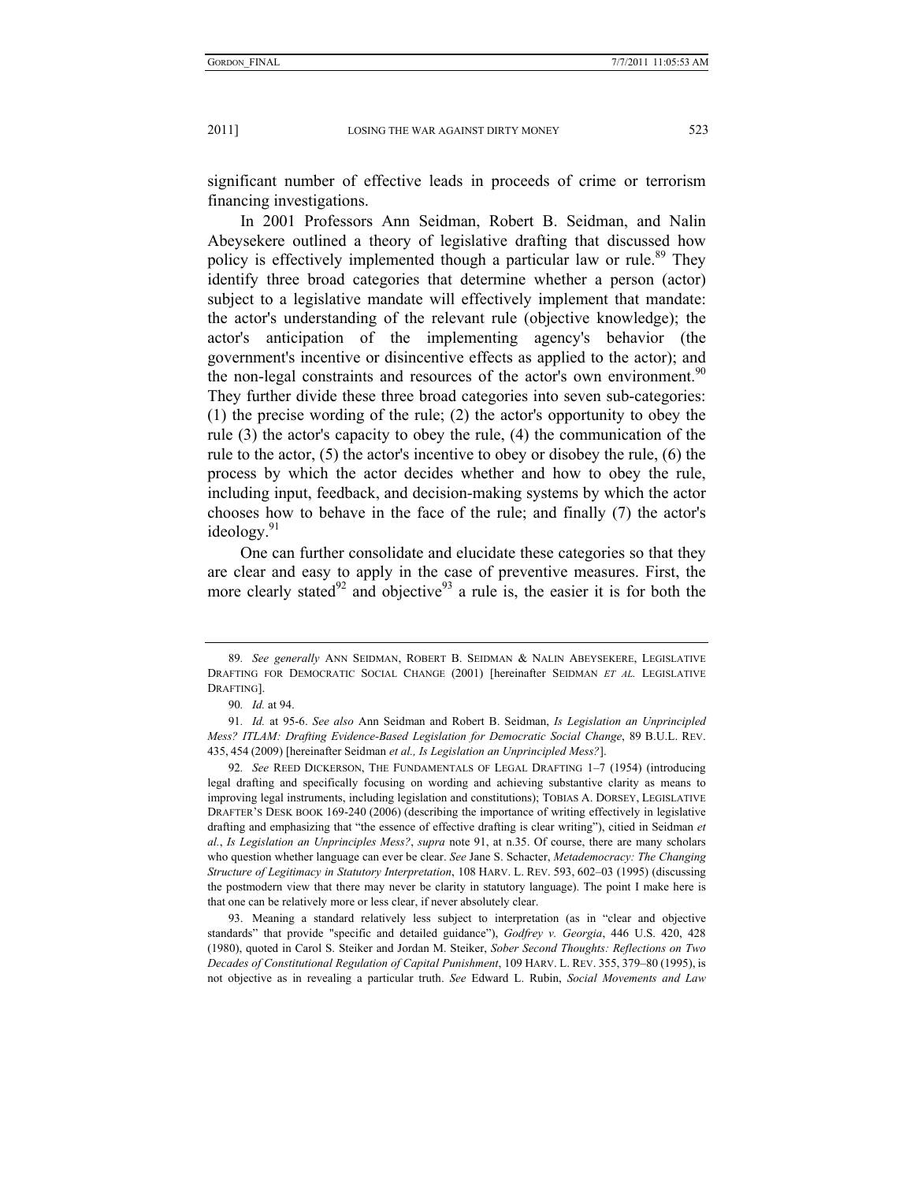significant number of effective leads in proceeds of crime or terrorism financing investigations.

In 2001 Professors Ann Seidman, Robert B. Seidman, and Nalin Abeysekere outlined a theory of legislative drafting that discussed how policy is effectively implemented though a particular law or rule.[89] They identify three broad categories that determine whether a person (actor) subject to a legislative mandate will effectively implement that mandate: the actor's understanding of the relevant rule (objective knowledge); the actor's anticipation of the implementing agency's behavior (the government's incentive or disincentive effects as applied to the actor); and the non-legal constraints and resources of the actor's own environment.[90] They further divide these three broad categories into seven sub-categories: (1) the precise wording of the rule; (2) the actor's opportunity to obey the rule (3) the actor's capacity to obey the rule, (4) the communication of the rule to the actor, (5) the actor's incentive to obey or disobey the rule, (6) the process by which the actor decides whether and how to obey the rule, including input, feedback, and decision-making systems by which the actor chooses how to behave in the face of the rule; and finally (7) the actor's ideology.[91]

One can further consolidate and elucidate these categories so that they are clear and easy to apply in the case of preventive measures. First, the more clearly stated[92] and objective[93] a rule is, the easier it is for both the

---

89. *See generally* ANN SEIDMAN, ROBERT B. SEIDMAN & NALIN ABEYSEKERE, LEGISLATIVE DRAFTING FOR DEMOCRATIC SOCIAL CHANGE (2001) [hereinafter SEIDMAN *ET AL.* LEGISLATIVE DRAFTING].

90. *Id.* at 94.

91. *Id.* at 95-6. *See also* Ann Seidman and Robert B. Seidman, *Is Legislation an Unprincipled Mess? ITLAM: Drafting Evidence-Based Legislation for Democratic Social Change*, 89 B.U.L. REV. 435, 454 (2009) [hereinafter Seidman *et al., Is Legislation an Unprincipled Mess?*].

92. *See* REED DICKERSON, THE FUNDAMENTALS OF LEGAL DRAFTING 1–7 (1954) (introducing legal drafting and specifically focusing on wording and achieving substantive clarity as means to improving legal instruments, including legislation and constitutions); TOBIAS A. DORSEY, LEGISLATIVE DRAFTER'S DESK BOOK 169-240 (2006) (describing the importance of writing effectively in legislative drafting and emphasizing that "the essence of effective drafting is clear writing"), citied in Seidman *et al.*, *Is Legislation an Unprincipled Mess?*, *supra* note 91, at n.35. Of course, there are many scholars who question whether language can ever be clear. *See* Jane S. Schacter, *Metademocracy: The Changing Structure of Legitimacy in Statutory Interpretation*, 108 HARV. L. REV. 593, 602–03 (1995) (discussing the postmodern view that there may never be clarity in statutory language). The point I make here is that one can be relatively more or less clear, if never absolutely clear.

93. Meaning a standard relatively less subject to interpretation (as in "clear and objective standards" that provide "specific and detailed guidance"), *Godfrey v. Georgia*, 446 U.S. 420, 428 (1980), quoted in Carol S. Steiker and Jordan M. Steiker, *Sober Second Thoughts: Reflections on Two Decades of Constitutional Regulation of Capital Punishment*, 109 HARV. L. REV. 355, 379–80 (1995), is not objective as in revealing a particular truth. *See* Edward L. Rubin, *Social Movements and Law*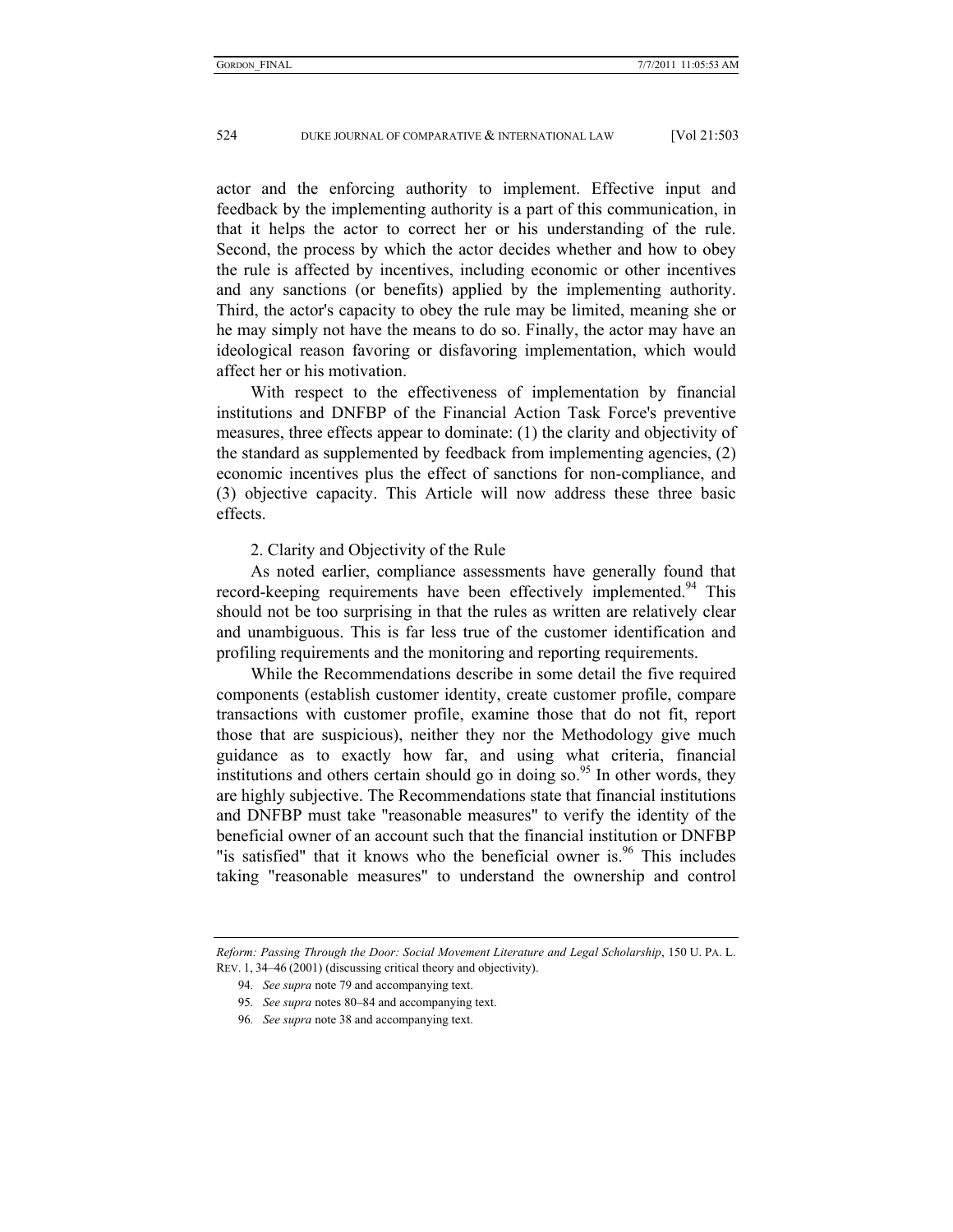actor and the enforcing authority to implement. Effective input and feedback by the implementing authority is a part of this communication, in that it helps the actor to correct her or his understanding of the rule. Second, the process by which the actor decides whether and how to obey the rule is affected by incentives, including economic or other incentives and any sanctions (or benefits) applied by the implementing authority. Third, the actor's capacity to obey the rule may be limited, meaning she or he may simply not have the means to do so. Finally, the actor may have an ideological reason favoring or disfavoring implementation, which would affect her or his motivation.

With respect to the effectiveness of implementation by financial institutions and DNFBP of the Financial Action Task Force's preventive measures, three effects appear to dominate: (1) the clarity and objectivity of the standard as supplemented by feedback from implementing agencies, (2) economic incentives plus the effect of sanctions for non-compliance, and (3) objective capacity. This Article will now address these three basic effects.

### 2. Clarity and Objectivity of the Rule

As noted earlier, compliance assessments have generally found that record-keeping requirements have been effectively implemented.[94] This should not be too surprising in that the rules as written are relatively clear and unambiguous. This is far less true of the customer identification and profiling requirements and the monitoring and reporting requirements.

While the Recommendations describe in some detail the five required components (establish customer identity, create customer profile, compare transactions with customer profile, examine those that do not fit, report those that are suspicious), neither they nor the Methodology give much guidance as to exactly how far, and using what criteria, financial institutions and others certain should go in doing so.[95] In other words, they are highly subjective. The Recommendations state that financial institutions and DNFBP must take "reasonable measures" to verify the identity of the beneficial owner of an account such that the financial institution or DNFBP "is satisfied" that it knows who the beneficial owner is.[96] This includes taking "reasonable measures" to understand the ownership and control

---

*Reform: Passing Through the Door: Social Movement Literature and Legal Scholarship*, 150 U. PA. L. REV. 1, 34–46 (2001) (discussing critical theory and objectivity).

94. *See supra* note 79 and accompanying text.

95. *See supra* notes 80–84 and accompanying text.

96. *See supra* note 38 and accompanying text.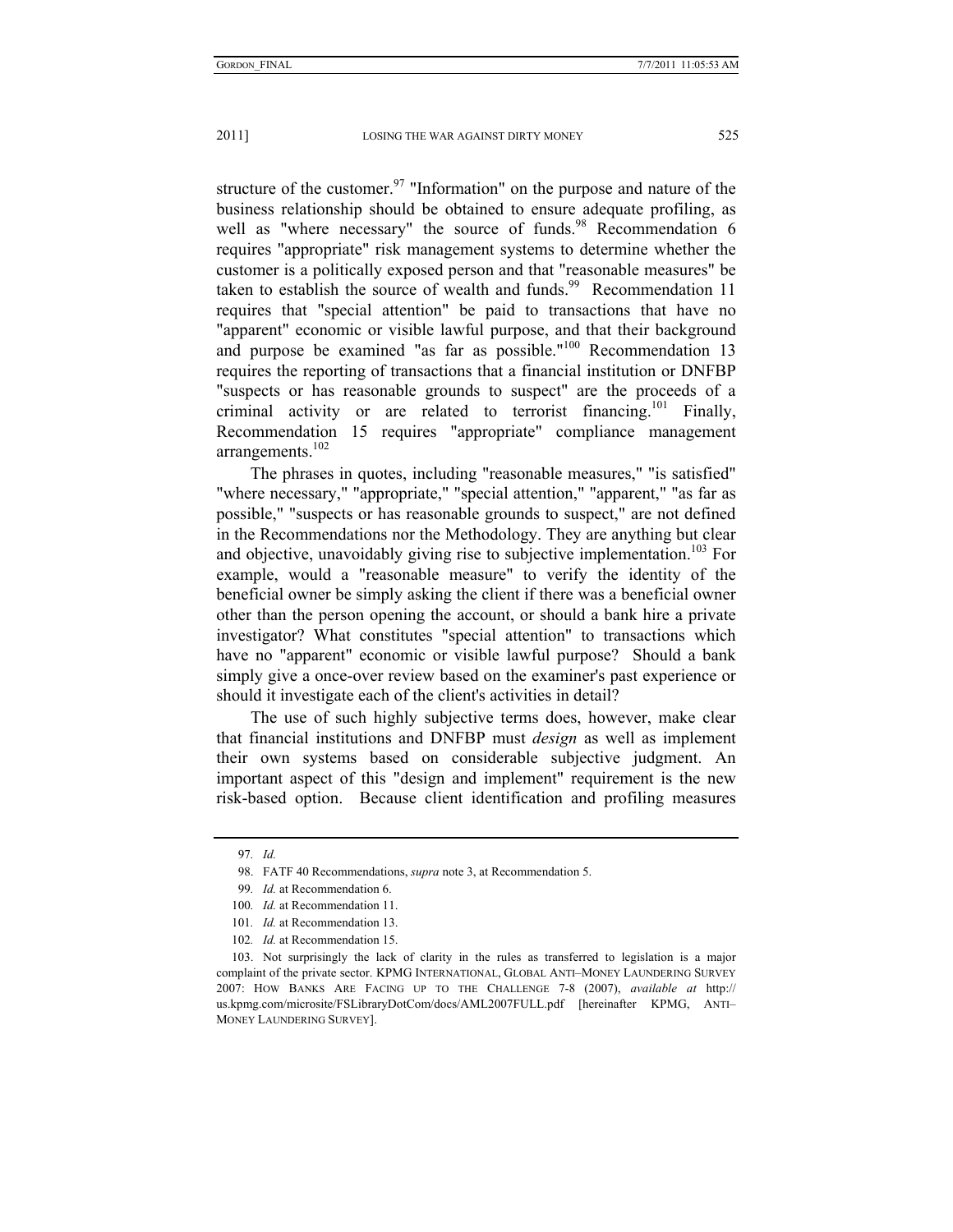structure of the customer.[97] "Information" on the purpose and nature of the business relationship should be obtained to ensure adequate profiling, as well as "where necessary" the source of funds.[98] Recommendation 6 requires "appropriate" risk management systems to determine whether the customer is a politically exposed person and that "reasonable measures" be taken to establish the source of wealth and funds.[99] Recommendation 11 requires that "special attention" be paid to transactions that have no "apparent" economic or visible lawful purpose, and that their background and purpose be examined "as far as possible."[100] Recommendation 13 requires the reporting of transactions that a financial institution or DNFBP "suspects or has reasonable grounds to suspect" are the proceeds of a criminal activity or are related to terrorist financing.[101] Finally, Recommendation 15 requires "appropriate" compliance management arrangements.[102]

The phrases in quotes, including "reasonable measures," "is satisfied" "where necessary," "appropriate," "special attention," "apparent," "as far as possible," "suspects or has reasonable grounds to suspect," are not defined in the Recommendations nor the Methodology. They are anything but clear and objective, unavoidably giving rise to subjective implementation.[103] For example, would a "reasonable measure" to verify the identity of the beneficial owner be simply asking the client if there was a beneficial owner other than the person opening the account, or should a bank hire a private investigator? What constitutes "special attention" to transactions which have no "apparent" economic or visible lawful purpose? Should a bank simply give a once-over review based on the examiner's past experience or should it investigate each of the client's activities in detail?

The use of such highly subjective terms does, however, make clear that financial institutions and DNFBP must *design* as well as implement their own systems based on considerable subjective judgment. An important aspect of this "design and implement" requirement is the new risk-based option. Because client identification and profiling measures

---

97. *Id.*

98. FATF 40 Recommendations, *supra* note 3, at Recommendation 5.

99. *Id.* at Recommendation 6.

100. *Id.* at Recommendation 11.

101. *Id.* at Recommendation 13.

102. *Id.* at Recommendation 15.

103. Not surprisingly the lack of clarity in the rules as transferred to legislation is a major complaint of the private sector. KPMG INTERNATIONAL, GLOBAL ANTI–MONEY LAUNDERING SURVEY 2007: HOW BANKS ARE FACING UP TO THE CHALLENGE 7-8 (2007), *available at* http://us.kpmg.com/microsite/FSLibraryDotCom/docs/AML2007FULL.pdf [hereinafter KPMG, ANTI–MONEY LAUNDERING SURVEY].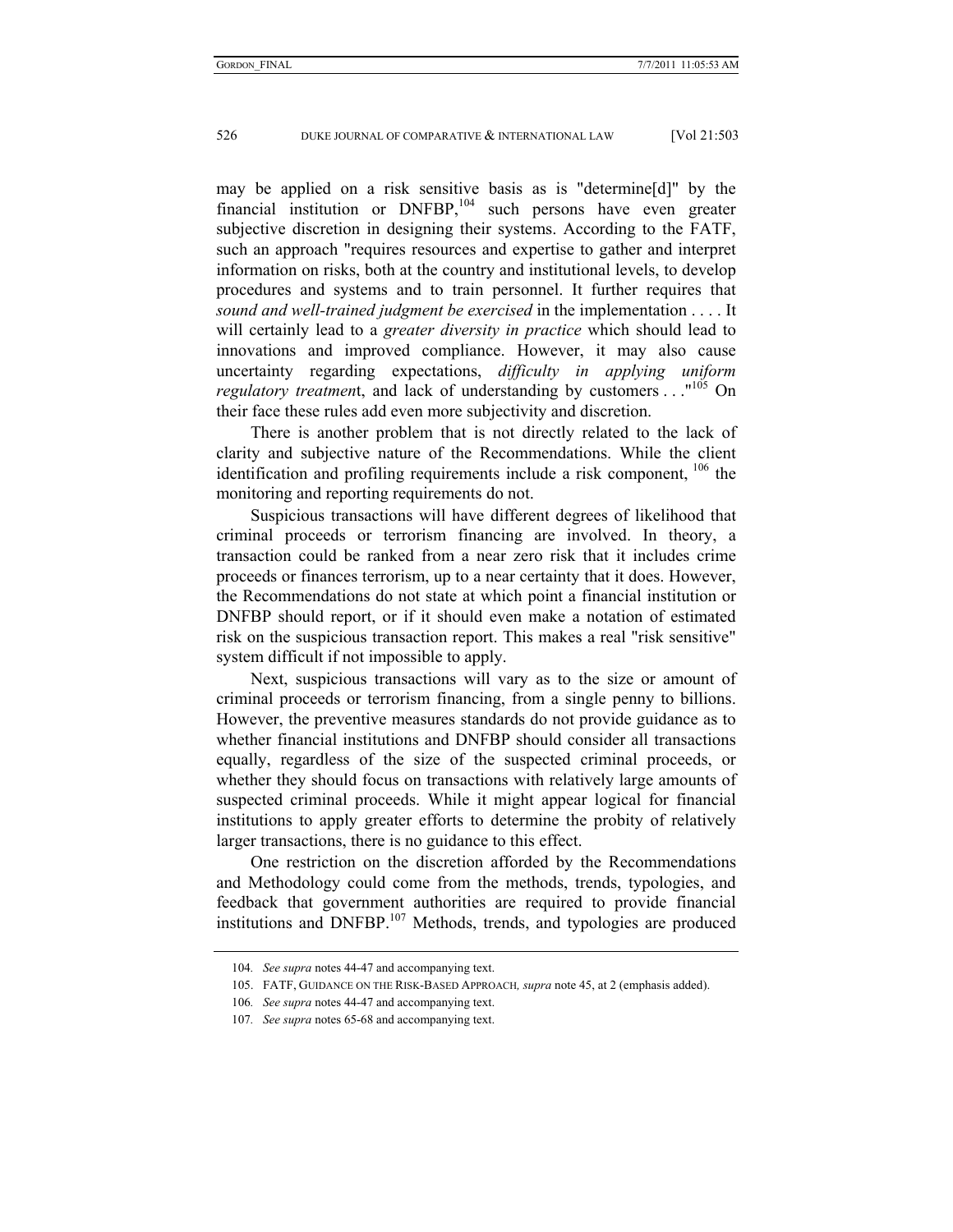may be applied on a risk sensitive basis as is "determine[d]" by the financial institution or DNFBP,[104] such persons have even greater subjective discretion in designing their systems. According to the FATF, such an approach "requires resources and expertise to gather and interpret information on risks, both at the country and institutional levels, to develop procedures and systems and to train personnel. It further requires that *sound and well-trained judgment be exercised* in the implementation . . . . It will certainly lead to a *greater diversity in practice* which should lead to innovations and improved compliance. However, it may also cause uncertainty regarding expectations, *difficulty in applying uniform regulatory treatmen*t, and lack of understanding by customers . . ."[105] On their face these rules add even more subjectivity and discretion.

There is another problem that is not directly related to the lack of clarity and subjective nature of the Recommendations. While the client identification and profiling requirements include a risk component, [106] the monitoring and reporting requirements do not.

Suspicious transactions will have different degrees of likelihood that criminal proceeds or terrorism financing are involved. In theory, a transaction could be ranked from a near zero risk that it includes crime proceeds or finances terrorism, up to a near certainty that it does. However, the Recommendations do not state at which point a financial institution or DNFBP should report, or if it should even make a notation of estimated risk on the suspicious transaction report. This makes a real "risk sensitive" system difficult if not impossible to apply.

Next, suspicious transactions will vary as to the size or amount of criminal proceeds or terrorism financing, from a single penny to billions. However, the preventive measures standards do not provide guidance as to whether financial institutions and DNFBP should consider all transactions equally, regardless of the size of the suspected criminal proceeds, or whether they should focus on transactions with relatively large amounts of suspected criminal proceeds. While it might appear logical for financial institutions to apply greater efforts to determine the probity of relatively larger transactions, there is no guidance to this effect.

One restriction on the discretion afforded by the Recommendations and Methodology could come from the methods, trends, typologies, and feedback that government authorities are required to provide financial institutions and DNFBP.[107] Methods, trends, and typologies are produced

---

104. *See supra* notes 44-47 and accompanying text.

105. FATF, GUIDANCE ON THE RISK-BASED APPROACH, *supra* note 45, at 2 (emphasis added).

106. *See supra* notes 44-47 and accompanying text.

107. *See supra* notes 65-68 and accompanying text.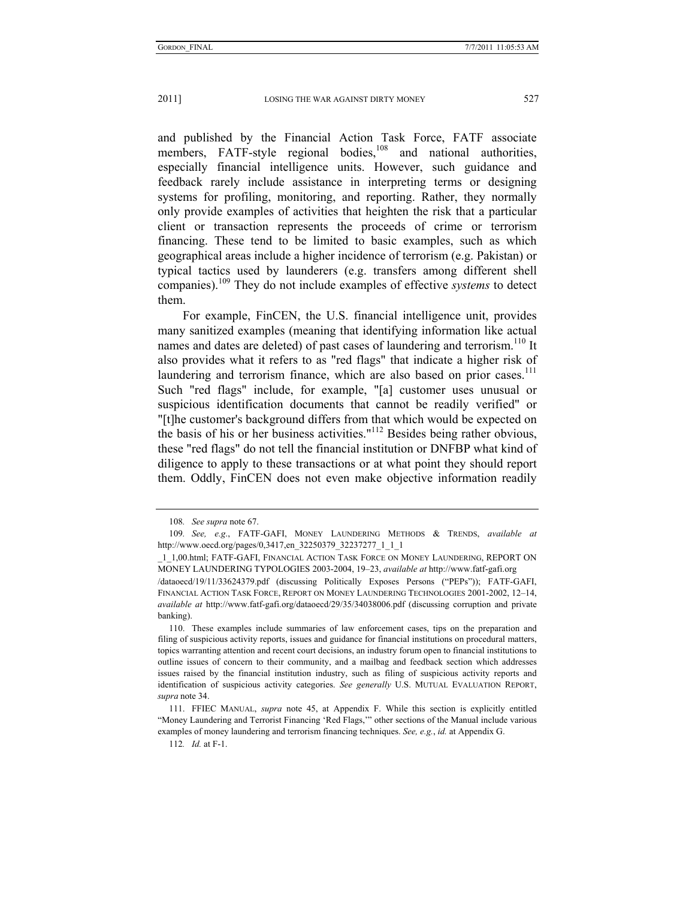and published by the Financial Action Task Force, FATF associate members, FATF-style regional bodies,[108] and national authorities, especially financial intelligence units. However, such guidance and feedback rarely include assistance in interpreting terms or designing systems for profiling, monitoring, and reporting. Rather, they normally only provide examples of activities that heighten the risk that a particular client or transaction represents the proceeds of crime or terrorism financing. These tend to be limited to basic examples, such as which geographical areas include a higher incidence of terrorism (e.g. Pakistan) or typical tactics used by launderers (e.g. transfers among different shell companies).[109] They do not include examples of effective *systems* to detect them.

For example, FinCEN, the U.S. financial intelligence unit, provides many sanitized examples (meaning that identifying information like actual names and dates are deleted) of past cases of laundering and terrorism.[110] It also provides what it refers to as "red flags" that indicate a higher risk of laundering and terrorism finance, which are also based on prior cases.[111] Such "red flags" include, for example, "[a] customer uses unusual or suspicious identification documents that cannot be readily verified" or "[t]he customer's background differs from that which would be expected on the basis of his or her business activities."[112] Besides being rather obvious, these "red flags" do not tell the financial institution or DNFBP what kind of diligence to apply to these transactions or at what point they should report them. Oddly, FinCEN does not even make objective information readily

---

108. *See supra* note 67.

109. *See, e.g.*, FATF-GAFI, MONEY LAUNDERING METHODS & TRENDS, *available at* http://www.oecd.org/pages/0,3417,en_32250379_32237277_1_1_1_1_1,00.html; FATF-GAFI, FINANCIAL ACTION TASK FORCE ON MONEY LAUNDERING, REPORT ON MONEY LAUNDERING TYPOLOGIES 2003-2004, 19–23, *available at* http://www.fatf-gafi.org/dataoecd/19/11/33624379.pdf (discussing Politically Exposes Persons ("PEPs")); FATF-GAFI, FINANCIAL ACTION TASK FORCE, REPORT ON MONEY LAUNDERING TECHNOLOGIES 2001-2002, 12–14, *available at* http://www.fatf-gafi.org/dataoecd/29/35/34038006.pdf (discussing corruption and private banking).

110. These examples include summaries of law enforcement cases, tips on the preparation and filing of suspicious activity reports, issues and guidance for financial institutions on procedural matters, topics warranting attention and recent court decisions, an industry forum open to financial institutions to outline issues of concern to their community, and a mailbag and feedback section which addresses issues raised by the financial institution industry, such as filing of suspicious activity reports and identification of suspicious activity categories. *See generally* U.S. MUTUAL EVALUATION REPORT, *supra* note 34.

111. FFIEC MANUAL, *supra* note 45, at Appendix F. While this section is explicitly entitled "Money Laundering and Terrorist Financing 'Red Flags,'" other sections of the Manual include various examples of money laundering and terrorism financing techniques. *See, e.g.*, *id.* at Appendix G.

112. *Id.* at F-1.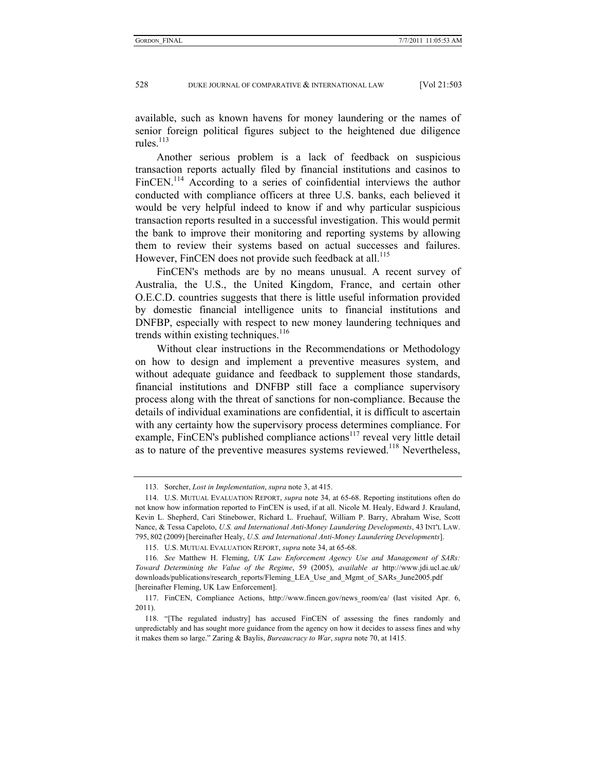available, such as known havens for money laundering or the names of senior foreign political figures subject to the heightened due diligence rules.[113]

Another serious problem is a lack of feedback on suspicious transaction reports actually filed by financial institutions and casinos to FinCEN.[114] According to a series of coinfidential interviews the author conducted with compliance officers at three U.S. banks, each believed it would be very helpful indeed to know if and why particular suspicious transaction reports resulted in a successful investigation. This would permit the bank to improve their monitoring and reporting systems by allowing them to review their systems based on actual successes and failures. However, FinCEN does not provide such feedback at all.[115]

FinCEN's methods are by no means unusual. A recent survey of Australia, the U.S., the United Kingdom, France, and certain other O.E.C.D. countries suggests that there is little useful information provided by domestic financial intelligence units to financial institutions and DNFBP, especially with respect to new money laundering techniques and trends within existing techniques.[116]

Without clear instructions in the Recommendations or Methodology on how to design and implement a preventive measures system, and without adequate guidance and feedback to supplement those standards, financial institutions and DNFBP still face a compliance supervisory process along with the threat of sanctions for non-compliance. Because the details of individual examinations are confidential, it is difficult to ascertain with any certainty how the supervisory process determines compliance. For example, FinCEN's published compliance actions[117] reveal very little detail as to nature of the preventive measures systems reviewed.[118] Nevertheless,

---

113. Sorcher, *Lost in Implementation*, *supra* note 3, at 415.

114. U.S. MUTUAL EVALUATION REPORT, *supra* note 34, at 65-68. Reporting institutions often do not know how information reported to FinCEN is used, if at all. Nicole M. Healy, Edward J. Krauland, Kevin L. Shepherd, Cari Stinebower, Richard L. Fruehauf, William P. Barry, Abraham Wise, Scott Nance, & Tessa Capeloto, *U.S. and International Anti-Money Laundering Developments*, 43 INT'L LAW. 795, 802 (2009) [hereinafter Healy, *U.S. and International Anti-Money Laundering Developments*].

115. U.S. MUTUAL EVALUATION REPORT, *supra* note 34, at 65-68.

116. *See* Matthew H. Fleming, *UK Law Enforcement Agency Use and Management of SARs: Toward Determining the Value of the Regime*, 59 (2005), *available at* http://www.jdi.ucl.ac.uk/downloads/publications/research_reports/Fleming_LEA_Use_and_Mgmt_of_SARs_June2005.pdf [hereinafter Fleming, UK Law Enforcement].

117. FinCEN, Compliance Actions, http://www.fincen.gov/news_room/ea/ (last visited Apr. 6, 2011).

118. "[The regulated industry] has accused FinCEN of assessing the fines randomly and unpredictably and has sought more guidance from the agency on how it decides to assess fines and why it makes them so large." Zaring & Baylis, *Bureaucracy to War*, *supra* note 70, at 1415.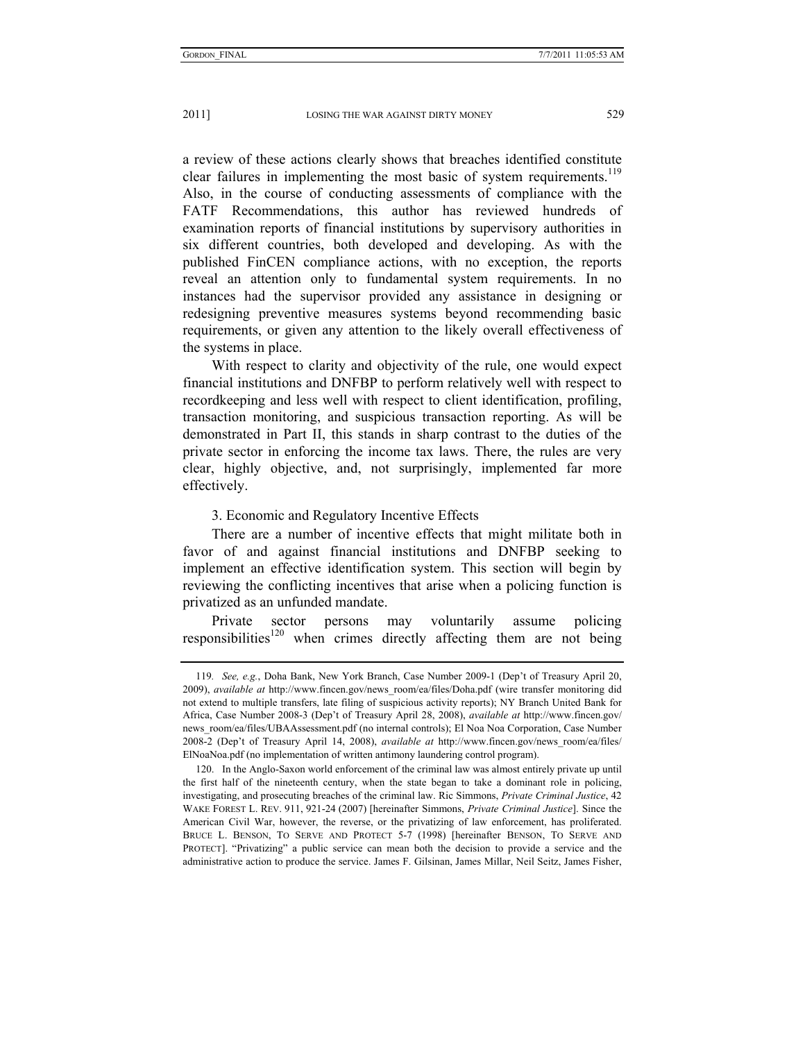a review of these actions clearly shows that breaches identified constitute clear failures in implementing the most basic of system requirements.[119] Also, in the course of conducting assessments of compliance with the FATF Recommendations, this author has reviewed hundreds of examination reports of financial institutions by supervisory authorities in six different countries, both developed and developing. As with the published FinCEN compliance actions, with no exception, the reports reveal an attention only to fundamental system requirements. In no instances had the supervisor provided any assistance in designing or redesigning preventive measures systems beyond recommending basic requirements, or given any attention to the likely overall effectiveness of the systems in place.

With respect to clarity and objectivity of the rule, one would expect financial institutions and DNFBP to perform relatively well with respect to recordkeeping and less well with respect to client identification, profiling, transaction monitoring, and suspicious transaction reporting. As will be demonstrated in Part II, this stands in sharp contrast to the duties of the private sector in enforcing the income tax laws. There, the rules are very clear, highly objective, and, not surprisingly, implemented far more effectively.

3. Economic and Regulatory Incentive Effects

There are a number of incentive effects that might militate both in favor of and against financial institutions and DNFBP seeking to implement an effective identification system. This section will begin by reviewing the conflicting incentives that arise when a policing function is privatized as an unfunded mandate.

Private sector persons may voluntarily assume policing responsibilities[120] when crimes directly affecting them are not being

---

119. *See, e.g.*, Doha Bank, New York Branch, Case Number 2009-1 (Dep't of Treasury April 20, 2009), *available at* http://www.fincen.gov/news_room/ea/files/Doha.pdf (wire transfer monitoring did not extend to multiple transfers, late filing of suspicious activity reports); NY Branch United Bank for Africa, Case Number 2008-3 (Dep't of Treasury April 28, 2008), *available at* http://www.fincen.gov/news_room/ea/files/UBAAssessment.pdf (no internal controls); El Noa Noa Corporation, Case Number 2008-2 (Dep't of Treasury April 14, 2008), *available at* http://www.fincen.gov/news_room/ea/files/ElNoaNoa.pdf (no implementation of written antimony laundering control program).

120. In the Anglo-Saxon world enforcement of the criminal law was almost entirely private up until the first half of the nineteenth century, when the state began to take a dominant role in policing, investigating, and prosecuting breaches of the criminal law. Ric Simmons, *Private Criminal Justice*, 42 WAKE FOREST L. REV. 911, 921-24 (2007) [hereinafter Simmons, *Private Criminal Justice*]. Since the American Civil War, however, the reverse, or the privatizing of law enforcement, has proliferated. BRUCE L. BENSON, TO SERVE AND PROTECT 5-7 (1998) [hereinafter BENSON, TO SERVE AND PROTECT]. "Privatizing" a public service can mean both the decision to provide a service and the administrative action to produce the service. James F. Gilsinan, James Millar, Neil Seitz, James Fisher,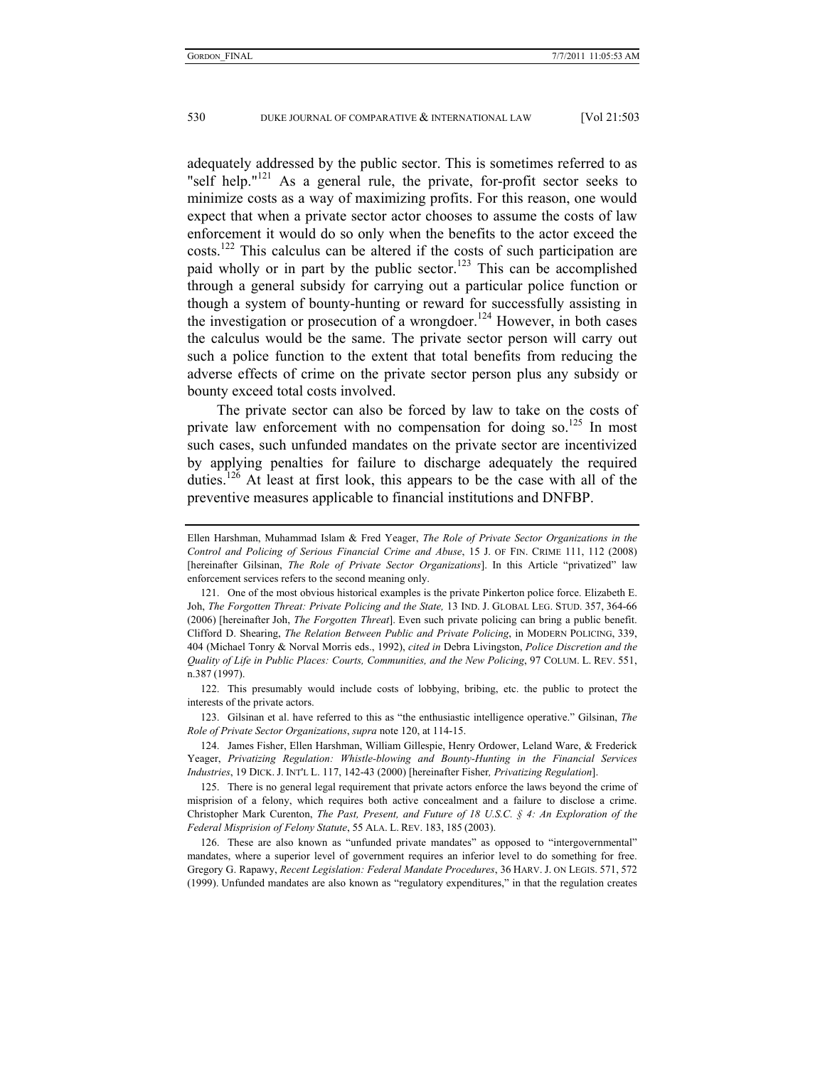adequately addressed by the public sector. This is sometimes referred to as "self help."[121] As a general rule, the private, for-profit sector seeks to minimize costs as a way of maximizing profits. For this reason, one would expect that when a private sector actor chooses to assume the costs of law enforcement it would do so only when the benefits to the actor exceed the costs.[122] This calculus can be altered if the costs of such participation are paid wholly or in part by the public sector.[123] This can be accomplished through a general subsidy for carrying out a particular police function or though a system of bounty-hunting or reward for successfully assisting in the investigation or prosecution of a wrongdoer.[124] However, in both cases the calculus would be the same. The private sector person will carry out such a police function to the extent that total benefits from reducing the adverse effects of crime on the private sector person plus any subsidy or bounty exceed total costs involved.

The private sector can also be forced by law to take on the costs of private law enforcement with no compensation for doing so.[125] In most such cases, such unfunded mandates on the private sector are incentivized by applying penalties for failure to discharge adequately the required duties.[126] At least at first look, this appears to be the case with all of the preventive measures applicable to financial institutions and DNFBP.

---

Ellen Harshman, Muhammad Islam & Fred Yeager, *The Role of Private Sector Organizations in the Control and Policing of Serious Financial Crime and Abuse*, 15 J. OF FIN. CRIME 111, 112 (2008) [hereinafter Gilsinan, *The Role of Private Sector Organizations*]. In this Article "privatized" law enforcement services refers to the second meaning only.

121. One of the most obvious historical examples is the private Pinkerton police force. Elizabeth E. Joh, *The Forgotten Threat: Private Policing and the State,* 13 IND. J. GLOBAL LEG. STUD. 357, 364-66 (2006) [hereinafter Joh, *The Forgotten Threat*]. Even such private policing can bring a public benefit. Clifford D. Shearing, *The Relation Between Public and Private Policing*, in MODERN POLICING, 339, 404 (Michael Tonry & Norval Morris eds., 1992), *cited in* Debra Livingston, *Police Discretion and the Quality of Life in Public Places: Courts, Communities, and the New Policing*, 97 COLUM. L. REV. 551, n.387 (1997).

122. This presumably would include costs of lobbying, bribing, etc. the public to protect the interests of the private actors.

123. Gilsinan et al. have referred to this as "the enthusiastic intelligence operative." Gilsinan, *The Role of Private Sector Organizations*, *supra* note 120, at 114-15.

124. James Fisher, Ellen Harshman, William Gillespie, Henry Ordower, Leland Ware, & Frederick Yeager, *Privatizing Regulation: Whistle-blowing and Bounty-Hunting in the Financial Services Industries*, 19 DICK. J. INT'L L. 117, 142-43 (2000) [hereinafter Fisher*, Privatizing Regulation*].

125. There is no general legal requirement that private actors enforce the laws beyond the crime of misprision of a felony, which requires both active concealment and a failure to disclose a crime. Christopher Mark Curenton, *The Past, Present, and Future of 18 U.S.C. § 4: An Exploration of the Federal Misprision of Felony Statute*, 55 ALA. L. REV. 183, 185 (2003).

126. These are also known as "unfunded private mandates" as opposed to "intergovernmental" mandates, where a superior level of government requires an inferior level to do something for free. Gregory G. Rapawy, *Recent Legislation: Federal Mandate Procedures*, 36 HARV. J. ON LEGIS. 571, 572 (1999). Unfunded mandates are also known as "regulatory expenditures," in that the regulation creates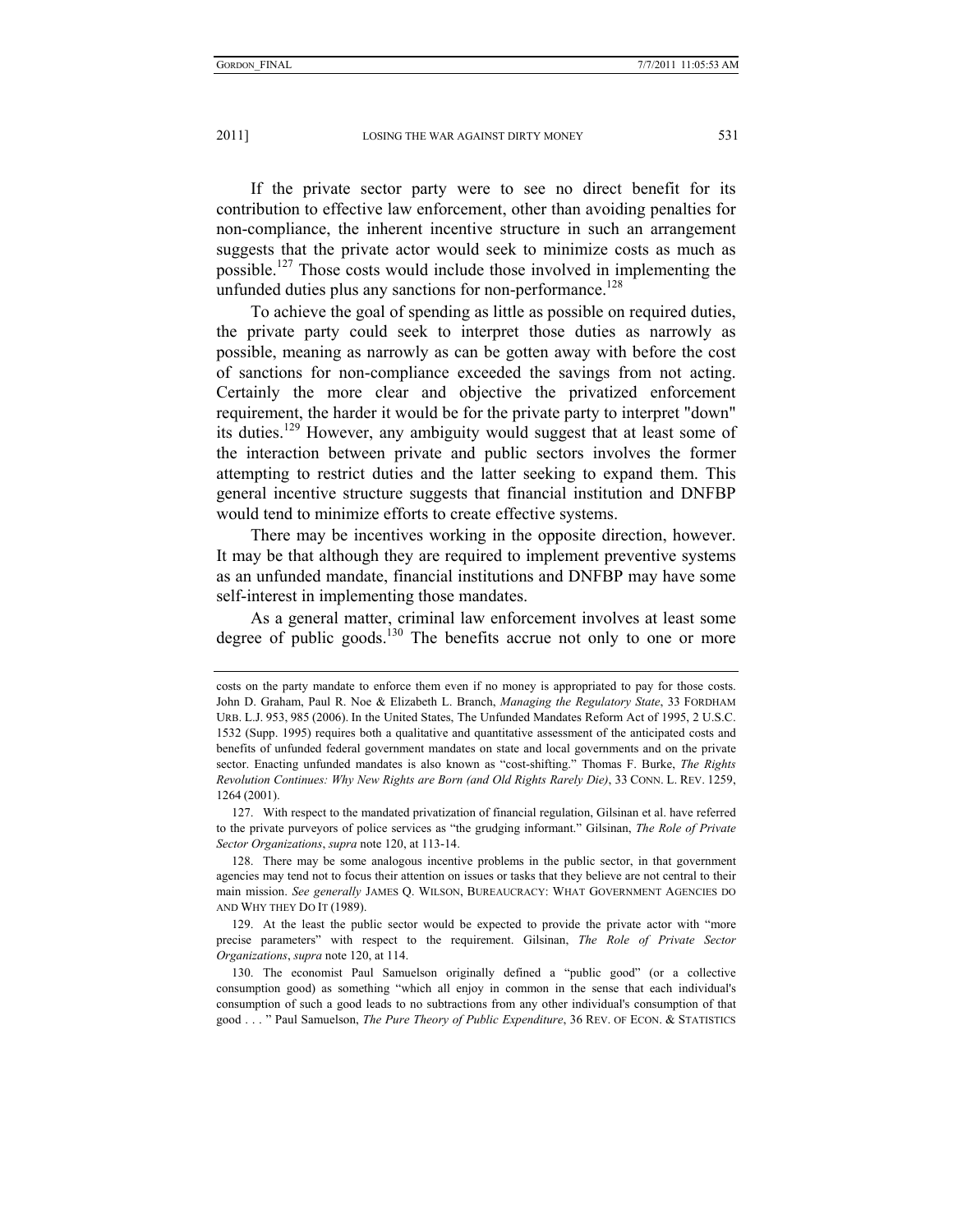If the private sector party were to see no direct benefit for its contribution to effective law enforcement, other than avoiding penalties for non-compliance, the inherent incentive structure in such an arrangement suggests that the private actor would seek to minimize costs as much as possible.[127] Those costs would include those involved in implementing the unfunded duties plus any sanctions for non-performance.[128]

To achieve the goal of spending as little as possible on required duties, the private party could seek to interpret those duties as narrowly as possible, meaning as narrowly as can be gotten away with before the cost of sanctions for non-compliance exceeded the savings from not acting. Certainly the more clear and objective the privatized enforcement requirement, the harder it would be for the private party to interpret "down" its duties.[129] However, any ambiguity would suggest that at least some of the interaction between private and public sectors involves the former attempting to restrict duties and the latter seeking to expand them. This general incentive structure suggests that financial institution and DNFBP would tend to minimize efforts to create effective systems.

There may be incentives working in the opposite direction, however. It may be that although they are required to implement preventive systems as an unfunded mandate, financial institutions and DNFBP may have some self-interest in implementing those mandates.

As a general matter, criminal law enforcement involves at least some degree of public goods.[130] The benefits accrue not only to one or more

---

costs on the party mandate to enforce them even if no money is appropriated to pay for those costs. John D. Graham, Paul R. Noe & Elizabeth L. Branch, *Managing the Regulatory State*, 33 FORDHAM URB. L.J. 953, 985 (2006). In the United States, The Unfunded Mandates Reform Act of 1995, 2 U.S.C. 1532 (Supp. 1995) requires both a qualitative and quantitative assessment of the anticipated costs and benefits of unfunded federal government mandates on state and local governments and on the private sector. Enacting unfunded mandates is also known as "cost-shifting." Thomas F. Burke, *The Rights Revolution Continues: Why New Rights are Born (and Old Rights Rarely Die)*, 33 CONN. L. REV. 1259, 1264 (2001).

127. With respect to the mandated privatization of financial regulation, Gilsinan et al. have referred to the private purveyors of police services as "the grudging informant." Gilsinan, *The Role of Private Sector Organizations*, *supra* note 120, at 113-14.

128. There may be some analogous incentive problems in the public sector, in that government agencies may tend not to focus their attention on issues or tasks that they believe are not central to their main mission. *See generally* JAMES Q. WILSON, BUREAUCRACY: WHAT GOVERNMENT AGENCIES DO AND WHY THEY DO IT (1989).

129. At the least the public sector would be expected to provide the private actor with "more precise parameters" with respect to the requirement. Gilsinan, *The Role of Private Sector Organizations*, *supra* note 120, at 114.

130. The economist Paul Samuelson originally defined a "public good" (or a collective consumption good) as something "which all enjoy in common in the sense that each individual's consumption of such a good leads to no subtractions from any other individual's consumption of that good . . . " Paul Samuelson, *The Pure Theory of Public Expenditure*, 36 REV. OF ECON. & STATISTICS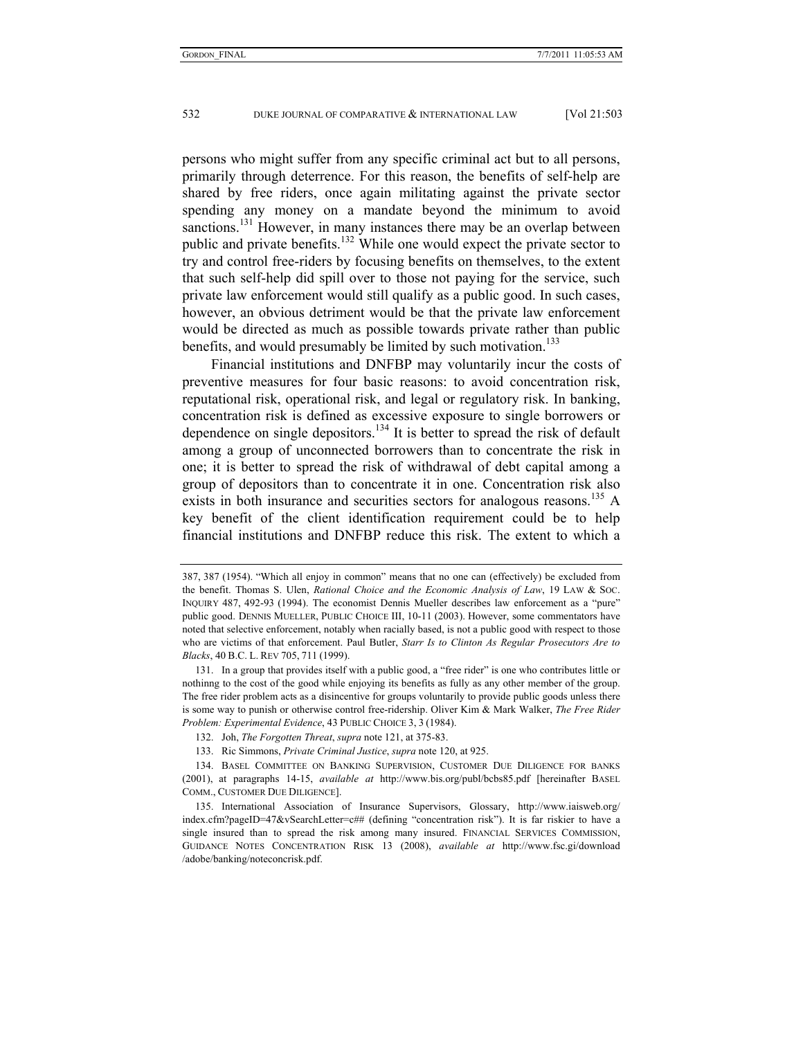persons who might suffer from any specific criminal act but to all persons, primarily through deterrence. For this reason, the benefits of self-help are shared by free riders, once again militating against the private sector spending any money on a mandate beyond the minimum to avoid sanctions.[131] However, in many instances there may be an overlap between public and private benefits.[132] While one would expect the private sector to try and control free-riders by focusing benefits on themselves, to the extent that such self-help did spill over to those not paying for the service, such private law enforcement would still qualify as a public good. In such cases, however, an obvious detriment would be that the private law enforcement would be directed as much as possible towards private rather than public benefits, and would presumably be limited by such motivation.[133]

Financial institutions and DNFBP may voluntarily incur the costs of preventive measures for four basic reasons: to avoid concentration risk, reputational risk, operational risk, and legal or regulatory risk. In banking, concentration risk is defined as excessive exposure to single borrowers or dependence on single depositors.[134] It is better to spread the risk of default among a group of unconnected borrowers than to concentrate the risk in one; it is better to spread the risk of withdrawal of debt capital among a group of depositors than to concentrate it in one. Concentration risk also exists in both insurance and securities sectors for analogous reasons.[135] A key benefit of the client identification requirement could be to help financial institutions and DNFBP reduce this risk. The extent to which a

---

387, 387 (1954). "Which all enjoy in common" means that no one can (effectively) be excluded from the benefit. Thomas S. Ulen, *Rational Choice and the Economic Analysis of Law*, 19 LAW & SOC. INQUIRY 487, 492-93 (1994). The economist Dennis Mueller describes law enforcement as a "pure" public good. DENNIS MUELLER, PUBLIC CHOICE III, 10-11 (2003). However, some commentators have noted that selective enforcement, notably when racially based, is not a public good with respect to those who are victims of that enforcement. Paul Butler, *Starr Is to Clinton As Regular Prosecutors Are to Blacks*, 40 B.C. L. REV 705, 711 (1999).

131. In a group that provides itself with a public good, a "free rider" is one who contributes little or nothinng to the cost of the good while enjoying its benefits as fully as any other member of the group. The free rider problem acts as a disincentive for groups voluntarily to provide public goods unless there is some way to punish or otherwise control free-ridership. Oliver Kim & Mark Walker, *The Free Rider Problem: Experimental Evidence*, 43 PUBLIC CHOICE 3, 3 (1984).

132. Joh, *The Forgotten Threat*, *supra* note 121, at 375-83.

133. Ric Simmons, *Private Criminal Justice*, *supra* note 120, at 925.

134. BASEL COMMITTEE ON BANKING SUPERVISION, CUSTOMER DUE DILIGENCE FOR BANKS (2001), at paragraphs 14-15, *available at* http://www.bis.org/publ/bcbs85.pdf [hereinafter BASEL COMM., CUSTOMER DUE DILIGENCE].

135. International Association of Insurance Supervisors, Glossary, http://www.iaisweb.org/index.cfm?pageID=47&vSearchLetter=c## (defining "concentration risk"). It is far riskier to have a single insured than to spread the risk among many insured. FINANCIAL SERVICES COMMISSION, GUIDANCE NOTES CONCENTRATION RISK 13 (2008), *available at* http://www.fsc.gi/download/adobe/banking/noteconcrisk.pdf.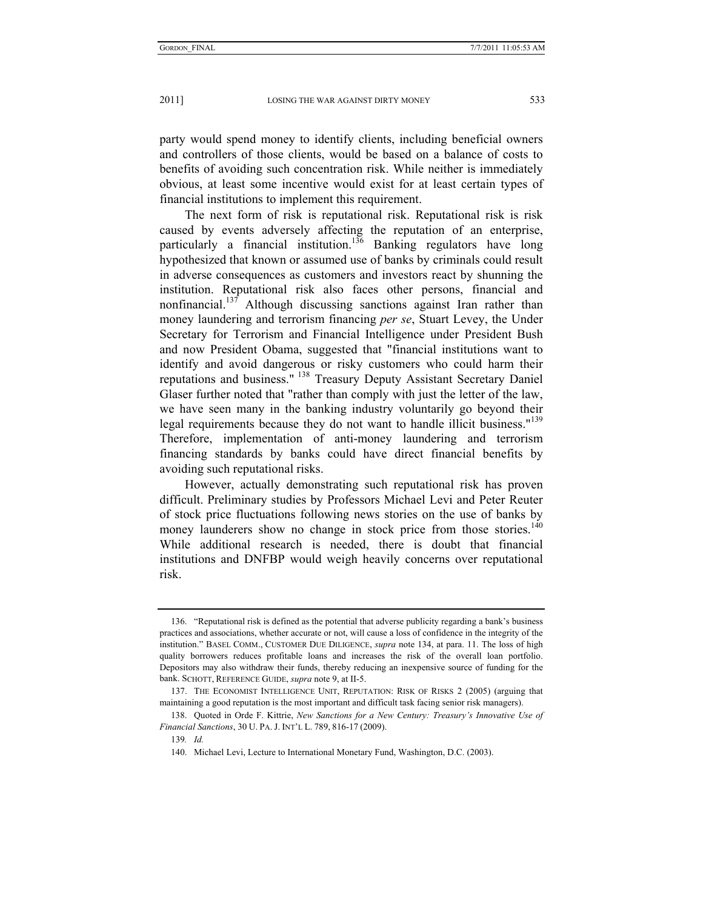party would spend money to identify clients, including beneficial owners and controllers of those clients, would be based on a balance of costs to benefits of avoiding such concentration risk. While neither is immediately obvious, at least some incentive would exist for at least certain types of financial institutions to implement this requirement.

The next form of risk is reputational risk. Reputational risk is risk caused by events adversely affecting the reputation of an enterprise, particularly a financial institution.[136] Banking regulators have long hypothesized that known or assumed use of banks by criminals could result in adverse consequences as customers and investors react by shunning the institution. Reputational risk also faces other persons, financial and nonfinancial.[137] Although discussing sanctions against Iran rather than money laundering and terrorism financing *per se*, Stuart Levey, the Under Secretary for Terrorism and Financial Intelligence under President Bush and now President Obama, suggested that "financial institutions want to identify and avoid dangerous or risky customers who could harm their reputations and business." [138] Treasury Deputy Assistant Secretary Daniel Glaser further noted that "rather than comply with just the letter of the law, we have seen many in the banking industry voluntarily go beyond their legal requirements because they do not want to handle illicit business."[139] Therefore, implementation of anti-money laundering and terrorism financing standards by banks could have direct financial benefits by avoiding such reputational risks.

However, actually demonstrating such reputational risk has proven difficult. Preliminary studies by Professors Michael Levi and Peter Reuter of stock price fluctuations following news stories on the use of banks by money launderers show no change in stock price from those stories.[140] While additional research is needed, there is doubt that financial institutions and DNFBP would weigh heavily concerns over reputational risk.

---

136. "Reputational risk is defined as the potential that adverse publicity regarding a bank's business practices and associations, whether accurate or not, will cause a loss of confidence in the integrity of the institution." BASEL COMM., CUSTOMER DUE DILIGENCE, *supra* note 134, at para. 11. The loss of high quality borrowers reduces profitable loans and increases the risk of the overall loan portfolio. Depositors may also withdraw their funds, thereby reducing an inexpensive source of funding for the bank. SCHOTT, REFERENCE GUIDE, *supra* note 9, at II-5.

137. THE ECONOMIST INTELLIGENCE UNIT, REPUTATION: RISK OF RISKS 2 (2005) (arguing that maintaining a good reputation is the most important and difficult task facing senior risk managers).

138. Quoted in Orde F. Kittrie, *New Sanctions for a New Century: Treasury's Innovative Use of Financial Sanctions*, 30 U. PA. J. INT'L L. 789, 816-17 (2009).

139. *Id.*

140. Michael Levi, Lecture to International Monetary Fund, Washington, D.C. (2003).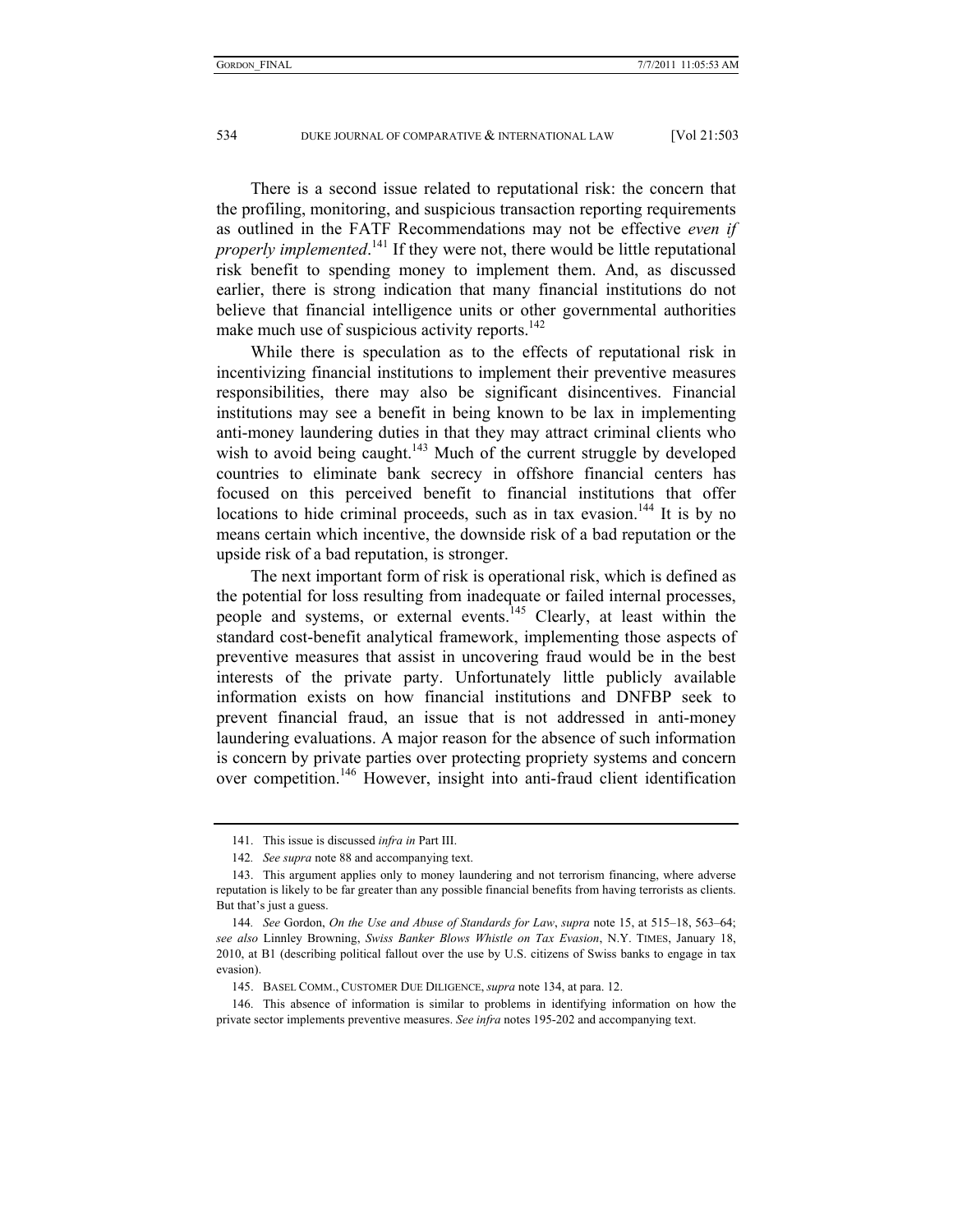There is a second issue related to reputational risk: the concern that the profiling, monitoring, and suspicious transaction reporting requirements as outlined in the FATF Recommendations may not be effective *even if properly implemented*.[141] If they were not, there would be little reputational risk benefit to spending money to implement them. And, as discussed earlier, there is strong indication that many financial institutions do not believe that financial intelligence units or other governmental authorities make much use of suspicious activity reports.[142]

While there is speculation as to the effects of reputational risk in incentivizing financial institutions to implement their preventive measures responsibilities, there may also be significant disincentives. Financial institutions may see a benefit in being known to be lax in implementing anti-money laundering duties in that they may attract criminal clients who wish to avoid being caught.[143] Much of the current struggle by developed countries to eliminate bank secrecy in offshore financial centers has focused on this perceived benefit to financial institutions that offer locations to hide criminal proceeds, such as in tax evasion.[144] It is by no means certain which incentive, the downside risk of a bad reputation or the upside risk of a bad reputation, is stronger.

The next important form of risk is operational risk, which is defined as the potential for loss resulting from inadequate or failed internal processes, people and systems, or external events.[145] Clearly, at least within the standard cost-benefit analytical framework, implementing those aspects of preventive measures that assist in uncovering fraud would be in the best interests of the private party. Unfortunately little publicly available information exists on how financial institutions and DNFBP seek to prevent financial fraud, an issue that is not addressed in anti-money laundering evaluations. A major reason for the absence of such information is concern by private parties over protecting propriety systems and concern over competition.[146] However, insight into anti-fraud client identification

---

141. This issue is discussed *infra in* Part III.

142. *See supra* note 88 and accompanying text.

143. This argument applies only to money laundering and not terrorism financing, where adverse reputation is likely to be far greater than any possible financial benefits from having terrorists as clients. But that's just a guess.

144. *See* Gordon, *On the Use and Abuse of Standards for Law*, *supra* note 15, at 515–18, 563–64; *see also* Linnley Browning, *Swiss Banker Blows Whistle on Tax Evasion*, N.Y. TIMES, January 18, 2010, at B1 (describing political fallout over the use by U.S. citizens of Swiss banks to engage in tax evasion).

145. BASEL COMM., CUSTOMER DUE DILIGENCE, *supra* note 134, at para. 12.

146. This absence of information is similar to problems in identifying information on how the private sector implements preventive measures. *See infra* notes 195-202 and accompanying text.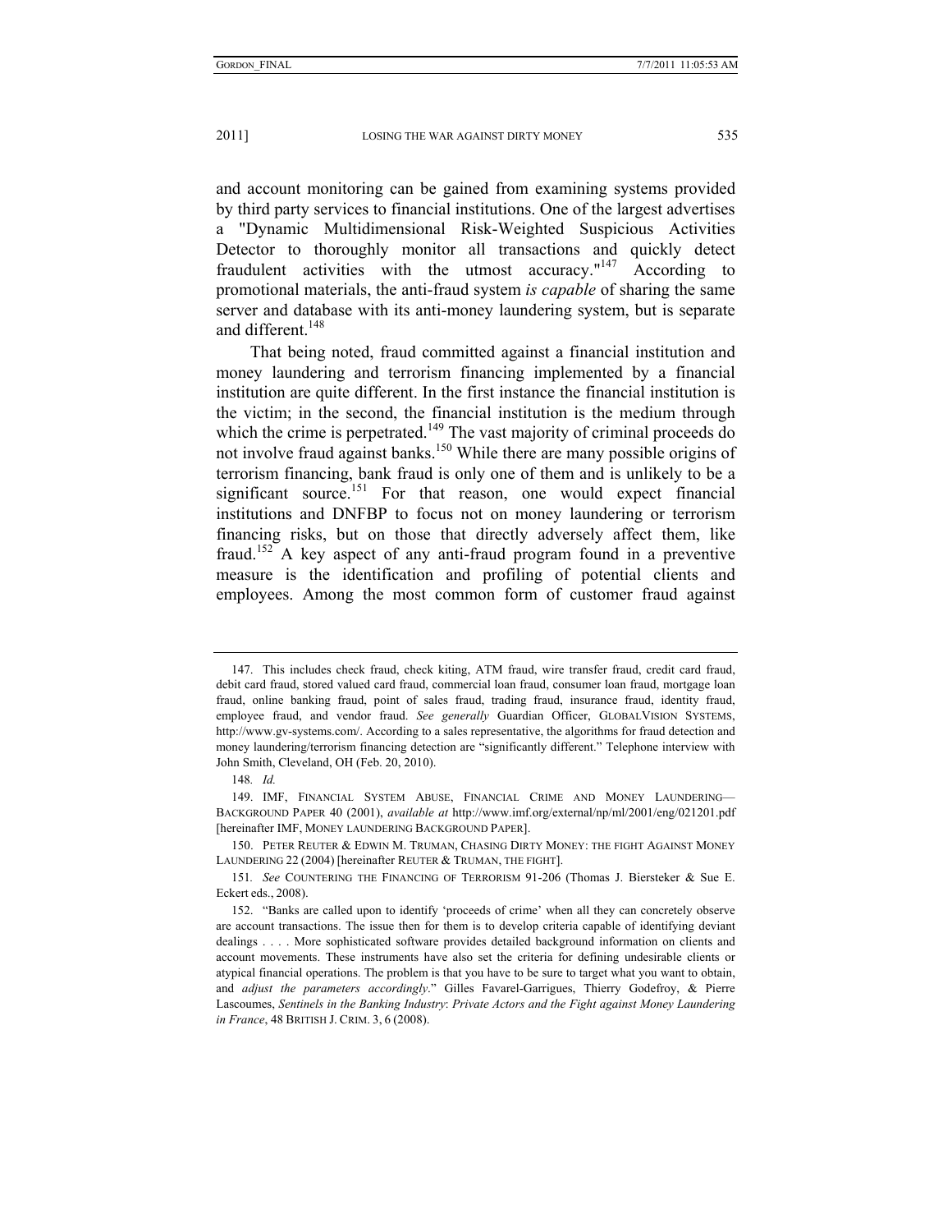and account monitoring can be gained from examining systems provided by third party services to financial institutions. One of the largest advertises a "Dynamic Multidimensional Risk-Weighted Suspicious Activities Detector to thoroughly monitor all transactions and quickly detect fraudulent activities with the utmost accuracy."[147] According to promotional materials, the anti-fraud system *is capable* of sharing the same server and database with its anti-money laundering system, but is separate and different.[148]

That being noted, fraud committed against a financial institution and money laundering and terrorism financing implemented by a financial institution are quite different. In the first instance the financial institution is the victim; in the second, the financial institution is the medium through which the crime is perpetrated.[149] The vast majority of criminal proceeds do not involve fraud against banks.[150] While there are many possible origins of terrorism financing, bank fraud is only one of them and is unlikely to be a significant source.[151] For that reason, one would expect financial institutions and DNFBP to focus not on money laundering or terrorism financing risks, but on those that directly adversely affect them, like fraud.[152] A key aspect of any anti-fraud program found in a preventive measure is the identification and profiling of potential clients and employees. Among the most common form of customer fraud against

---

147. This includes check fraud, check kiting, ATM fraud, wire transfer fraud, credit card fraud, debit card fraud, stored valued card fraud, commercial loan fraud, consumer loan fraud, mortgage loan fraud, online banking fraud, point of sales fraud, trading fraud, insurance fraud, identity fraud, employee fraud, and vendor fraud. *See generally* Guardian Officer, GLOBALVISION SYSTEMS, http://www.gv-systems.com/. According to a sales representative, the algorithms for fraud detection and money laundering/terrorism financing detection are "significantly different." Telephone interview with John Smith, Cleveland, OH (Feb. 20, 2010).

148. *Id.*

149. IMF, FINANCIAL SYSTEM ABUSE, FINANCIAL CRIME AND MONEY LAUNDERING—BACKGROUND PAPER 40 (2001), *available at* http://www.imf.org/external/np/ml/2001/eng/021201.pdf [hereinafter IMF, MONEY LAUNDERING BACKGROUND PAPER].

150. PETER REUTER & EDWIN M. TRUMAN, CHASING DIRTY MONEY: THE FIGHT AGAINST MONEY LAUNDERING 22 (2004) [hereinafter REUTER & TRUMAN, THE FIGHT].

151. *See* COUNTERING THE FINANCING OF TERRORISM 91-206 (Thomas J. Biersteker & Sue E. Eckert eds., 2008).

152. "Banks are called upon to identify 'proceeds of crime' when all they can concretely observe are account transactions. The issue then for them is to develop criteria capable of identifying deviant dealings . . . . More sophisticated software provides detailed background information on clients and account movements. These instruments have also set the criteria for defining undesirable clients or atypical financial operations. The problem is that you have to be sure to target what you want to obtain, and *adjust the parameters accordingly*." Gilles Favarel-Garrigues, Thierry Godefroy, & Pierre Lascoumes, *Sentinels in the Banking Industry: Private Actors and the Fight against Money Laundering in France*, 48 BRITISH J. CRIM. 3, 6 (2008).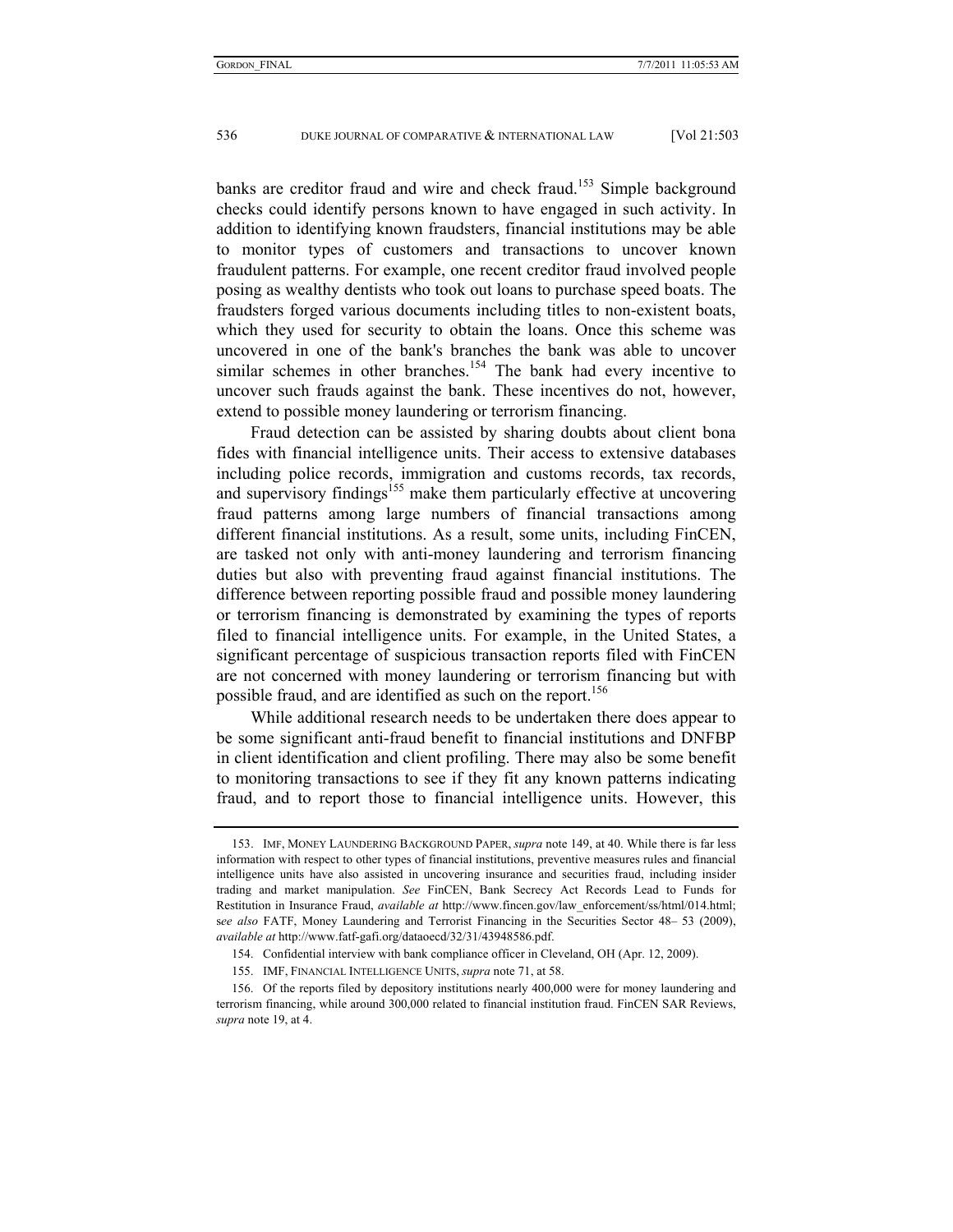banks are creditor fraud and wire and check fraud.[153] Simple background checks could identify persons known to have engaged in such activity. In addition to identifying known fraudsters, financial institutions may be able to monitor types of customers and transactions to uncover known fraudulent patterns. For example, one recent creditor fraud involved people posing as wealthy dentists who took out loans to purchase speed boats. The fraudsters forged various documents including titles to non-existent boats, which they used for security to obtain the loans. Once this scheme was uncovered in one of the bank's branches the bank was able to uncover similar schemes in other branches.[154] The bank had every incentive to uncover such frauds against the bank. These incentives do not, however, extend to possible money laundering or terrorism financing.

Fraud detection can be assisted by sharing doubts about client bona fides with financial intelligence units. Their access to extensive databases including police records, immigration and customs records, tax records, and supervisory findings[155] make them particularly effective at uncovering fraud patterns among large numbers of financial transactions among different financial institutions. As a result, some units, including FinCEN, are tasked not only with anti-money laundering and terrorism financing duties but also with preventing fraud against financial institutions. The difference between reporting possible fraud and possible money laundering or terrorism financing is demonstrated by examining the types of reports filed to financial intelligence units. For example, in the United States, a significant percentage of suspicious transaction reports filed with FinCEN are not concerned with money laundering or terrorism financing but with possible fraud, and are identified as such on the report.[156]

While additional research needs to be undertaken there does appear to be some significant anti-fraud benefit to financial institutions and DNFBP in client identification and client profiling. There may also be some benefit to monitoring transactions to see if they fit any known patterns indicating fraud, and to report those to financial intelligence units. However, this

---

153. IMF, MONEY LAUNDERING BACKGROUND PAPER, *supra* note 149, at 40. While there is far less information with respect to other types of financial institutions, preventive measures rules and financial intelligence units have also assisted in uncovering insurance and securities fraud, including insider trading and market manipulation. *See* FinCEN, Bank Secrecy Act Records Lead to Funds for Restitution in Insurance Fraud, *available at* http://www.fincen.gov/law_enforcement/ss/html/014.html; s*ee also* FATF, Money Laundering and Terrorist Financing in the Securities Sector 48– 53 (2009), *available at* http://www.fatf-gafi.org/dataoecd/32/31/43948586.pdf.

154. Confidential interview with bank compliance officer in Cleveland, OH (Apr. 12, 2009).

155. IMF, FINANCIAL INTELLIGENCE UNITS, *supra* note 71, at 58.

156. Of the reports filed by depository institutions nearly 400,000 were for money laundering and terrorism financing, while around 300,000 related to financial institution fraud. FinCEN SAR Reviews, *supra* note 19, at 4.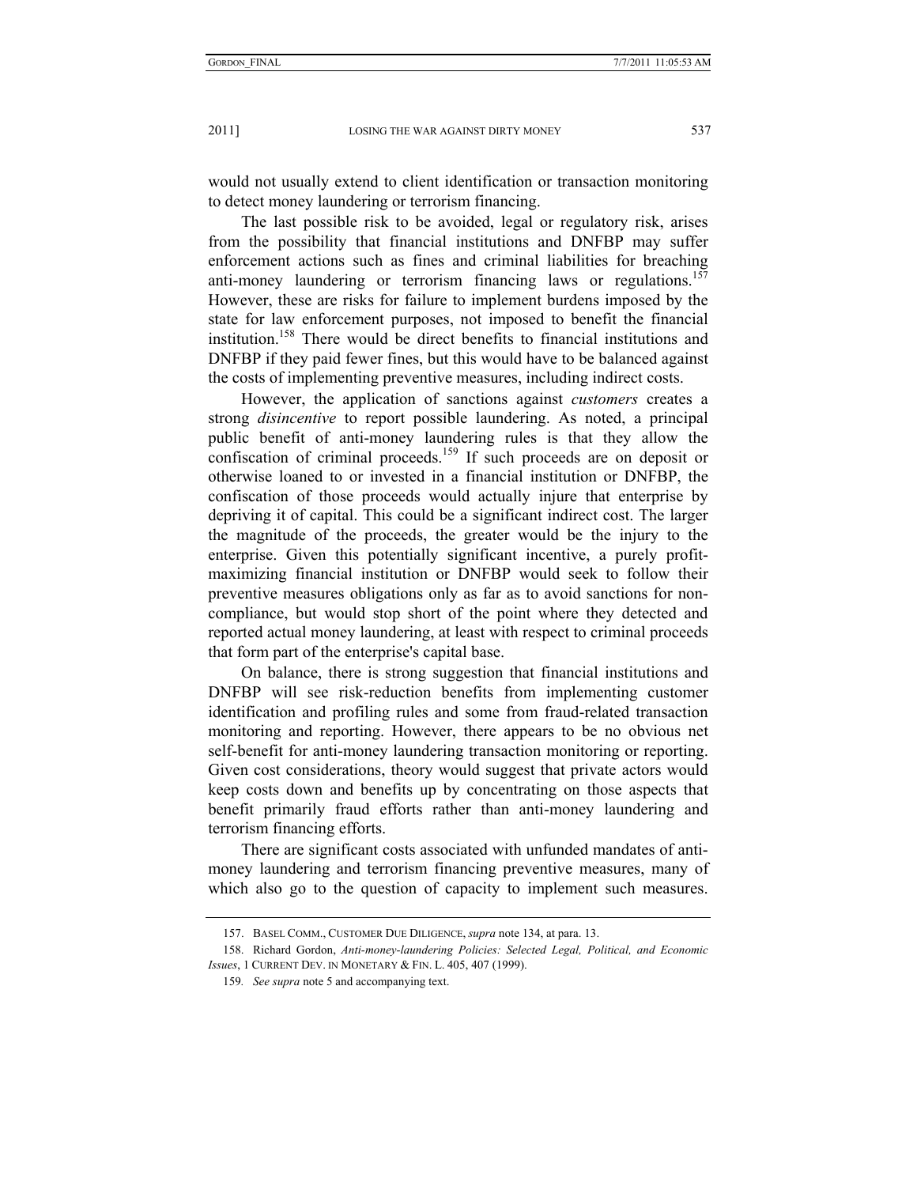would not usually extend to client identification or transaction monitoring to detect money laundering or terrorism financing.

The last possible risk to be avoided, legal or regulatory risk, arises from the possibility that financial institutions and DNFBP may suffer enforcement actions such as fines and criminal liabilities for breaching anti-money laundering or terrorism financing laws or regulations.[157] However, these are risks for failure to implement burdens imposed by the state for law enforcement purposes, not imposed to benefit the financial institution.[158] There would be direct benefits to financial institutions and DNFBP if they paid fewer fines, but this would have to be balanced against the costs of implementing preventive measures, including indirect costs.

However, the application of sanctions against *customers* creates a strong *disincentive* to report possible laundering. As noted, a principal public benefit of anti-money laundering rules is that they allow the confiscation of criminal proceeds.[159] If such proceeds are on deposit or otherwise loaned to or invested in a financial institution or DNFBP, the confiscation of those proceeds would actually injure that enterprise by depriving it of capital. This could be a significant indirect cost. The larger the magnitude of the proceeds, the greater would be the injury to the enterprise. Given this potentially significant incentive, a purely profit-maximizing financial institution or DNFBP would seek to follow their preventive measures obligations only as far as to avoid sanctions for non-compliance, but would stop short of the point where they detected and reported actual money laundering, at least with respect to criminal proceeds that form part of the enterprise's capital base.

On balance, there is strong suggestion that financial institutions and DNFBP will see risk-reduction benefits from implementing customer identification and profiling rules and some from fraud-related transaction monitoring and reporting. However, there appears to be no obvious net self-benefit for anti-money laundering transaction monitoring or reporting. Given cost considerations, theory would suggest that private actors would keep costs down and benefits up by concentrating on those aspects that benefit primarily fraud efforts rather than anti-money laundering and terrorism financing efforts.

There are significant costs associated with unfunded mandates of anti-money laundering and terrorism financing preventive measures, many of which also go to the question of capacity to implement such measures.

---

157. BASEL COMM., CUSTOMER DUE DILIGENCE, *supra* note 134, at para. 13.

158. Richard Gordon, *Anti-money-laundering Policies: Selected Legal, Political, and Economic Issues*, 1 CURRENT DEV. IN MONETARY & FIN. L. 405, 407 (1999).

159. *See supra* note 5 and accompanying text.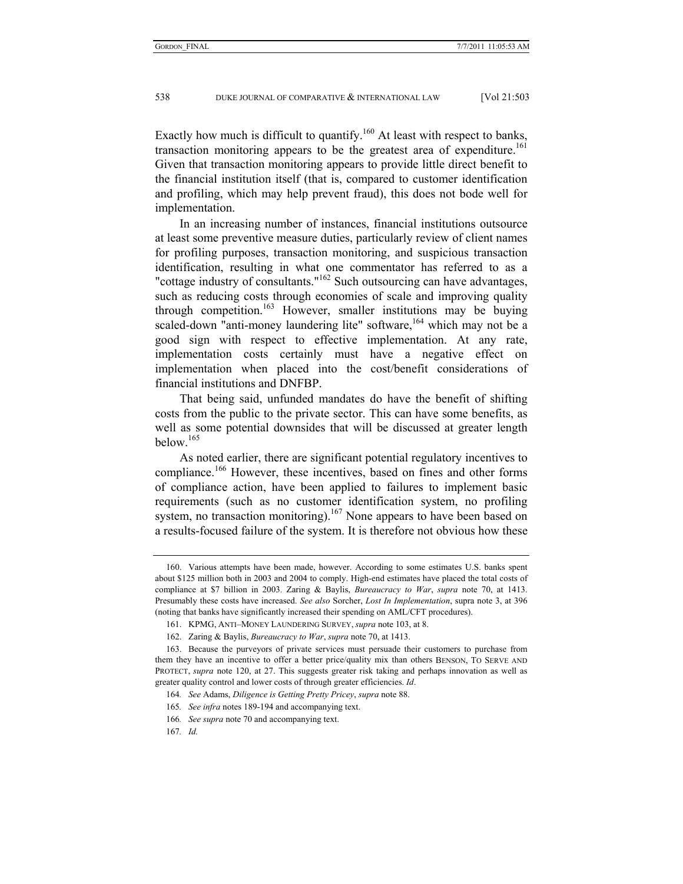Exactly how much is difficult to quantify.[160] At least with respect to banks, transaction monitoring appears to be the greatest area of expenditure.[161] Given that transaction monitoring appears to provide little direct benefit to the financial institution itself (that is, compared to customer identification and profiling, which may help prevent fraud), this does not bode well for implementation.

In an increasing number of instances, financial institutions outsource at least some preventive measure duties, particularly review of client names for profiling purposes, transaction monitoring, and suspicious transaction identification, resulting in what one commentator has referred to as a "cottage industry of consultants."[162] Such outsourcing can have advantages, such as reducing costs through economies of scale and improving quality through competition.[163] However, smaller institutions may be buying scaled-down "anti-money laundering lite" software,[164] which may not be a good sign with respect to effective implementation. At any rate, implementation costs certainly must have a negative effect on implementation when placed into the cost/benefit considerations of financial institutions and DNFBP.

That being said, unfunded mandates do have the benefit of shifting costs from the public to the private sector. This can have some benefits, as well as some potential downsides that will be discussed at greater length below.[165]

As noted earlier, there are significant potential regulatory incentives to compliance.[166] However, these incentives, based on fines and other forms of compliance action, have been applied to failures to implement basic requirements (such as no customer identification system, no profiling system, no transaction monitoring).[167] None appears to have been based on a results-focused failure of the system. It is therefore not obvious how these

---

160. Various attempts have been made, however. According to some estimates U.S. banks spent about $125 million both in 2003 and 2004 to comply. High-end estimates have placed the total costs of compliance at $7 billion in 2003. Zaring & Baylis, *Bureaucracy to War*, *supra* note 70, at 1413. Presumably these costs have increased. *See also* Sorcher, *Lost In Implementation*, supra note 3, at 396 (noting that banks have significantly increased their spending on AML/CFT procedures).

161. KPMG, ANTI–MONEY LAUNDERING SURVEY, *supra* note 103, at 8.

162. Zaring & Baylis, *Bureaucracy to War*, *supra* note 70, at 1413.

163. Because the purveyors of private services must persuade their customers to purchase from them they have an incentive to offer a better price/quality mix than others BENSON, TO SERVE AND PROTECT, *supra* note 120, at 27. This suggests greater risk taking and perhaps innovation as well as greater quality control and lower costs of through greater efficiencies. *Id*.

164. *See* Adams, *Diligence is Getting Pretty Pricey*, *supra* note 88.

165. *See infra* notes 189-194 and accompanying text.

166. *See supra* note 70 and accompanying text.

167. *Id.*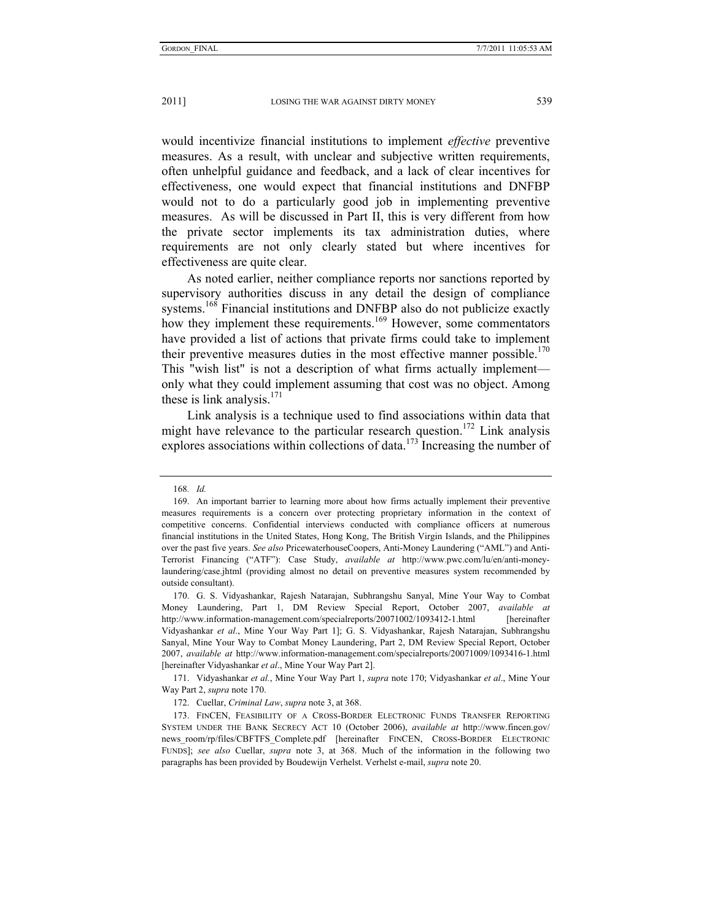would incentivize financial institutions to implement *effective* preventive measures. As a result, with unclear and subjective written requirements, often unhelpful guidance and feedback, and a lack of clear incentives for effectiveness, one would expect that financial institutions and DNFBP would not to do a particularly good job in implementing preventive measures. As will be discussed in Part II, this is very different from how the private sector implements its tax administration duties, where requirements are not only clearly stated but where incentives for effectiveness are quite clear.

As noted earlier, neither compliance reports nor sanctions reported by supervisory authorities discuss in any detail the design of compliance systems.[168] Financial institutions and DNFBP also do not publicize exactly how they implement these requirements.[169] However, some commentators have provided a list of actions that private firms could take to implement their preventive measures duties in the most effective manner possible.[170] This "wish list" is not a description of what firms actually implement—only what they could implement assuming that cost was no object. Among these is link analysis.[171]

Link analysis is a technique used to find associations within data that might have relevance to the particular research question.[172] Link analysis explores associations within collections of data.[173] Increasing the number of

---

168. *Id.*

169. An important barrier to learning more about how firms actually implement their preventive measures requirements is a concern over protecting proprietary information in the context of competitive concerns. Confidential interviews conducted with compliance officers at numerous financial institutions in the United States, Hong Kong, The British Virgin Islands, and the Philippines over the past five years. *See also* PricewaterhouseCoopers, Anti-Money Laundering ("AML") and Anti-Terrorist Financing ("ATF"): Case Study, *available at* http://www.pwc.com/lu/en/anti-money-laundering/case.jhtml (providing almost no detail on preventive measures system recommended by outside consultant).

170. G. S. Vidyashankar, Rajesh Natarajan, Subhrangshu Sanyal, Mine Your Way to Combat Money Laundering, Part 1, DM Review Special Report, October 2007, *available at* http://www.information-management.com/specialreports/20071002/1093412-1.html [hereinafter Vidyashankar *et al*., Mine Your Way Part 1]; G. S. Vidyashankar, Rajesh Natarajan, Subhrangshu Sanyal, Mine Your Way to Combat Money Laundering, Part 2, DM Review Special Report, October 2007, *available at* http://www.information-management.com/specialreports/20071009/1093416-1.html [hereinafter Vidyashankar *et al*., Mine Your Way Part 2].

171. Vidyashankar *et al.*, Mine Your Way Part 1, *supra* note 170; Vidyashankar *et al*., Mine Your Way Part 2, *supra* note 170.

172. Cuellar, *Criminal Law*, *supra* note 3, at 368.

173. FINCEN, FEASIBILITY OF A CROSS-BORDER ELECTRONIC FUNDS TRANSFER REPORTING SYSTEM UNDER THE BANK SECRECY ACT 10 (October 2006), *available at* http://www.fincen.gov/news_room/rp/files/CBFTFS_Complete.pdf [hereinafter FINCEN, CROSS-BORDER ELECTRONIC FUNDS]; *see also* Cuellar, *supra* note 3, at 368. Much of the information in the following two paragraphs has been provided by Boudewijn Verhelst. Verhelst e-mail, *supra* note 20.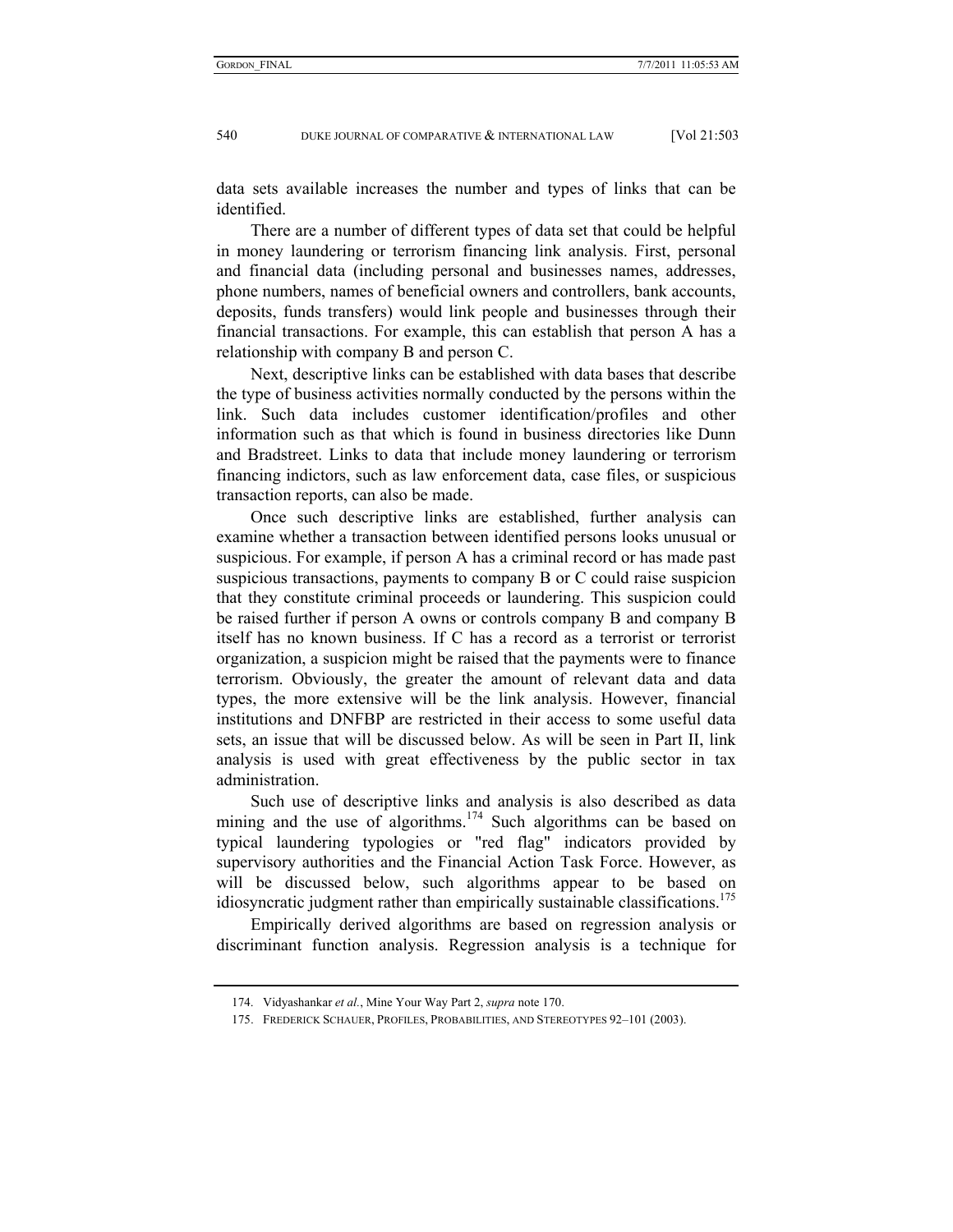data sets available increases the number and types of links that can be identified.

There are a number of different types of data set that could be helpful in money laundering or terrorism financing link analysis. First, personal and financial data (including personal and businesses names, addresses, phone numbers, names of beneficial owners and controllers, bank accounts, deposits, funds transfers) would link people and businesses through their financial transactions. For example, this can establish that person A has a relationship with company B and person C.

Next, descriptive links can be established with data bases that describe the type of business activities normally conducted by the persons within the link. Such data includes customer identification/profiles and other information such as that which is found in business directories like Dunn and Bradstreet. Links to data that include money laundering or terrorism financing indictors, such as law enforcement data, case files, or suspicious transaction reports, can also be made.

Once such descriptive links are established, further analysis can examine whether a transaction between identified persons looks unusual or suspicious. For example, if person A has a criminal record or has made past suspicious transactions, payments to company B or C could raise suspicion that they constitute criminal proceeds or laundering. This suspicion could be raised further if person A owns or controls company B and company B itself has no known business. If C has a record as a terrorist or terrorist organization, a suspicion might be raised that the payments were to finance terrorism. Obviously, the greater the amount of relevant data and data types, the more extensive will be the link analysis. However, financial institutions and DNFBP are restricted in their access to some useful data sets, an issue that will be discussed below. As will be seen in Part II, link analysis is used with great effectiveness by the public sector in tax administration.

Such use of descriptive links and analysis is also described as data mining and the use of algorithms.[174] Such algorithms can be based on typical laundering typologies or "red flag" indicators provided by supervisory authorities and the Financial Action Task Force. However, as will be discussed below, such algorithms appear to be based on idiosyncratic judgment rather than empirically sustainable classifications.[175]

Empirically derived algorithms are based on regression analysis or discriminant function analysis. Regression analysis is a technique for

---

174. Vidyashankar *et al.*, Mine Your Way Part 2, *supra* note 170.

175. FREDERICK SCHAUER, PROFILES, PROBABILITIES, AND STEREOTYPES 92–101 (2003).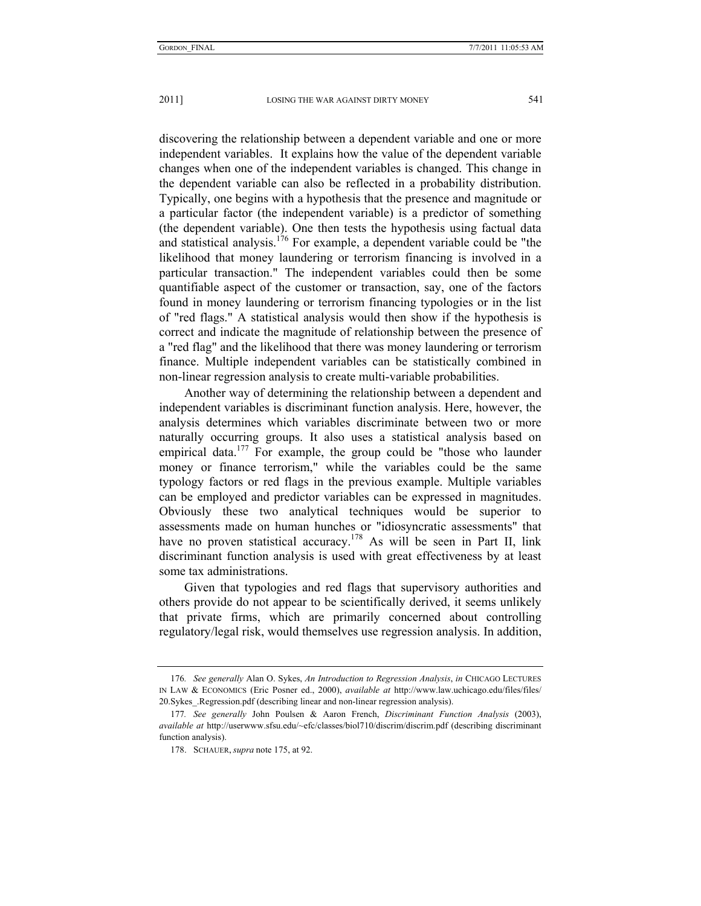discovering the relationship between a dependent variable and one or more independent variables. It explains how the value of the dependent variable changes when one of the independent variables is changed. This change in the dependent variable can also be reflected in a probability distribution. Typically, one begins with a hypothesis that the presence and magnitude or a particular factor (the independent variable) is a predictor of something (the dependent variable). One then tests the hypothesis using factual data and statistical analysis.[176] For example, a dependent variable could be "the likelihood that money laundering or terrorism financing is involved in a particular transaction." The independent variables could then be some quantifiable aspect of the customer or transaction, say, one of the factors found in money laundering or terrorism financing typologies or in the list of "red flags." A statistical analysis would then show if the hypothesis is correct and indicate the magnitude of relationship between the presence of a "red flag" and the likelihood that there was money laundering or terrorism finance. Multiple independent variables can be statistically combined in non-linear regression analysis to create multi-variable probabilities.

Another way of determining the relationship between a dependent and independent variables is discriminant function analysis. Here, however, the analysis determines which variables discriminate between two or more naturally occurring groups. It also uses a statistical analysis based on empirical data.[177] For example, the group could be "those who launder money or finance terrorism," while the variables could be the same typology factors or red flags in the previous example. Multiple variables can be employed and predictor variables can be expressed in magnitudes. Obviously these two analytical techniques would be superior to assessments made on human hunches or "idiosyncratic assessments" that have no proven statistical accuracy.[178] As will be seen in Part II, link discriminant function analysis is used with great effectiveness by at least some tax administrations.

Given that typologies and red flags that supervisory authorities and others provide do not appear to be scientifically derived, it seems unlikely that private firms, which are primarily concerned about controlling regulatory/legal risk, would themselves use regression analysis. In addition,

---

176. *See generally* Alan O. Sykes, *An Introduction to Regression Analysis*, *in* CHICAGO LECTURES IN LAW & ECONOMICS (Eric Posner ed., 2000), *available at* http://www.law.uchicago.edu/files/files/20.Sykes_.Regression.pdf (describing linear and non-linear regression analysis).

177. *See generally* John Poulsen & Aaron French, *Discriminant Function Analysis* (2003), *available at* http://userwww.sfsu.edu/~efc/classes/biol710/discrim/discrim.pdf (describing discriminant function analysis).

178. SCHAUER, *supra* note 175, at 92.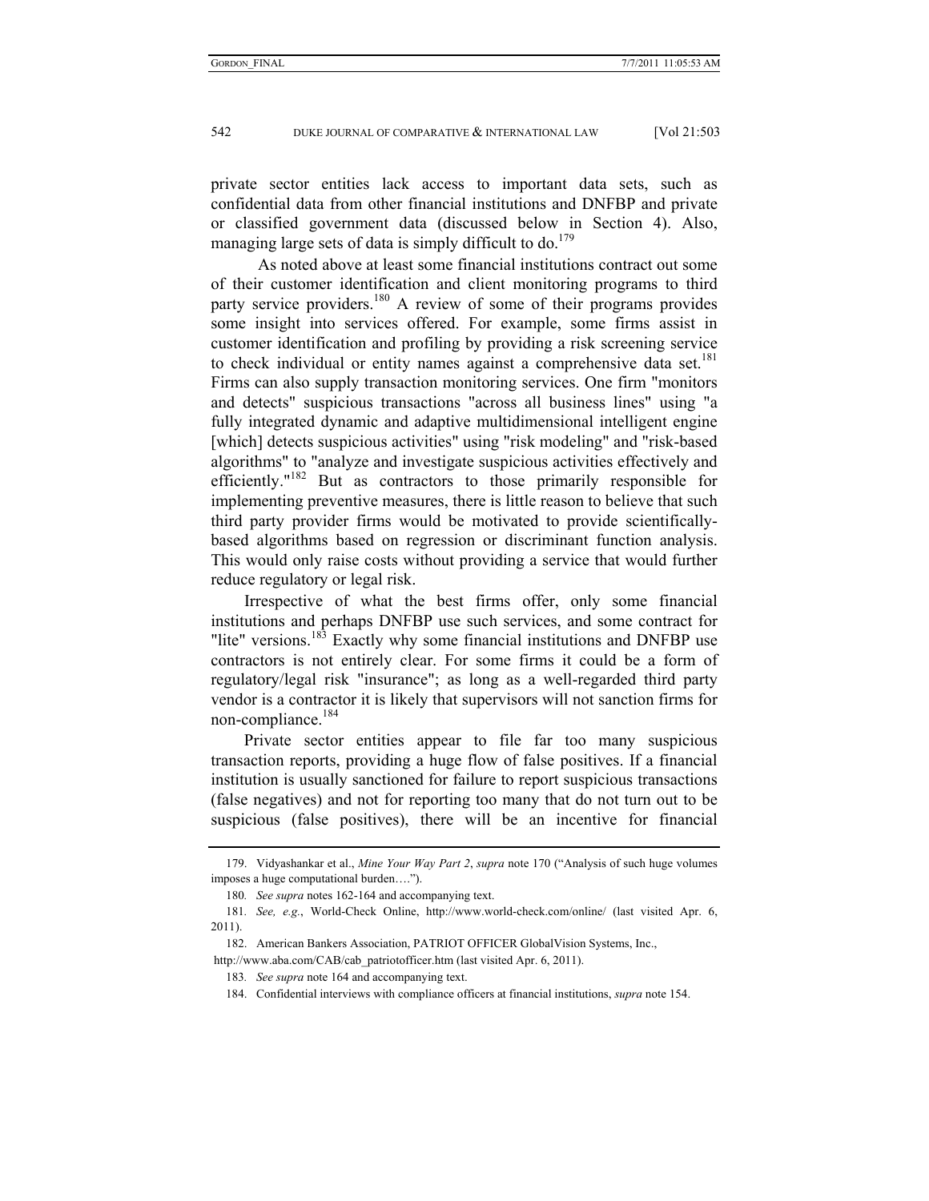private sector entities lack access to important data sets, such as confidential data from other financial institutions and DNFBP and private or classified government data (discussed below in Section 4). Also, managing large sets of data is simply difficult to do.[179]

As noted above at least some financial institutions contract out some of their customer identification and client monitoring programs to third party service providers.[180] A review of some of their programs provides some insight into services offered. For example, some firms assist in customer identification and profiling by providing a risk screening service to check individual or entity names against a comprehensive data set.[181] Firms can also supply transaction monitoring services. One firm "monitors and detects" suspicious transactions "across all business lines" using "a fully integrated dynamic and adaptive multidimensional intelligent engine [which] detects suspicious activities" using "risk modeling" and "risk-based algorithms" to "analyze and investigate suspicious activities effectively and efficiently."[182] But as contractors to those primarily responsible for implementing preventive measures, there is little reason to believe that such third party provider firms would be motivated to provide scientifically-based algorithms based on regression or discriminant function analysis. This would only raise costs without providing a service that would further reduce regulatory or legal risk.

Irrespective of what the best firms offer, only some financial institutions and perhaps DNFBP use such services, and some contract for "lite" versions.[183] Exactly why some financial institutions and DNFBP use contractors is not entirely clear. For some firms it could be a form of regulatory/legal risk "insurance"; as long as a well-regarded third party vendor is a contractor it is likely that supervisors will not sanction firms for non-compliance.[184]

Private sector entities appear to file far too many suspicious transaction reports, providing a huge flow of false positives. If a financial institution is usually sanctioned for failure to report suspicious transactions (false negatives) and not for reporting too many that do not turn out to be suspicious (false positives), there will be an incentive for financial

---

179. Vidyashankar et al., *Mine Your Way Part 2*, *supra* note 170 ("Analysis of such huge volumes imposes a huge computational burden….").

180. *See supra* notes 162-164 and accompanying text.

181. *See, e.g.*, World-Check Online, http://www.world-check.com/online/ (last visited Apr. 6, 2011).

182. American Bankers Association, PATRIOT OFFICER GlobalVision Systems, Inc., http://www.aba.com/CAB/cab_patriotofficer.htm (last visited Apr. 6, 2011).

183. *See supra* note 164 and accompanying text.

184. Confidential interviews with compliance officers at financial institutions, *supra* note 154.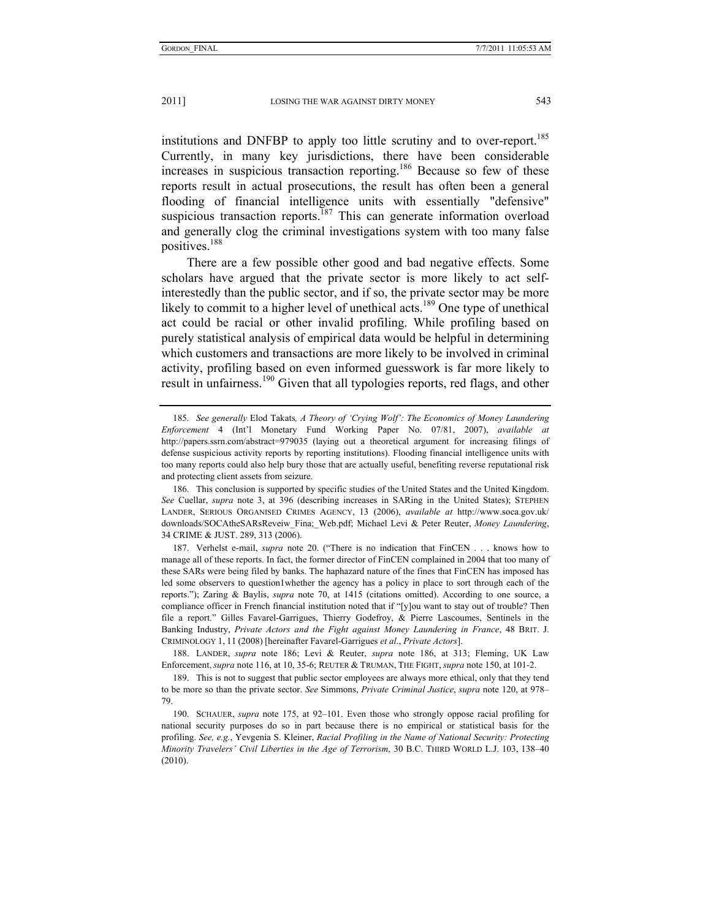institutions and DNFBP to apply too little scrutiny and to over-report.[185] Currently, in many key jurisdictions, there have been considerable increases in suspicious transaction reporting.[186] Because so few of these reports result in actual prosecutions, the result has often been a general flooding of financial intelligence units with essentially "defensive" suspicious transaction reports.[187] This can generate information overload and generally clog the criminal investigations system with too many false positives.[188]

There are a few possible other good and bad negative effects. Some scholars have argued that the private sector is more likely to act self-interestedly than the public sector, and if so, the private sector may be more likely to commit to a higher level of unethical acts.[189] One type of unethical act could be racial or other invalid profiling. While profiling based on purely statistical analysis of empirical data would be helpful in determining which customers and transactions are more likely to be involved in criminal activity, profiling based on even informed guesswork is far more likely to result in unfairness.[190] Given that all typologies reports, red flags, and other

---

185. *See generally* Elod Takats*, A Theory of 'Crying Wolf': The Economics of Money Laundering Enforcement* 4 (Int'l Monetary Fund Working Paper No. 07/81, 2007), *available at* http://papers.ssrn.com/abstract=979035 (laying out a theoretical argument for increasing filings of defense suspicious activity reports by reporting institutions). Flooding financial intelligence units with too many reports could also help bury those that are actually useful, benefiting reverse reputational risk and protecting client assets from seizure.

186. This conclusion is supported by specific studies of the United States and the United Kingdom. *See* Cuellar, *supra* note 3, at 396 (describing increases in SARing in the United States); STEPHEN LANDER, SERIOUS ORGANISED CRIMES AGENCY, 13 (2006), *available at* http://www.soca.gov.uk/downloads/SOCAtheSARsReveiw_Fina;_Web.pdf; Michael Levi & Peter Reuter, *Money Laundering*, 34 CRIME & JUST. 289, 313 (2006).

187. Verhelst e-mail, *supra* note 20. ("There is no indication that FinCEN . . . knows how to manage all of these reports. In fact, the former director of FinCEN complained in 2004 that too many of these SARs were being filed by banks. The haphazard nature of the fines that FinCEN has imposed has led some observers to question1whether the agency has a policy in place to sort through each of the reports."); Zaring & Baylis, *supra* note 70, at 1415 (citations omitted). According to one source, a compliance officer in French financial institution noted that if "[y]ou want to stay out of trouble? Then file a report." Gilles Favarel-Garrigues, Thierry Godefroy, & Pierre Lascoumes, Sentinels in the Banking Industry, *Private Actors and the Fight against Money Laundering in France*, 48 BRIT. J. CRIMINOLOGY 1, 11 (2008) [hereinafter Favarel-Garrigues *et al*., *Private Actors*].

188. LANDER, *supra* note 186; Levi & Reuter, *supra* note 186, at 313; Fleming, UK Law Enforcement, *supra* note 116, at 10, 35-6; REUTER & TRUMAN, THE FIGHT, *supra* note 150, at 101-2.

189. This is not to suggest that public sector employees are always more ethical, only that they tend to be more so than the private sector. *See* Simmons, *Private Criminal Justice*, *supra* note 120, at 978–79.

190. SCHAUER, *supra* note 175, at 92–101. Even those who strongly oppose racial profiling for national security purposes do so in part because there is no empirical or statistical basis for the profiling. *See, e.g.*, Yevgenia S. Kleiner, *Racial Profiling in the Name of National Security: Protecting Minority Travelers' Civil Liberties in the Age of Terrorism*, 30 B.C. THIRD WORLD L.J. 103, 138–40 (2010).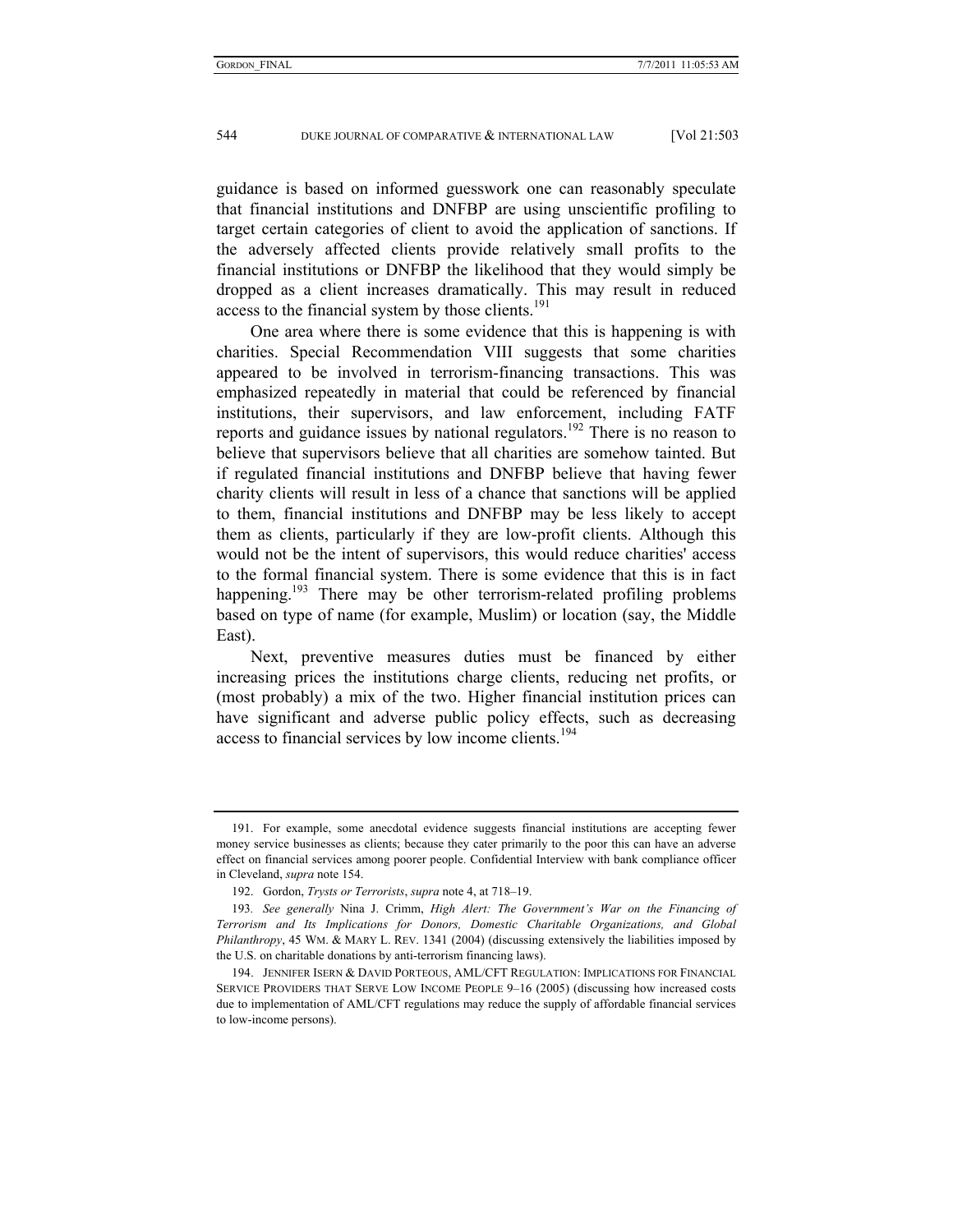guidance is based on informed guesswork one can reasonably speculate that financial institutions and DNFBP are using unscientific profiling to target certain categories of client to avoid the application of sanctions. If the adversely affected clients provide relatively small profits to the financial institutions or DNFBP the likelihood that they would simply be dropped as a client increases dramatically. This may result in reduced access to the financial system by those clients.[191]

One area where there is some evidence that this is happening is with charities. Special Recommendation VIII suggests that some charities appeared to be involved in terrorism-financing transactions. This was emphasized repeatedly in material that could be referenced by financial institutions, their supervisors, and law enforcement, including FATF reports and guidance issues by national regulators.[192] There is no reason to believe that supervisors believe that all charities are somehow tainted. But if regulated financial institutions and DNFBP believe that having fewer charity clients will result in less of a chance that sanctions will be applied to them, financial institutions and DNFBP may be less likely to accept them as clients, particularly if they are low-profit clients. Although this would not be the intent of supervisors, this would reduce charities' access to the formal financial system. There is some evidence that this is in fact happening.[193] There may be other terrorism-related profiling problems based on type of name (for example, Muslim) or location (say, the Middle East).

Next, preventive measures duties must be financed by either increasing prices the institutions charge clients, reducing net profits, or (most probably) a mix of the two. Higher financial institution prices can have significant and adverse public policy effects, such as decreasing access to financial services by low income clients.[194]

---

191. For example, some anecdotal evidence suggests financial institutions are accepting fewer money service businesses as clients; because they cater primarily to the poor this can have an adverse effect on financial services among poorer people. Confidential Interview with bank compliance officer in Cleveland, *supra* note 154.

192. Gordon, *Trysts or Terrorists*, *supra* note 4, at 718–19.

193. *See generally* Nina J. Crimm, *High Alert: The Government's War on the Financing of Terrorism and Its Implications for Donors, Domestic Charitable Organizations, and Global Philanthropy*, 45 WM. & MARY L. REV. 1341 (2004) (discussing extensively the liabilities imposed by the U.S. on charitable donations by anti-terrorism financing laws).

194. JENNIFER ISERN & DAVID PORTEOUS, AML/CFT REGULATION: IMPLICATIONS FOR FINANCIAL SERVICE PROVIDERS THAT SERVE LOW INCOME PEOPLE 9–16 (2005) (discussing how increased costs due to implementation of AML/CFT regulations may reduce the supply of affordable financial services to low-income persons).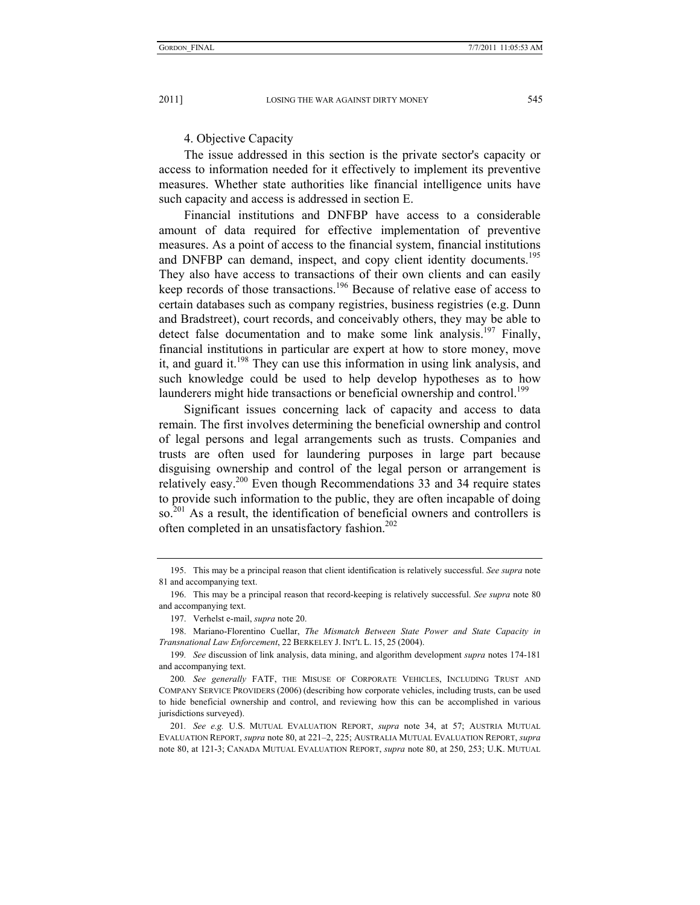4. Objective Capacity

The issue addressed in this section is the private sector's capacity or access to information needed for it effectively to implement its preventive measures. Whether state authorities like financial intelligence units have such capacity and access is addressed in section E.

Financial institutions and DNFBP have access to a considerable amount of data required for effective implementation of preventive measures. As a point of access to the financial system, financial institutions and DNFBP can demand, inspect, and copy client identity documents.[195] They also have access to transactions of their own clients and can easily keep records of those transactions.[196] Because of relative ease of access to certain databases such as company registries, business registries (e.g. Dunn and Bradstreet), court records, and conceivably others, they may be able to detect false documentation and to make some link analysis.[197] Finally, financial institutions in particular are expert at how to store money, move it, and guard it.[198] They can use this information in using link analysis, and such knowledge could be used to help develop hypotheses as to how launderers might hide transactions or beneficial ownership and control.[199]

Significant issues concerning lack of capacity and access to data remain. The first involves determining the beneficial ownership and control of legal persons and legal arrangements such as trusts. Companies and trusts are often used for laundering purposes in large part because disguising ownership and control of the legal person or arrangement is relatively easy.[200] Even though Recommendations 33 and 34 require states to provide such information to the public, they are often incapable of doing so.[201] As a result, the identification of beneficial owners and controllers is often completed in an unsatisfactory fashion.[202]

---

195. This may be a principal reason that client identification is relatively successful. *See supra* note 81 and accompanying text.

196. This may be a principal reason that record-keeping is relatively successful. *See supra* note 80 and accompanying text.

197. Verhelst e-mail, *supra* note 20.

198. Mariano-Florentino Cuellar, *The Mismatch Between State Power and State Capacity in Transnational Law Enforcement*, 22 BERKELEY J. INT'L L. 15, 25 (2004).

199. *See* discussion of link analysis, data mining, and algorithm development *supra* notes 174-181 and accompanying text.

200. *See generally* FATF, THE MISUSE OF CORPORATE VEHICLES, INCLUDING TRUST AND COMPANY SERVICE PROVIDERS (2006) (describing how corporate vehicles, including trusts, can be used to hide beneficial ownership and control, and reviewing how this can be accomplished in various jurisdictions surveyed).

201. *See e.g.* U.S. MUTUAL EVALUATION REPORT, *supra* note 34, at 57; AUSTRIA MUTUAL EVALUATION REPORT, *supra* note 80, at 221–2, 225; AUSTRALIA MUTUAL EVALUATION REPORT, *supra* note 80, at 121-3; CANADA MUTUAL EVALUATION REPORT, *supra* note 80, at 250, 253; U.K. MUTUAL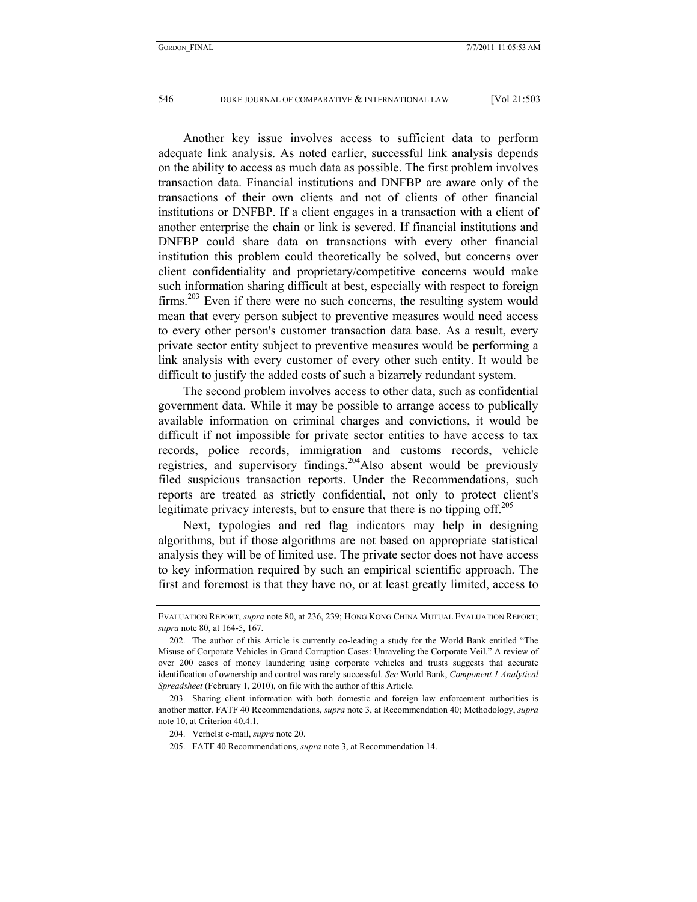Another key issue involves access to sufficient data to perform adequate link analysis. As noted earlier, successful link analysis depends on the ability to access as much data as possible. The first problem involves transaction data. Financial institutions and DNFBP are aware only of the transactions of their own clients and not of clients of other financial institutions or DNFBP. If a client engages in a transaction with a client of another enterprise the chain or link is severed. If financial institutions and DNFBP could share data on transactions with every other financial institution this problem could theoretically be solved, but concerns over client confidentiality and proprietary/competitive concerns would make such information sharing difficult at best, especially with respect to foreign firms.[203] Even if there were no such concerns, the resulting system would mean that every person subject to preventive measures would need access to every other person's customer transaction data base. As a result, every private sector entity subject to preventive measures would be performing a link analysis with every customer of every other such entity. It would be difficult to justify the added costs of such a bizarrely redundant system.

The second problem involves access to other data, such as confidential government data. While it may be possible to arrange access to publically available information on criminal charges and convictions, it would be difficult if not impossible for private sector entities to have access to tax records, police records, immigration and customs records, vehicle registries, and supervisory findings.[204] Also absent would be previously filed suspicious transaction reports. Under the Recommendations, such reports are treated as strictly confidential, not only to protect client's legitimate privacy interests, but to ensure that there is no tipping off.[205]

Next, typologies and red flag indicators may help in designing algorithms, but if those algorithms are not based on appropriate statistical analysis they will be of limited use. The private sector does not have access to key information required by such an empirical scientific approach. The first and foremost is that they have no, or at least greatly limited, access to

---

EVALUATION REPORT, *supra* note 80, at 236, 239; HONG KONG CHINA MUTUAL EVALUATION REPORT; *supra* note 80, at 164-5, 167.

202. The author of this Article is currently co-leading a study for the World Bank entitled "The Misuse of Corporate Vehicles in Grand Corruption Cases: Unraveling the Corporate Veil." A review of over 200 cases of money laundering using corporate vehicles and trusts suggests that accurate identification of ownership and control was rarely successful. *See* World Bank, *Component 1 Analytical Spreadsheet* (February 1, 2010), on file with the author of this Article.

203. Sharing client information with both domestic and foreign law enforcement authorities is another matter. FATF 40 Recommendations, *supra* note 3, at Recommendation 40; Methodology, *supra* note 10, at Criterion 40.4.1.

204. Verhelst e-mail, *supra* note 20.

205. FATF 40 Recommendations, *supra* note 3, at Recommendation 14.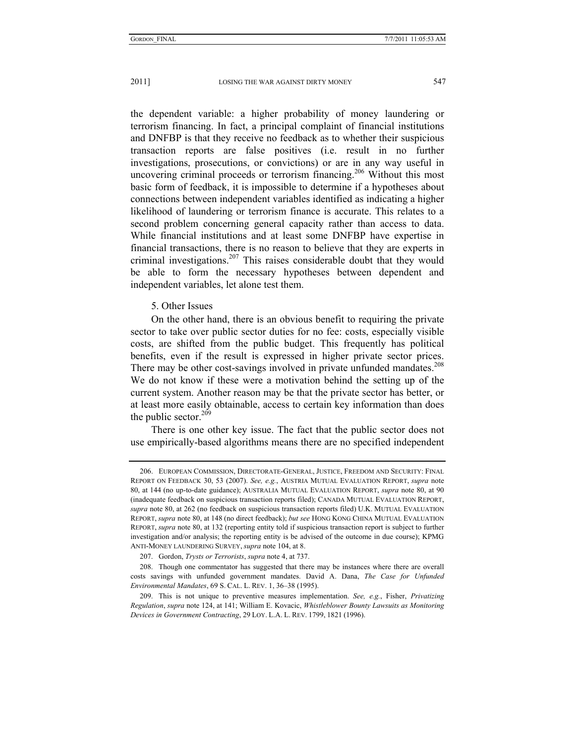the dependent variable: a higher probability of money laundering or terrorism financing. In fact, a principal complaint of financial institutions and DNFBP is that they receive no feedback as to whether their suspicious transaction reports are false positives (i.e. result in no further investigations, prosecutions, or convictions) or are in any way useful in uncovering criminal proceeds or terrorism financing.[206] Without this most basic form of feedback, it is impossible to determine if a hypotheses about connections between independent variables identified as indicating a higher likelihood of laundering or terrorism finance is accurate. This relates to a second problem concerning general capacity rather than access to data. While financial institutions and at least some DNFBP have expertise in financial transactions, there is no reason to believe that they are experts in criminal investigations.[207] This raises considerable doubt that they would be able to form the necessary hypotheses between dependent and independent variables, let alone test them.

5. Other Issues

On the other hand, there is an obvious benefit to requiring the private sector to take over public sector duties for no fee: costs, especially visible costs, are shifted from the public budget. This frequently has political benefits, even if the result is expressed in higher private sector prices. There may be other cost-savings involved in private unfunded mandates.[208] We do not know if these were a motivation behind the setting up of the current system. Another reason may be that the private sector has better, or at least more easily obtainable, access to certain key information than does the public sector.[209]

There is one other key issue. The fact that the public sector does not use empirically-based algorithms means there are no specified independent

---

206. EUROPEAN COMMISSION, DIRECTORATE-GENERAL, JUSTICE, FREEDOM AND SECURITY: FINAL REPORT ON FEEDBACK 30, 53 (2007). *See, e.g.*, AUSTRIA MUTUAL EVALUATION REPORT, *supra* note 80, at 144 (no up-to-date guidance); AUSTRALIA MUTUAL EVALUATION REPORT, *supra* note 80, at 90 (inadequate feedback on suspicious transaction reports filed); CANADA MUTUAL EVALUATION REPORT, *supra* note 80, at 262 (no feedback on suspicious transaction reports filed) U.K. MUTUAL EVALUATION REPORT, *supra* note 80, at 148 (no direct feedback); *but see* HONG KONG CHINA MUTUAL EVALUATION REPORT, *supra* note 80, at 132 (reporting entity told if suspicious transaction report is subject to further investigation and/or analysis; the reporting entity is be advised of the outcome in due course); KPMG ANTI-MONEY LAUNDERING SURVEY, *supra* note 104, at 8.

207. Gordon, *Trysts or Terrorists*, *supra* note 4, at 737.

208. Though one commentator has suggested that there may be instances where there are overall costs savings with unfunded government mandates. David A. Dana, *The Case for Unfunded Environmental Mandates*, 69 S. CAL. L. REV. 1, 36–38 (1995).

209. This is not unique to preventive measures implementation. *See, e.g.*, Fisher, *Privatizing Regulation*, *supra* note 124, at 141; William E. Kovacic, *Whistleblower Bounty Lawsuits as Monitoring Devices in Government Contracting*, 29 LOY. L.A. L. REV. 1799, 1821 (1996).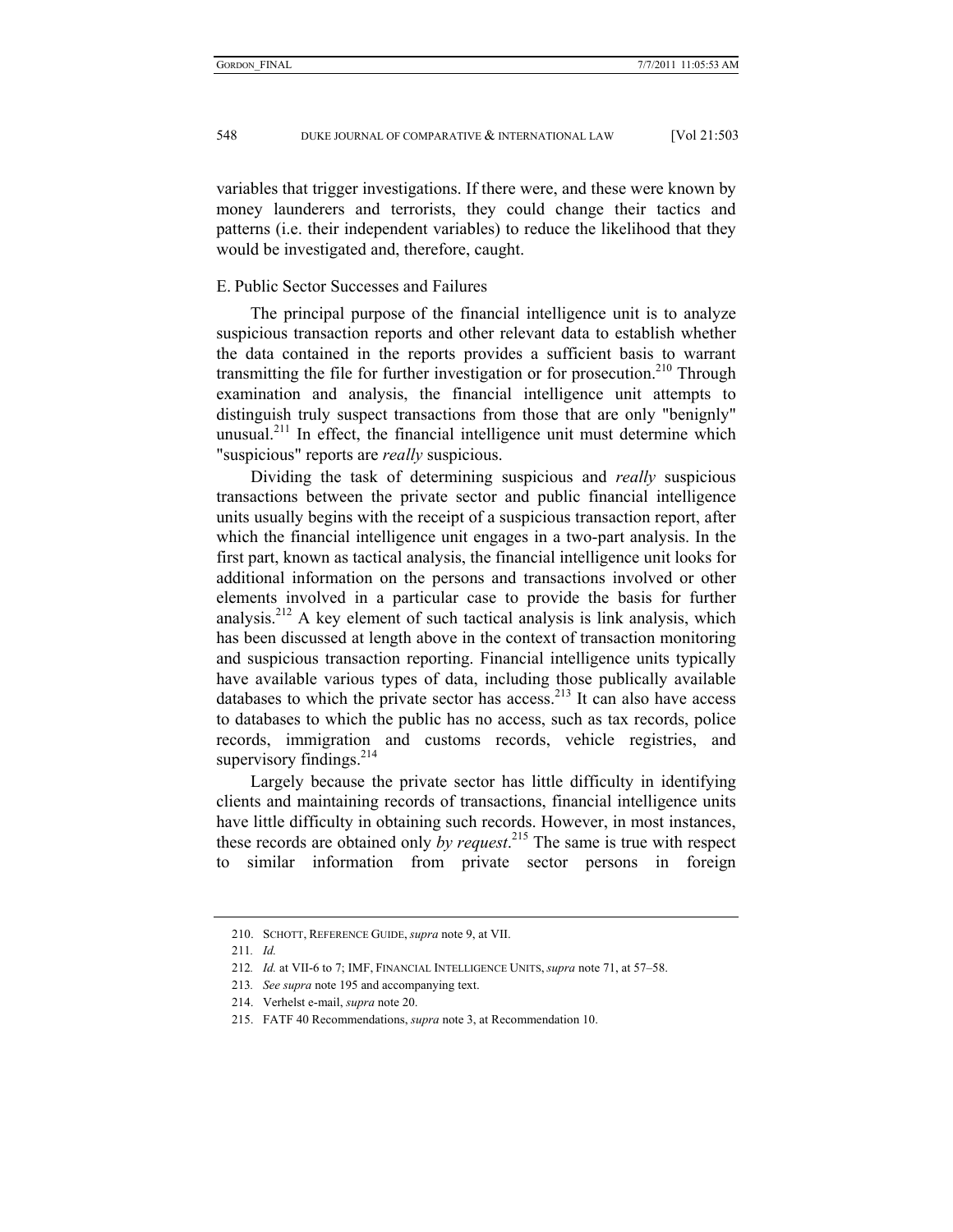variables that trigger investigations. If there were, and these were known by money launderers and terrorists, they could change their tactics and patterns (i.e. their independent variables) to reduce the likelihood that they would be investigated and, therefore, caught.

### E. Public Sector Successes and Failures

The principal purpose of the financial intelligence unit is to analyze suspicious transaction reports and other relevant data to establish whether the data contained in the reports provides a sufficient basis to warrant transmitting the file for further investigation or for prosecution.[210] Through examination and analysis, the financial intelligence unit attempts to distinguish truly suspect transactions from those that are only "benignly" unusual.[211] In effect, the financial intelligence unit must determine which "suspicious" reports are *really* suspicious.

Dividing the task of determining suspicious and *really* suspicious transactions between the private sector and public financial intelligence units usually begins with the receipt of a suspicious transaction report, after which the financial intelligence unit engages in a two-part analysis. In the first part, known as tactical analysis, the financial intelligence unit looks for additional information on the persons and transactions involved or other elements involved in a particular case to provide the basis for further analysis.[212] A key element of such tactical analysis is link analysis, which has been discussed at length above in the context of transaction monitoring and suspicious transaction reporting. Financial intelligence units typically have available various types of data, including those publically available databases to which the private sector has access.[213] It can also have access to databases to which the public has no access, such as tax records, police records, immigration and customs records, vehicle registries, and supervisory findings.[214]

Largely because the private sector has little difficulty in identifying clients and maintaining records of transactions, financial intelligence units have little difficulty in obtaining such records. However, in most instances, these records are obtained only *by request*.[215] The same is true with respect to similar information from private sector persons in foreign

---

210. SCHOTT, REFERENCE GUIDE, *supra* note 9, at VII.

211. *Id.*

212. *Id.* at VII-6 to 7; IMF, FINANCIAL INTELLIGENCE UNITS, *supra* note 71, at 57–58.

213. *See supra* note 195 and accompanying text.

214. Verhelst e-mail, *supra* note 20.

215. FATF 40 Recommendations, *supra* note 3, at Recommendation 10.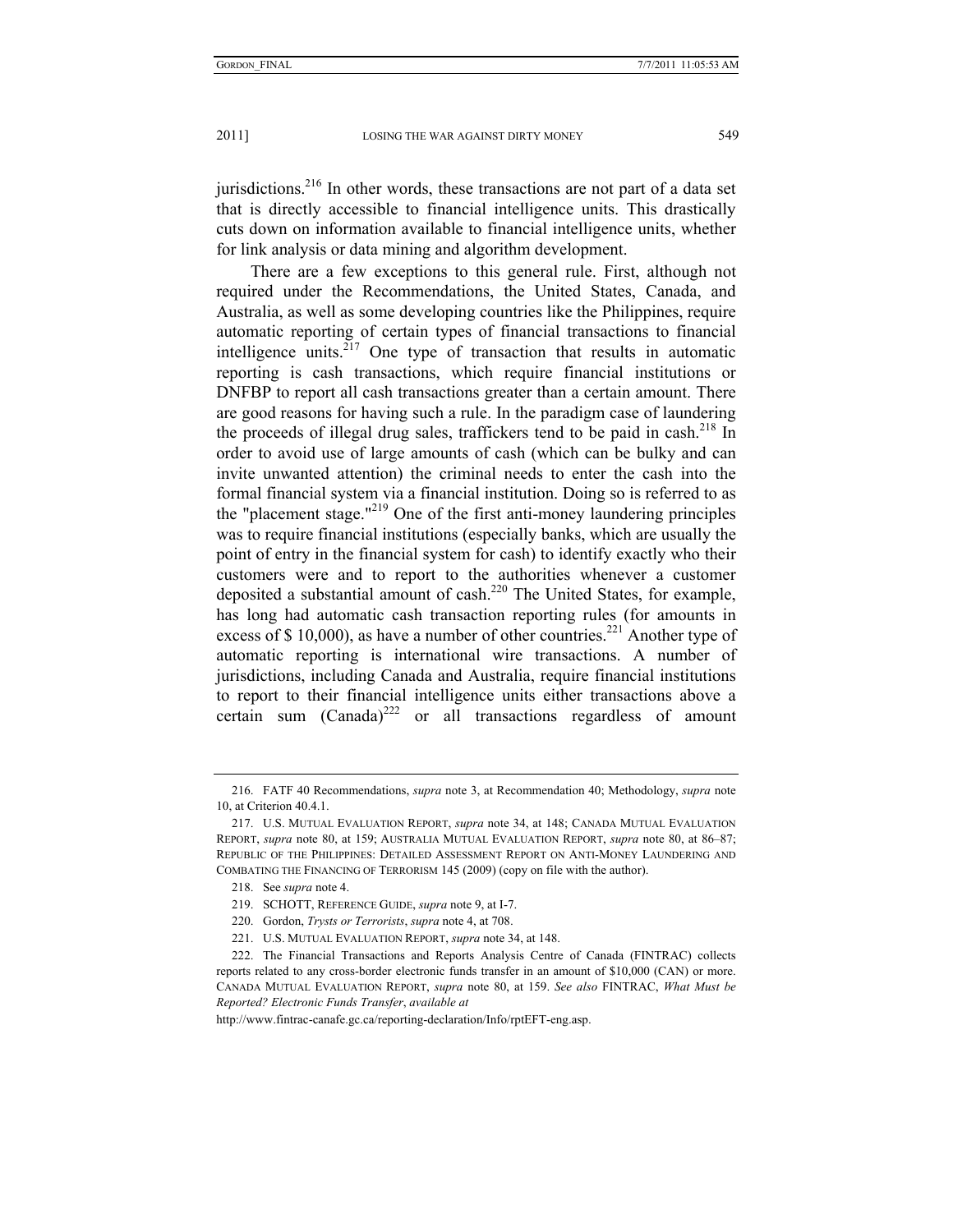jurisdictions.[216] In other words, these transactions are not part of a data set that is directly accessible to financial intelligence units. This drastically cuts down on information available to financial intelligence units, whether for link analysis or data mining and algorithm development.

There are a few exceptions to this general rule. First, although not required under the Recommendations, the United States, Canada, and Australia, as well as some developing countries like the Philippines, require automatic reporting of certain types of financial transactions to financial intelligence units.[217] One type of transaction that results in automatic reporting is cash transactions, which require financial institutions or DNFBP to report all cash transactions greater than a certain amount. There are good reasons for having such a rule. In the paradigm case of laundering the proceeds of illegal drug sales, traffickers tend to be paid in cash.[218] In order to avoid use of large amounts of cash (which can be bulky and can invite unwanted attention) the criminal needs to enter the cash into the formal financial system via a financial institution. Doing so is referred to as the "placement stage."[219] One of the first anti-money laundering principles was to require financial institutions (especially banks, which are usually the point of entry in the financial system for cash) to identify exactly who their customers were and to report to the authorities whenever a customer deposited a substantial amount of cash.[220] The United States, for example, has long had automatic cash transaction reporting rules (for amounts in excess of $ 10,000), as have a number of other countries.[221] Another type of automatic reporting is international wire transactions. A number of jurisdictions, including Canada and Australia, require financial institutions to report to their financial intelligence units either transactions above a certain sum (Canada)[222] or all transactions regardless of amount

---

216. FATF 40 Recommendations, *supra* note 3, at Recommendation 40; Methodology, *supra* note 10, at Criterion 40.4.1.

217. U.S. MUTUAL EVALUATION REPORT, *supra* note 34, at 148; CANADA MUTUAL EVALUATION REPORT, *supra* note 80, at 159; AUSTRALIA MUTUAL EVALUATION REPORT, *supra* note 80, at 86–87; REPUBLIC OF THE PHILIPPINES: DETAILED ASSESSMENT REPORT ON ANTI-MONEY LAUNDERING AND COMBATING THE FINANCING OF TERRORISM 145 (2009) (copy on file with the author).

218. See *supra* note 4.

219. SCHOTT, REFERENCE GUIDE, *supra* note 9, at I-7.

220. Gordon, *Trysts or Terrorists*, *supra* note 4, at 708.

221. U.S. MUTUAL EVALUATION REPORT, *supra* note 34, at 148.

222. The Financial Transactions and Reports Analysis Centre of Canada (FINTRAC) collects reports related to any cross-border electronic funds transfer in an amount of $10,000 (CAN) or more. CANADA MUTUAL EVALUATION REPORT, *supra* note 80, at 159. *See also* FINTRAC, *What Must be Reported? Electronic Funds Transfer*, *available at* http://www.fintrac-canafe.gc.ca/reporting-declaration/Info/rptEFT-eng.asp.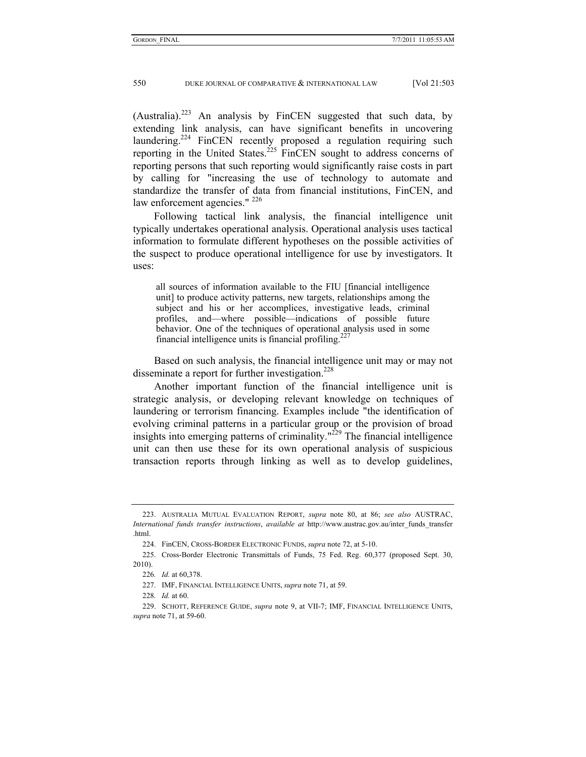(Australia).[223] An analysis by FinCEN suggested that such data, by extending link analysis, can have significant benefits in uncovering laundering.[224] FinCEN recently proposed a regulation requiring such reporting in the United States.[225] FinCEN sought to address concerns of reporting persons that such reporting would significantly raise costs in part by calling for "increasing the use of technology to automate and standardize the transfer of data from financial institutions, FinCEN, and law enforcement agencies." [226]

Following tactical link analysis, the financial intelligence unit typically undertakes operational analysis. Operational analysis uses tactical information to formulate different hypotheses on the possible activities of the suspect to produce operational intelligence for use by investigators. It uses:

> all sources of information available to the FIU [financial intelligence unit] to produce activity patterns, new targets, relationships among the subject and his or her accomplices, investigative leads, criminal profiles, and—where possible—indications of possible future behavior. One of the techniques of operational analysis used in some financial intelligence units is financial profiling.[227]

Based on such analysis, the financial intelligence unit may or may not disseminate a report for further investigation.[228]

Another important function of the financial intelligence unit is strategic analysis, or developing relevant knowledge on techniques of laundering or terrorism financing. Examples include "the identification of evolving criminal patterns in a particular group or the provision of broad insights into emerging patterns of criminality."[229] The financial intelligence unit can then use these for its own operational analysis of suspicious transaction reports through linking as well as to develop guidelines,

---

223. AUSTRALIA MUTUAL EVALUATION REPORT, *supra* note 80, at 86; *see also* AUSTRAC, *International funds transfer instructions*, *available at* http://www.austrac.gov.au/inter_funds_transfer.html.

224. FinCEN, CROSS-BORDER ELECTRONIC FUNDS, *supra* note 72, at 5-10.

225. Cross-Border Electronic Transmittals of Funds, 75 Fed. Reg. 60,377 (proposed Sept. 30, 2010).

226. *Id.* at 60,378.

227. IMF, FINANCIAL INTELLIGENCE UNITS, *supra* note 71, at 59.

228. *Id.* at 60.

229. SCHOTT, REFERENCE GUIDE, *supra* note 9, at VII-7; IMF, FINANCIAL INTELLIGENCE UNITS, *supra* note 71, at 59-60.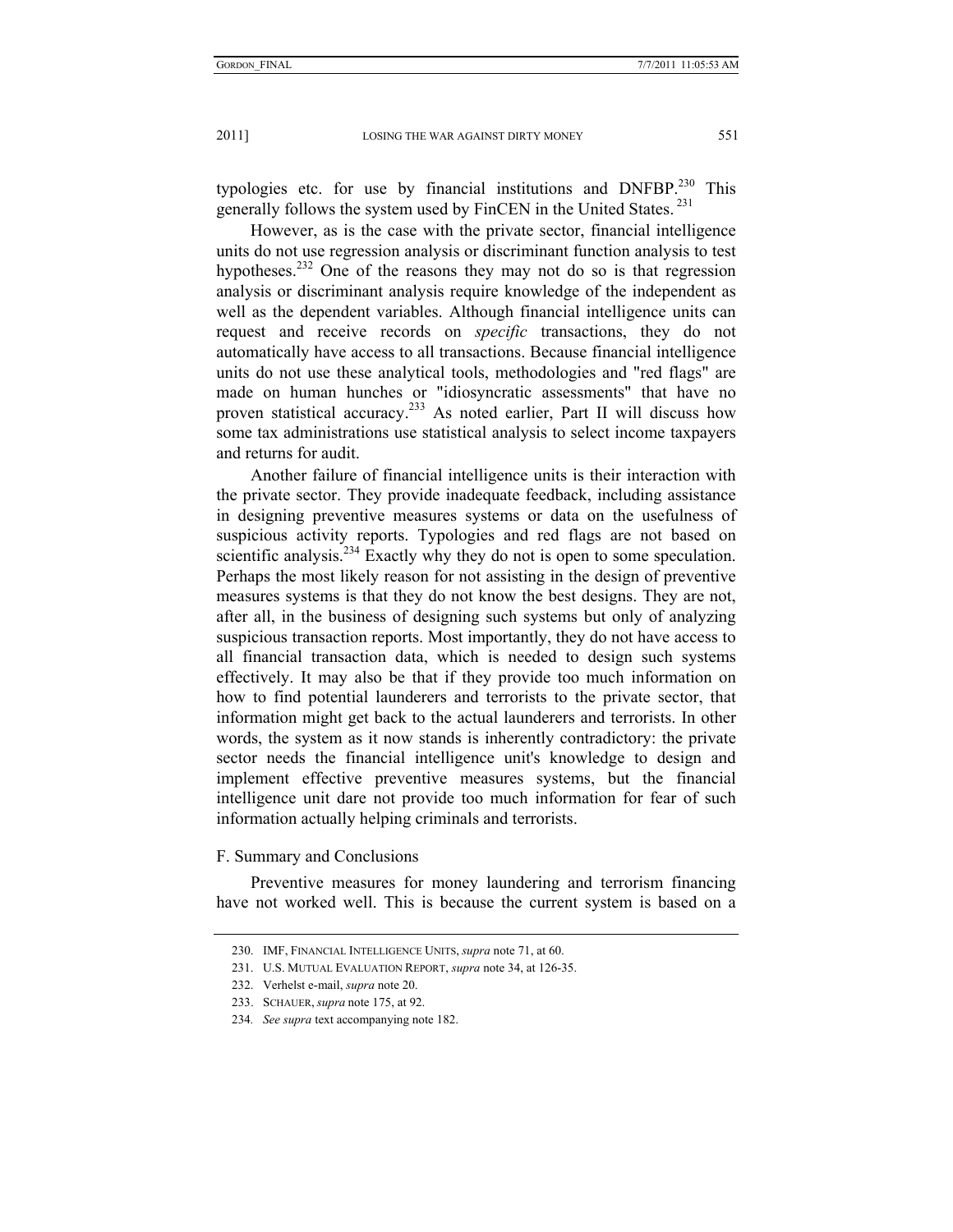typologies etc. for use by financial institutions and DNFBP.[230] This generally follows the system used by FinCEN in the United States.[231]

However, as is the case with the private sector, financial intelligence units do not use regression analysis or discriminant function analysis to test hypotheses.[232] One of the reasons they may not do so is that regression analysis or discriminant analysis require knowledge of the independent as well as the dependent variables. Although financial intelligence units can request and receive records on *specific* transactions, they do not automatically have access to all transactions. Because financial intelligence units do not use these analytical tools, methodologies and "red flags" are made on human hunches or "idiosyncratic assessments" that have no proven statistical accuracy.[233] As noted earlier, Part II will discuss how some tax administrations use statistical analysis to select income taxpayers and returns for audit.

Another failure of financial intelligence units is their interaction with the private sector. They provide inadequate feedback, including assistance in designing preventive measures systems or data on the usefulness of suspicious activity reports. Typologies and red flags are not based on scientific analysis.[234] Exactly why they do not is open to some speculation. Perhaps the most likely reason for not assisting in the design of preventive measures systems is that they do not know the best designs. They are not, after all, in the business of designing such systems but only of analyzing suspicious transaction reports. Most importantly, they do not have access to all financial transaction data, which is needed to design such systems effectively. It may also be that if they provide too much information on how to find potential launderers and terrorists to the private sector, that information might get back to the actual launderers and terrorists. In other words, the system as it now stands is inherently contradictory: the private sector needs the financial intelligence unit's knowledge to design and implement effective preventive measures systems, but the financial intelligence unit dare not provide too much information for fear of such information actually helping criminals and terrorists.

### F. Summary and Conclusions

Preventive measures for money laundering and terrorism financing have not worked well. This is because the current system is based on a

---

230. IMF, FINANCIAL INTELLIGENCE UNITS, *supra* note 71, at 60.

231. U.S. MUTUAL EVALUATION REPORT, *supra* note 34, at 126-35.

232. Verhelst e-mail, *supra* note 20.

233. SCHAUER, *supra* note 175, at 92.

234. *See supra* text accompanying note 182.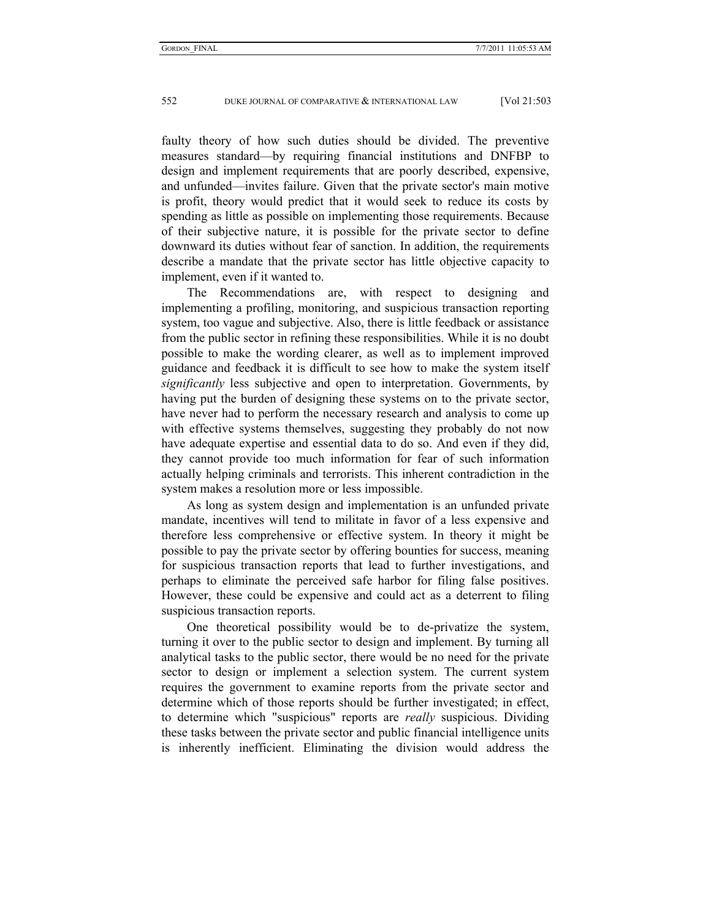faulty theory of how such duties should be divided. The preventive measures standard—by requiring financial institutions and DNFBP to design and implement requirements that are poorly described, expensive, and unfunded—invites failure. Given that the private sector's main motive is profit, theory would predict that it would seek to reduce its costs by spending as little as possible on implementing those requirements. Because of their subjective nature, it is possible for the private sector to define downward its duties without fear of sanction. In addition, the requirements describe a mandate that the private sector has little objective capacity to implement, even if it wanted to.

The Recommendations are, with respect to designing and implementing a profiling, monitoring, and suspicious transaction reporting system, too vague and subjective. Also, there is little feedback or assistance from the public sector in refining these responsibilities. While it is no doubt possible to make the wording clearer, as well as to implement improved guidance and feedback it is difficult to see how to make the system itself *significantly* less subjective and open to interpretation. Governments, by having put the burden of designing these systems on to the private sector, have never had to perform the necessary research and analysis to come up with effective systems themselves, suggesting they probably do not now have adequate expertise and essential data to do so. And even if they did, they cannot provide too much information for fear of such information actually helping criminals and terrorists. This inherent contradiction in the system makes a resolution more or less impossible.

As long as system design and implementation is an unfunded private mandate, incentives will tend to militate in favor of a less expensive and therefore less comprehensive or effective system. In theory it might be possible to pay the private sector by offering bounties for success, meaning for suspicious transaction reports that lead to further investigations, and perhaps to eliminate the perceived safe harbor for filing false positives. However, these could be expensive and could act as a deterrent to filing suspicious transaction reports.

One theoretical possibility would be to de-privatize the system, turning it over to the public sector to design and implement. By turning all analytical tasks to the public sector, there would be no need for the private sector to design or implement a selection system. The current system requires the government to examine reports from the private sector and determine which of those reports should be further investigated; in effect, to determine which "suspicious" reports are *really* suspicious. Dividing these tasks between the private sector and public financial intelligence units is inherently inefficient. Eliminating the division would address the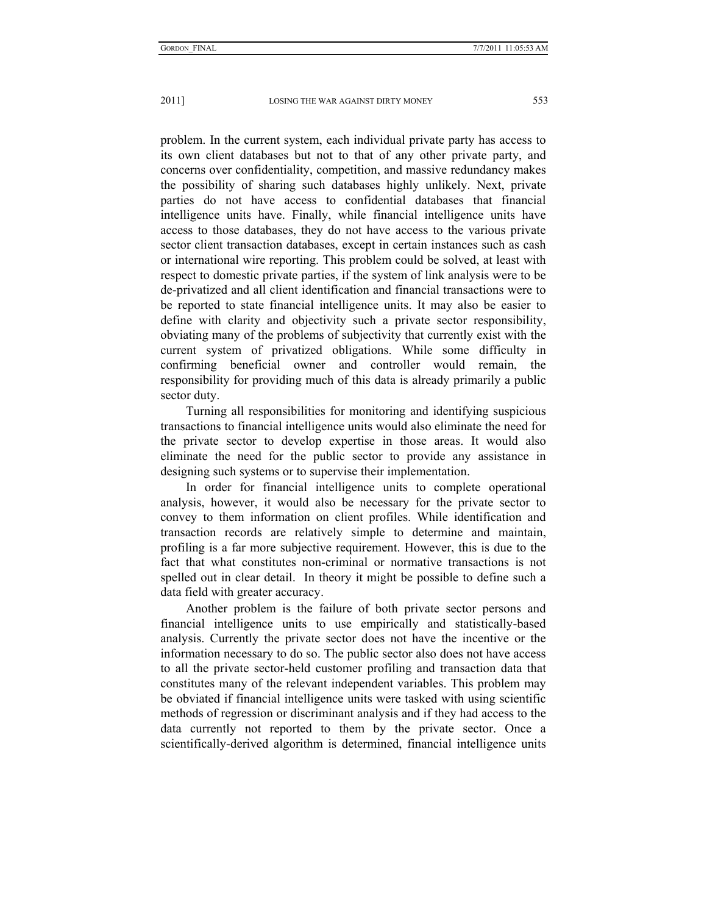problem. In the current system, each individual private party has access to its own client databases but not to that of any other private party, and concerns over confidentiality, competition, and massive redundancy makes the possibility of sharing such databases highly unlikely. Next, private parties do not have access to confidential databases that financial intelligence units have. Finally, while financial intelligence units have access to those databases, they do not have access to the various private sector client transaction databases, except in certain instances such as cash or international wire reporting. This problem could be solved, at least with respect to domestic private parties, if the system of link analysis were to be de-privatized and all client identification and financial transactions were to be reported to state financial intelligence units. It may also be easier to define with clarity and objectivity such a private sector responsibility, obviating many of the problems of subjectivity that currently exist with the current system of privatized obligations. While some difficulty in confirming beneficial owner and controller would remain, the responsibility for providing much of this data is already primarily a public sector duty.

Turning all responsibilities for monitoring and identifying suspicious transactions to financial intelligence units would also eliminate the need for the private sector to develop expertise in those areas. It would also eliminate the need for the public sector to provide any assistance in designing such systems or to supervise their implementation.

In order for financial intelligence units to complete operational analysis, however, it would also be necessary for the private sector to convey to them information on client profiles. While identification and transaction records are relatively simple to determine and maintain, profiling is a far more subjective requirement. However, this is due to the fact that what constitutes non-criminal or normative transactions is not spelled out in clear detail. In theory it might be possible to define such a data field with greater accuracy.

Another problem is the failure of both private sector persons and financial intelligence units to use empirically and statistically-based analysis. Currently the private sector does not have the incentive or the information necessary to do so. The public sector also does not have access to all the private sector-held customer profiling and transaction data that constitutes many of the relevant independent variables. This problem may be obviated if financial intelligence units were tasked with using scientific methods of regression or discriminant analysis and if they had access to the data currently not reported to them by the private sector. Once a scientifically-derived algorithm is determined, financial intelligence units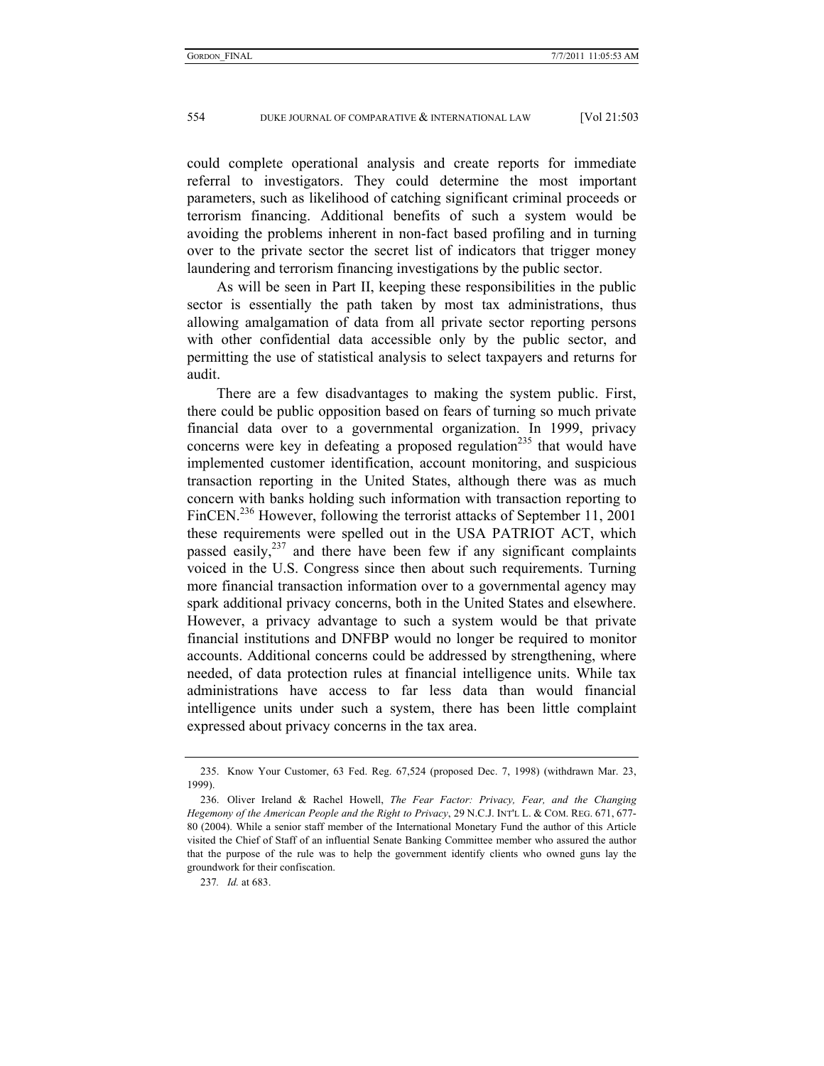could complete operational analysis and create reports for immediate referral to investigators. They could determine the most important parameters, such as likelihood of catching significant criminal proceeds or terrorism financing. Additional benefits of such a system would be avoiding the problems inherent in non-fact based profiling and in turning over to the private sector the secret list of indicators that trigger money laundering and terrorism financing investigations by the public sector.

As will be seen in Part II, keeping these responsibilities in the public sector is essentially the path taken by most tax administrations, thus allowing amalgamation of data from all private sector reporting persons with other confidential data accessible only by the public sector, and permitting the use of statistical analysis to select taxpayers and returns for audit.

There are a few disadvantages to making the system public. First, there could be public opposition based on fears of turning so much private financial data over to a governmental organization. In 1999, privacy concerns were key in defeating a proposed regulation[235] that would have implemented customer identification, account monitoring, and suspicious transaction reporting in the United States, although there was as much concern with banks holding such information with transaction reporting to FinCEN.[236] However, following the terrorist attacks of September 11, 2001 these requirements were spelled out in the USA PATRIOT ACT, which passed easily,[237] and there have been few if any significant complaints voiced in the U.S. Congress since then about such requirements. Turning more financial transaction information over to a governmental agency may spark additional privacy concerns, both in the United States and elsewhere. However, a privacy advantage to such a system would be that private financial institutions and DNFBP would no longer be required to monitor accounts. Additional concerns could be addressed by strengthening, where needed, of data protection rules at financial intelligence units. While tax administrations have access to far less data than would financial intelligence units under such a system, there has been little complaint expressed about privacy concerns in the tax area.

---

235. Know Your Customer, 63 Fed. Reg. 67,524 (proposed Dec. 7, 1998) (withdrawn Mar. 23, 1999).

236. Oliver Ireland & Rachel Howell, *The Fear Factor: Privacy, Fear, and the Changing Hegemony of the American People and the Right to Privacy*, 29 N.C.J. INT'L L. & COM. REG. 671, 677-80 (2004). While a senior staff member of the International Monetary Fund the author of this Article visited the Chief of Staff of an influential Senate Banking Committee member who assured the author that the purpose of the rule was to help the government identify clients who owned guns lay the groundwork for their confiscation.

237. *Id.* at 683.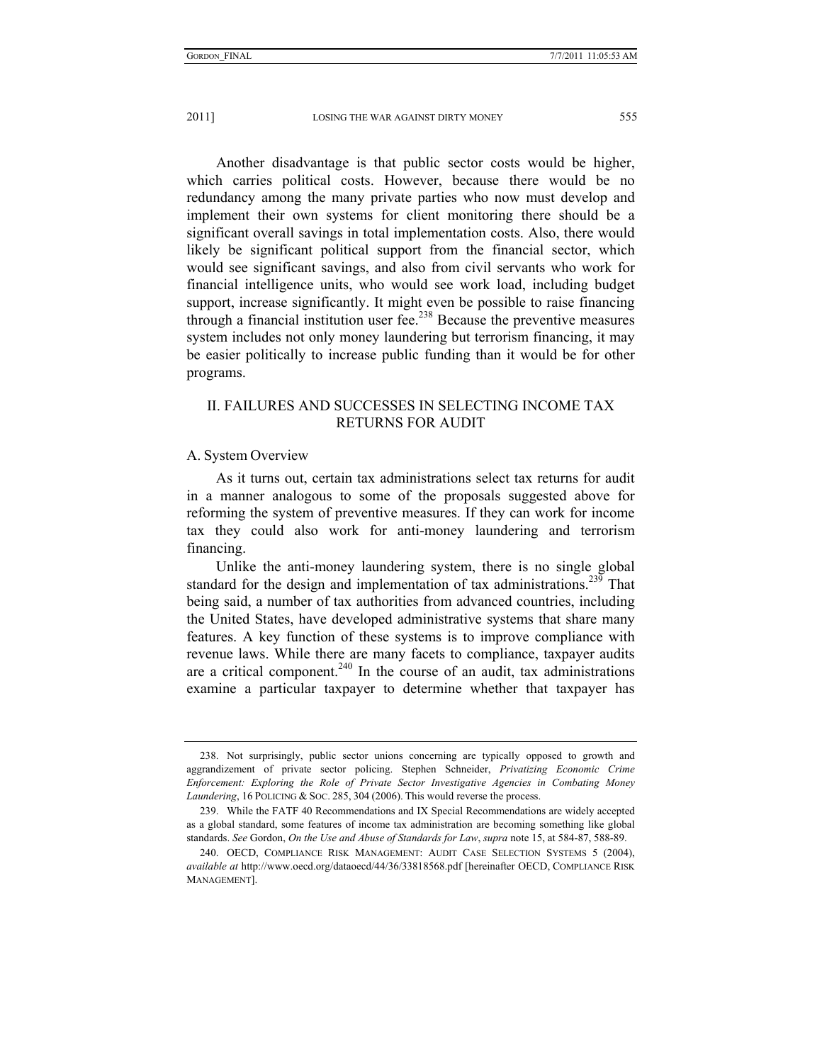Another disadvantage is that public sector costs would be higher, which carries political costs. However, because there would be no redundancy among the many private parties who now must develop and implement their own systems for client monitoring there should be a significant overall savings in total implementation costs. Also, there would likely be significant political support from the financial sector, which would see significant savings, and also from civil servants who work for financial intelligence units, who would see work load, including budget support, increase significantly. It might even be possible to raise financing through a financial institution user fee.[238] Because the preventive measures system includes not only money laundering but terrorism financing, it may be easier politically to increase public funding than it would be for other programs.

## II. FAILURES AND SUCCESSES IN SELECTING INCOME TAX RETURNS FOR AUDIT

### A. System Overview

As it turns out, certain tax administrations select tax returns for audit in a manner analogous to some of the proposals suggested above for reforming the system of preventive measures. If they can work for income tax they could also work for anti-money laundering and terrorism financing.

Unlike the anti-money laundering system, there is no single global standard for the design and implementation of tax administrations.[239] That being said, a number of tax authorities from advanced countries, including the United States, have developed administrative systems that share many features. A key function of these systems is to improve compliance with revenue laws. While there are many facets to compliance, taxpayer audits are a critical component.[240] In the course of an audit, tax administrations examine a particular taxpayer to determine whether that taxpayer has

---

238. Not surprisingly, public sector unions concerning are typically opposed to growth and aggrandizement of private sector policing. Stephen Schneider, *Privatizing Economic Crime Enforcement: Exploring the Role of Private Sector Investigative Agencies in Combating Money Laundering*, 16 POLICING & SOC. 285, 304 (2006). This would reverse the process.

239. While the FATF 40 Recommendations and IX Special Recommendations are widely accepted as a global standard, some features of income tax administration are becoming something like global standards. *See* Gordon, *On the Use and Abuse of Standards for Law*, *supra* note 15, at 584-87, 588-89.

240. OECD, COMPLIANCE RISK MANAGEMENT: AUDIT CASE SELECTION SYSTEMS 5 (2004), *available at* http://www.oecd.org/dataoecd/44/36/33818568.pdf [hereinafter OECD, COMPLIANCE RISK MANAGEMENT].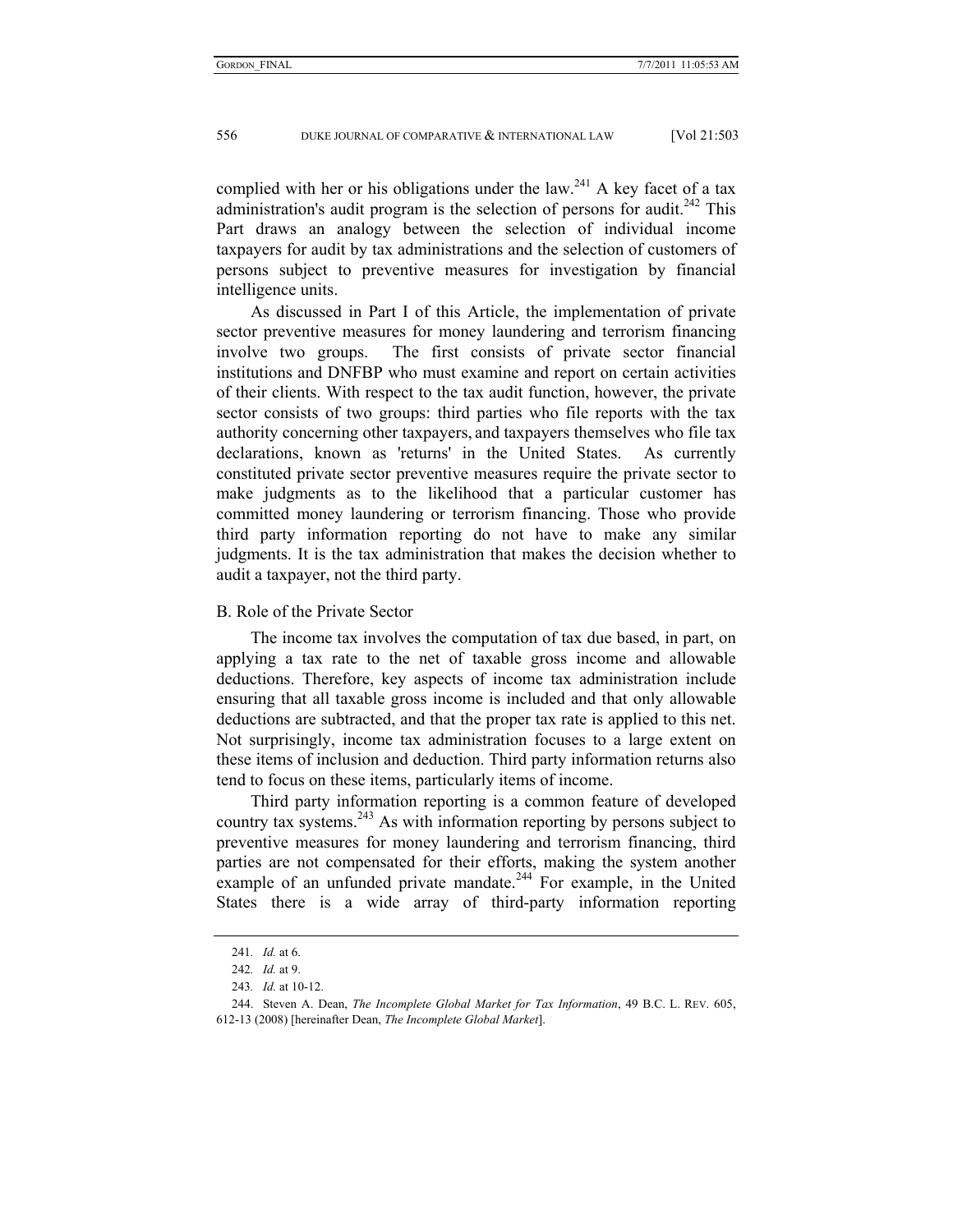complied with her or his obligations under the law.[241] A key facet of a tax administration's audit program is the selection of persons for audit.[242] This Part draws an analogy between the selection of individual income taxpayers for audit by tax administrations and the selection of customers of persons subject to preventive measures for investigation by financial intelligence units.

As discussed in Part I of this Article, the implementation of private sector preventive measures for money laundering and terrorism financing involve two groups. The first consists of private sector financial institutions and DNFBP who must examine and report on certain activities of their clients. With respect to the tax audit function, however, the private sector consists of two groups: third parties who file reports with the tax authority concerning other taxpayers, and taxpayers themselves who file tax declarations, known as 'returns' in the United States. As currently constituted private sector preventive measures require the private sector to make judgments as to the likelihood that a particular customer has committed money laundering or terrorism financing. Those who provide third party information reporting do not have to make any similar judgments. It is the tax administration that makes the decision whether to audit a taxpayer, not the third party.

### B. Role of the Private Sector

The income tax involves the computation of tax due based, in part, on applying a tax rate to the net of taxable gross income and allowable deductions. Therefore, key aspects of income tax administration include ensuring that all taxable gross income is included and that only allowable deductions are subtracted, and that the proper tax rate is applied to this net. Not surprisingly, income tax administration focuses to a large extent on these items of inclusion and deduction. Third party information returns also tend to focus on these items, particularly items of income.

Third party information reporting is a common feature of developed country tax systems.[243] As with information reporting by persons subject to preventive measures for money laundering and terrorism financing, third parties are not compensated for their efforts, making the system another example of an unfunded private mandate.[244] For example, in the United States there is a wide array of third-party information reporting

---

241. *Id.* at 6.

242. *Id.* at 9.

243. *Id.* at 10-12.

244. Steven A. Dean, *The Incomplete Global Market for Tax Information*, 49 B.C. L. REV. 605, 612-13 (2008) [hereinafter Dean, *The Incomplete Global Market*].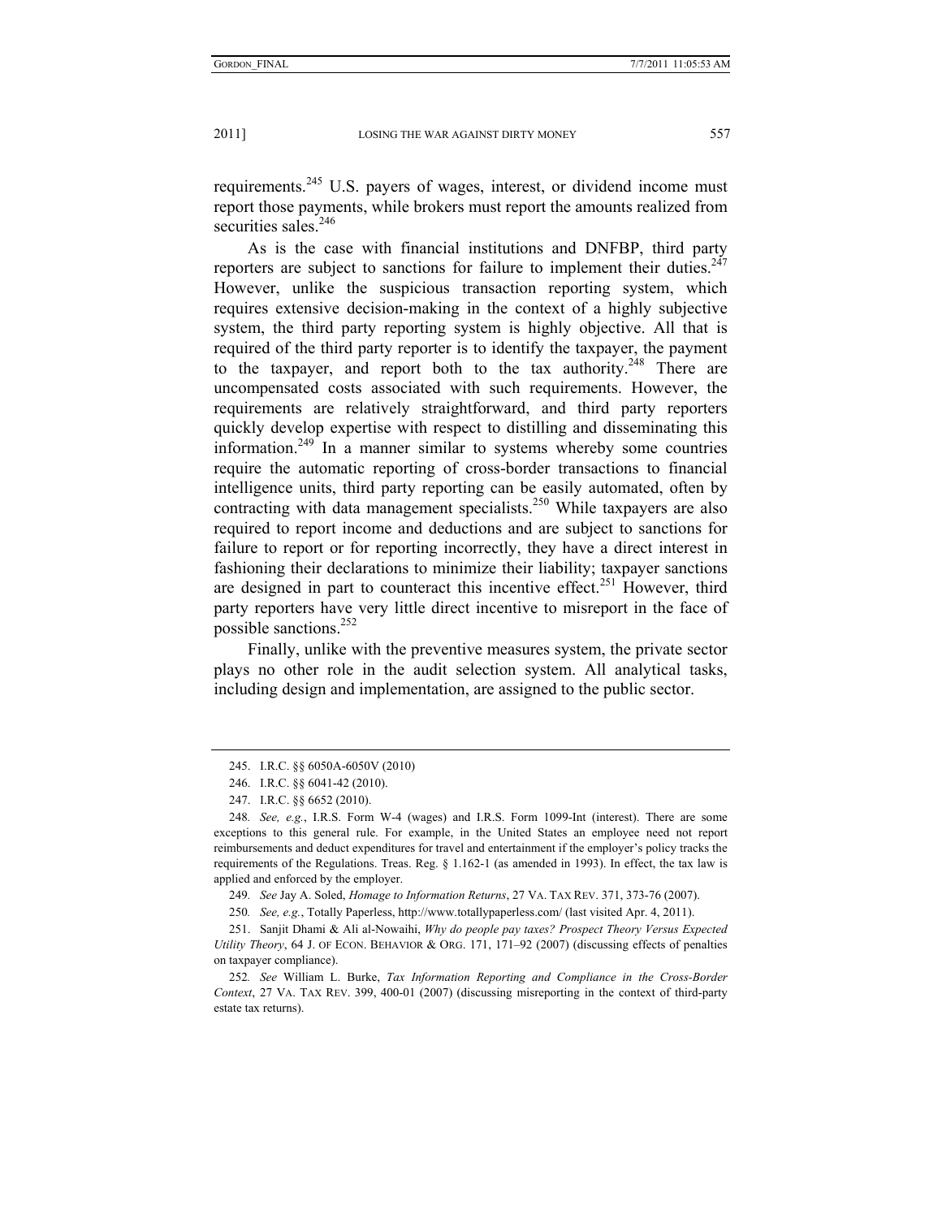requirements.[245] U.S. payers of wages, interest, or dividend income must report those payments, while brokers must report the amounts realized from securities sales.[246]

As is the case with financial institutions and DNFBP, third party reporters are subject to sanctions for failure to implement their duties.[247] However, unlike the suspicious transaction reporting system, which requires extensive decision-making in the context of a highly subjective system, the third party reporting system is highly objective. All that is required of the third party reporter is to identify the taxpayer, the payment to the taxpayer, and report both to the tax authority.[248] There are uncompensated costs associated with such requirements. However, the requirements are relatively straightforward, and third party reporters quickly develop expertise with respect to distilling and disseminating this information.[249] In a manner similar to systems whereby some countries require the automatic reporting of cross-border transactions to financial intelligence units, third party reporting can be easily automated, often by contracting with data management specialists.[250] While taxpayers are also required to report income and deductions and are subject to sanctions for failure to report or for reporting incorrectly, they have a direct interest in fashioning their declarations to minimize their liability; taxpayer sanctions are designed in part to counteract this incentive effect.[251] However, third party reporters have very little direct incentive to misreport in the face of possible sanctions.[252]

Finally, unlike with the preventive measures system, the private sector plays no other role in the audit selection system. All analytical tasks, including design and implementation, are assigned to the public sector.

---

245. I.R.C. §§ 6050A-6050V (2010)

246. I.R.C. §§ 6041-42 (2010).

247. I.R.C. §§ 6652 (2010).

248. *See, e.g.*, I.R.S. Form W-4 (wages) and I.R.S. Form 1099-Int (interest). There are some exceptions to this general rule. For example, in the United States an employee need not report reimbursements and deduct expenditures for travel and entertainment if the employer's policy tracks the requirements of the Regulations. Treas. Reg. § 1.162-1 (as amended in 1993). In effect, the tax law is applied and enforced by the employer.

249. *See* Jay A. Soled, *Homage to Information Returns*, 27 VA. TAX REV. 371, 373-76 (2007).

250. *See, e.g.*, Totally Paperless, http://www.totallypaperless.com/ (last visited Apr. 4, 2011).

251. Sanjit Dhami & Ali al-Nowaihi, *Why do people pay taxes? Prospect Theory Versus Expected Utility Theory*, 64 J. OF ECON. BEHAVIOR & ORG. 171, 171–92 (2007) (discussing effects of penalties on taxpayer compliance).

252. *See* William L. Burke, *Tax Information Reporting and Compliance in the Cross-Border Context*, 27 VA. TAX REV. 399, 400-01 (2007) (discussing misreporting in the context of third-party estate tax returns).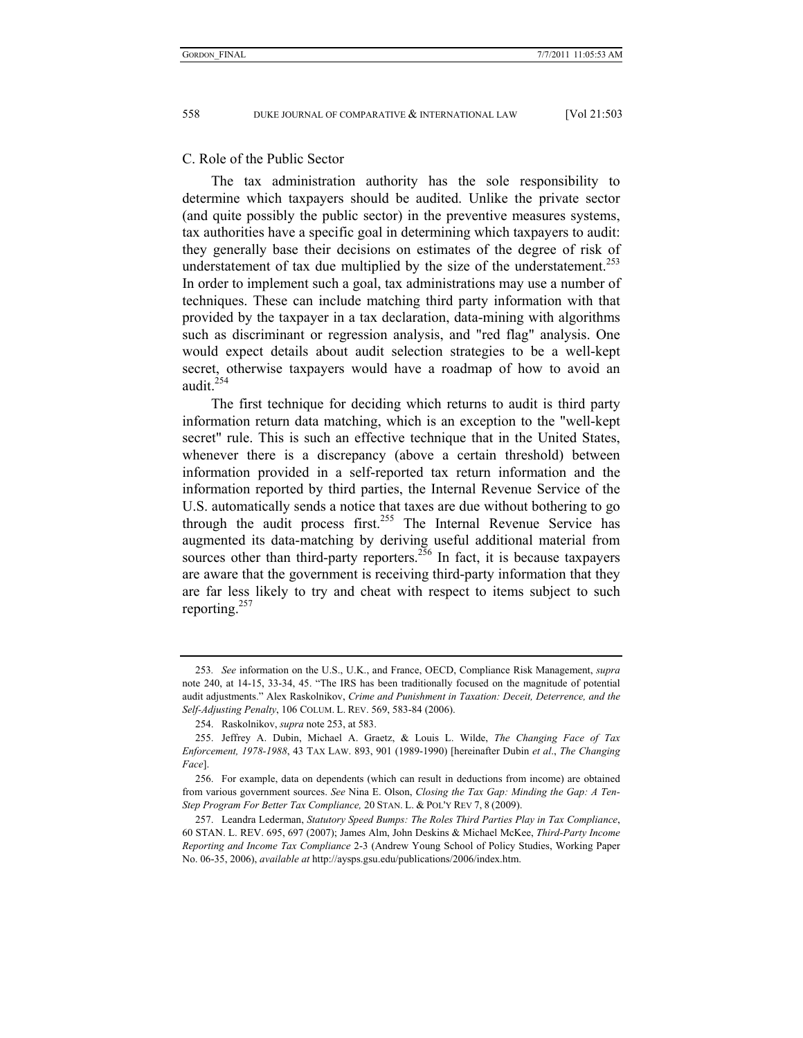### C. Role of the Public Sector

The tax administration authority has the sole responsibility to determine which taxpayers should be audited. Unlike the private sector (and quite possibly the public sector) in the preventive measures systems, tax authorities have a specific goal in determining which taxpayers to audit: they generally base their decisions on estimates of the degree of risk of understatement of tax due multiplied by the size of the understatement.[253] In order to implement such a goal, tax administrations may use a number of techniques. These can include matching third party information with that provided by the taxpayer in a tax declaration, data-mining with algorithms such as discriminant or regression analysis, and "red flag" analysis. One would expect details about audit selection strategies to be a well-kept secret, otherwise taxpayers would have a roadmap of how to avoid an audit.[254]

The first technique for deciding which returns to audit is third party information return data matching, which is an exception to the "well-kept secret" rule. This is such an effective technique that in the United States, whenever there is a discrepancy (above a certain threshold) between information provided in a self-reported tax return information and the information reported by third parties, the Internal Revenue Service of the U.S. automatically sends a notice that taxes are due without bothering to go through the audit process first.[255] The Internal Revenue Service has augmented its data-matching by deriving useful additional material from sources other than third-party reporters.[256] In fact, it is because taxpayers are aware that the government is receiving third-party information that they are far less likely to try and cheat with respect to items subject to such reporting.[257]

---

253. *See* information on the U.S., U.K., and France, OECD, Compliance Risk Management, *supra* note 240, at 14-15, 33-34, 45. "The IRS has been traditionally focused on the magnitude of potential audit adjustments." Alex Raskolnikov, *Crime and Punishment in Taxation: Deceit, Deterrence, and the Self-Adjusting Penalty*, 106 COLUM. L. REV. 569, 583-84 (2006).

254. Raskolnikov, *supra* note 253, at 583.

255. Jeffrey A. Dubin, Michael A. Graetz, & Louis L. Wilde, *The Changing Face of Tax Enforcement, 1978-1988*, 43 TAX LAW. 893, 901 (1989-1990) [hereinafter Dubin *et al*., *The Changing Face*].

256. For example, data on dependents (which can result in deductions from income) are obtained from various government sources. *See* Nina E. Olson, *Closing the Tax Gap: Minding the Gap: A Ten-Step Program For Better Tax Compliance,* 20 STAN. L. & POL'Y REV 7, 8 (2009).

257. Leandra Lederman, *Statutory Speed Bumps: The Roles Third Parties Play in Tax Compliance*, 60 STAN. L. REV. 695, 697 (2007); James Alm, John Deskins & Michael McKee, *Third-Party Income Reporting and Income Tax Compliance* 2-3 (Andrew Young School of Policy Studies, Working Paper No. 06-35, 2006), *available at* http://aysps.gsu.edu/publications/2006/index.htm.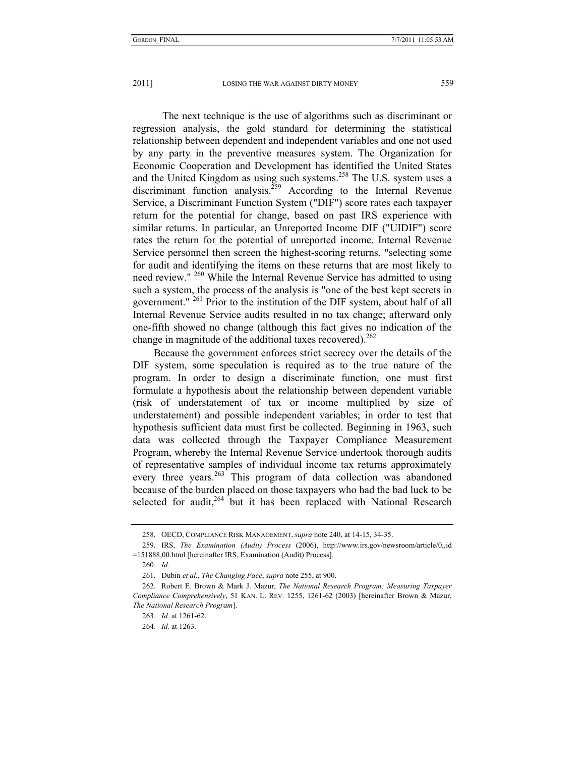The next technique is the use of algorithms such as discriminant or regression analysis, the gold standard for determining the statistical relationship between dependent and independent variables and one not used by any party in the preventive measures system. The Organization for Economic Cooperation and Development has identified the United States and the United Kingdom as using such systems.[258] The U.S. system uses a discriminant function analysis.[259] According to the Internal Revenue Service, a Discriminant Function System ("DIF") score rates each taxpayer return for the potential for change, based on past IRS experience with similar returns. In particular, an Unreported Income DIF ("UIDIF") score rates the return for the potential of unreported income. Internal Revenue Service personnel then screen the highest-scoring returns, "selecting some for audit and identifying the items on these returns that are most likely to need review." [260] While the Internal Revenue Service has admitted to using such a system, the process of the analysis is "one of the best kept secrets in government." [261] Prior to the institution of the DIF system, about half of all Internal Revenue Service audits resulted in no tax change; afterward only one-fifth showed no change (although this fact gives no indication of the change in magnitude of the additional taxes recovered).[262]

Because the government enforces strict secrecy over the details of the DIF system, some speculation is required as to the true nature of the program. In order to design a discriminate function, one must first formulate a hypothesis about the relationship between dependent variable (risk of understatement of tax or income multiplied by size of understatement) and possible independent variables; in order to test that hypothesis sufficient data must first be collected. Beginning in 1963, such data was collected through the Taxpayer Compliance Measurement Program, whereby the Internal Revenue Service undertook thorough audits of representative samples of individual income tax returns approximately every three years.[263] This program of data collection was abandoned because of the burden placed on those taxpayers who had the bad luck to be selected for audit,[264] but it has been replaced with National Research

---

258. OECD, COMPLIANCE RISK MANAGEMENT, *supra* note 240, at 14-15, 34-35.

259. IRS, *The Examination (Audit) Process* (2006), http://www.irs.gov/newsroom/article/0,,id =151888,00.html [hereinafter IRS, Examination (Audit) Process].

260. *Id.*

261. Dubin *et al.*, *The Changing Face*, *supra* note 255, at 900.

262. Robert E. Brown & Mark J. Mazur, *The National Research Program: Measuring Taxpayer Compliance Comprehensively*, 51 KAN. L. REV. 1255, 1261-62 (2003) [hereinafter Brown & Mazur, *The National Research Program*].

263. *Id.* at 1261-62.

264. *Id.* at 1263.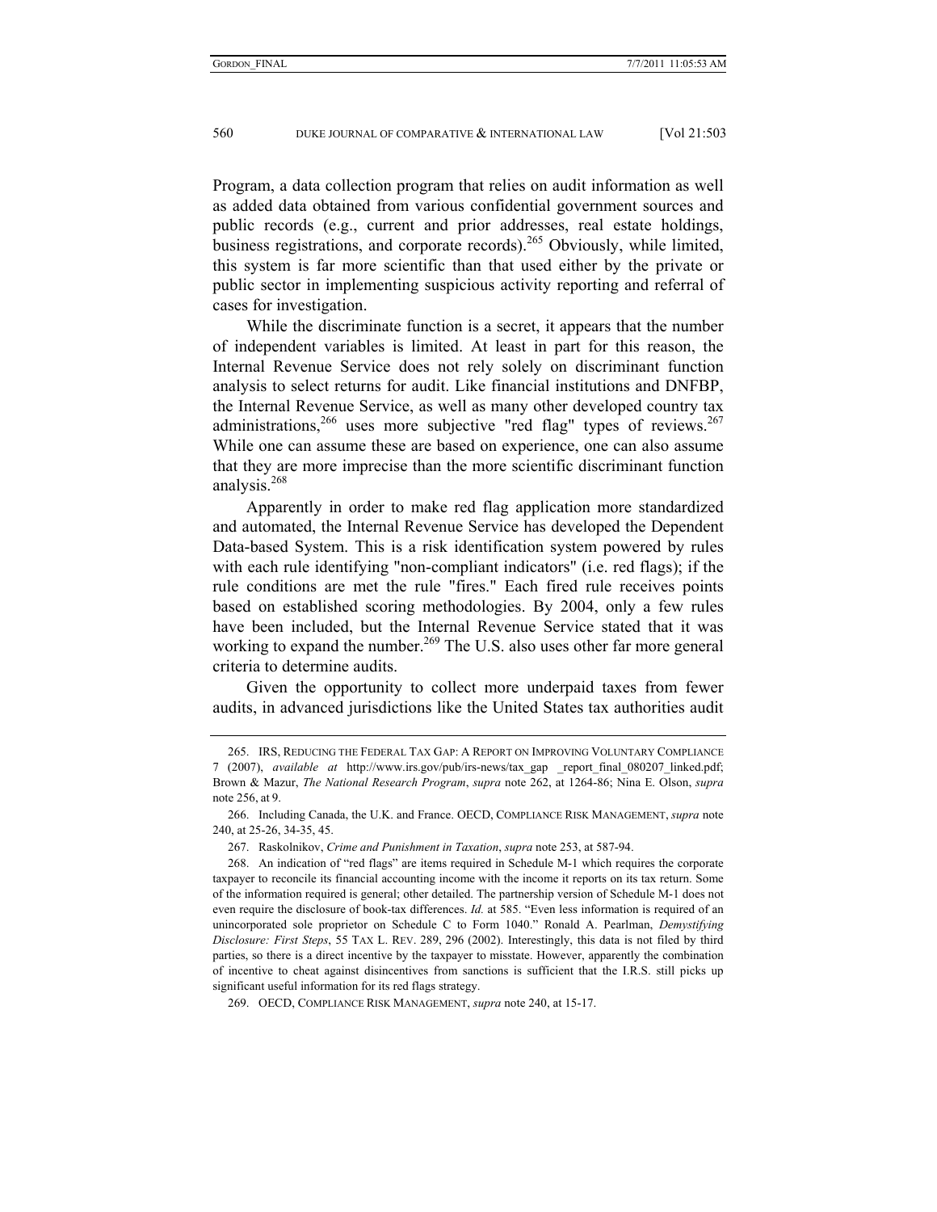Program, a data collection program that relies on audit information as well as added data obtained from various confidential government sources and public records (e.g., current and prior addresses, real estate holdings, business registrations, and corporate records).[265] Obviously, while limited, this system is far more scientific than that used either by the private or public sector in implementing suspicious activity reporting and referral of cases for investigation.

While the discriminate function is a secret, it appears that the number of independent variables is limited. At least in part for this reason, the Internal Revenue Service does not rely solely on discriminant function analysis to select returns for audit. Like financial institutions and DNFBP, the Internal Revenue Service, as well as many other developed country tax administrations,[266] uses more subjective "red flag" types of reviews.[267] While one can assume these are based on experience, one can also assume that they are more imprecise than the more scientific discriminant function analysis.[268]

Apparently in order to make red flag application more standardized and automated, the Internal Revenue Service has developed the Dependent Data-based System. This is a risk identification system powered by rules with each rule identifying "non-compliant indicators" (i.e. red flags); if the rule conditions are met the rule "fires." Each fired rule receives points based on established scoring methodologies. By 2004, only a few rules have been included, but the Internal Revenue Service stated that it was working to expand the number.[269] The U.S. also uses other far more general criteria to determine audits.

Given the opportunity to collect more underpaid taxes from fewer audits, in advanced jurisdictions like the United States tax authorities audit

---

265. IRS, REDUCING THE FEDERAL TAX GAP: A REPORT ON IMPROVING VOLUNTARY COMPLIANCE 7 (2007), *available at* http://www.irs.gov/pub/irs-news/tax_gap _report_final_080207_linked.pdf; Brown & Mazur, *The National Research Program*, *supra* note 262, at 1264-86; Nina E. Olson, *supra* note 256, at 9.

266. Including Canada, the U.K. and France. OECD, COMPLIANCE RISK MANAGEMENT, *supra* note 240, at 25-26, 34-35, 45.

267. Raskolnikov, *Crime and Punishment in Taxation*, *supra* note 253, at 587-94.

268. An indication of "red flags" are items required in Schedule M-1 which requires the corporate taxpayer to reconcile its financial accounting income with the income it reports on its tax return. Some of the information required is general; other detailed. The partnership version of Schedule M-1 does not even require the disclosure of book-tax differences. *Id.* at 585. "Even less information is required of an unincorporated sole proprietor on Schedule C to Form 1040." Ronald A. Pearlman, *Demystifying Disclosure: First Steps*, 55 TAX L. REV. 289, 296 (2002). Interestingly, this data is not filed by third parties, so there is a direct incentive by the taxpayer to misstate. However, apparently the combination of incentive to cheat against disincentives from sanctions is sufficient that the I.R.S. still picks up significant useful information for its red flags strategy.

269. OECD, COMPLIANCE RISK MANAGEMENT, *supra* note 240, at 15-17.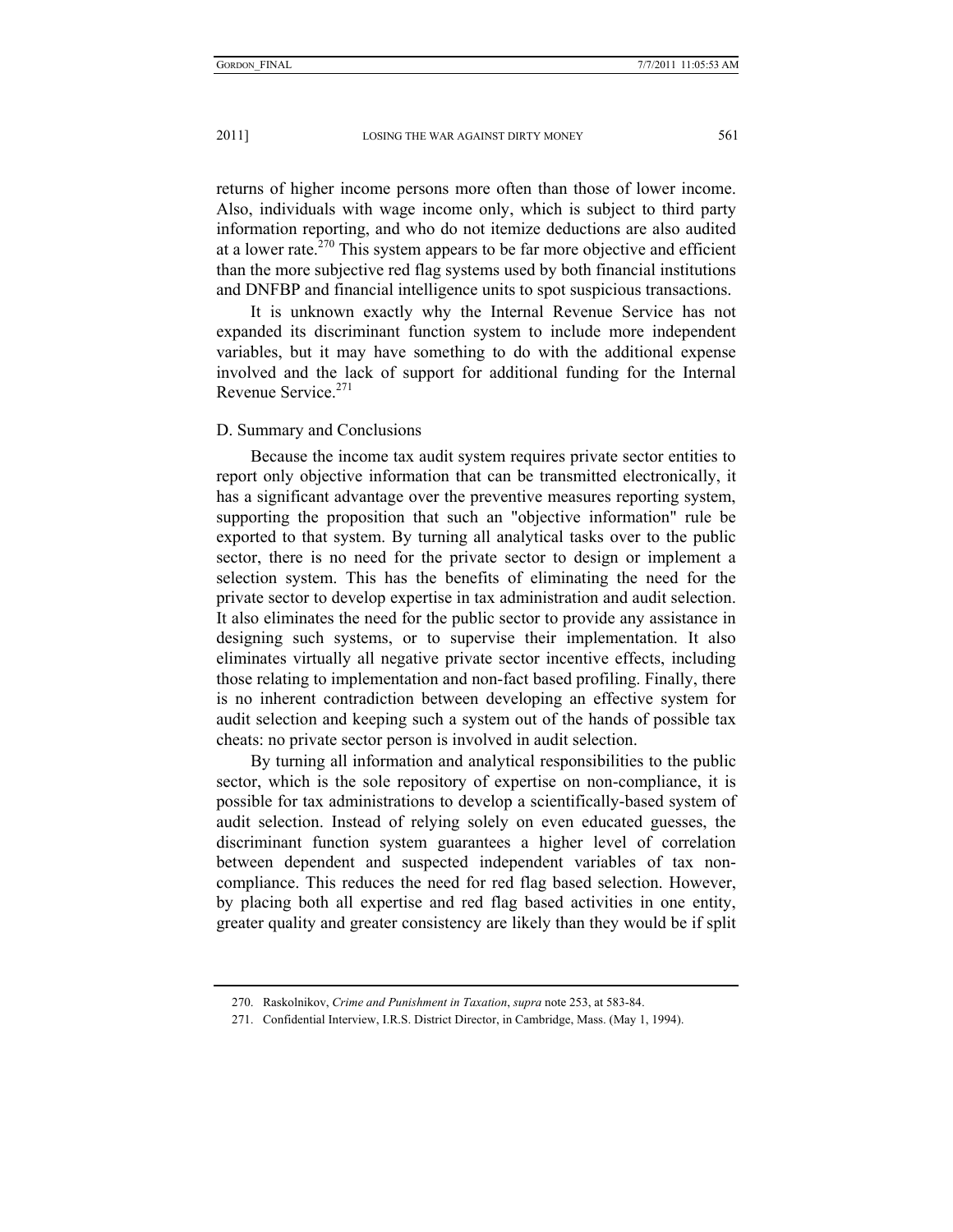returns of higher income persons more often than those of lower income. Also, individuals with wage income only, which is subject to third party information reporting, and who do not itemize deductions are also audited at a lower rate.[270] This system appears to be far more objective and efficient than the more subjective red flag systems used by both financial institutions and DNFBP and financial intelligence units to spot suspicious transactions.

It is unknown exactly why the Internal Revenue Service has not expanded its discriminant function system to include more independent variables, but it may have something to do with the additional expense involved and the lack of support for additional funding for the Internal Revenue Service.[271]

### D. Summary and Conclusions

Because the income tax audit system requires private sector entities to report only objective information that can be transmitted electronically, it has a significant advantage over the preventive measures reporting system, supporting the proposition that such an "objective information" rule be exported to that system. By turning all analytical tasks over to the public sector, there is no need for the private sector to design or implement a selection system. This has the benefits of eliminating the need for the private sector to develop expertise in tax administration and audit selection. It also eliminates the need for the public sector to provide any assistance in designing such systems, or to supervise their implementation. It also eliminates virtually all negative private sector incentive effects, including those relating to implementation and non-fact based profiling. Finally, there is no inherent contradiction between developing an effective system for audit selection and keeping such a system out of the hands of possible tax cheats: no private sector person is involved in audit selection.

By turning all information and analytical responsibilities to the public sector, which is the sole repository of expertise on non-compliance, it is possible for tax administrations to develop a scientifically-based system of audit selection. Instead of relying solely on even educated guesses, the discriminant function system guarantees a higher level of correlation between dependent and suspected independent variables of tax non-compliance. This reduces the need for red flag based selection. However, by placing both all expertise and red flag based activities in one entity, greater quality and greater consistency are likely than they would be if split

---

270. Raskolnikov, *Crime and Punishment in Taxation*, *supra* note 253, at 583-84.

271. Confidential Interview, I.R.S. District Director, in Cambridge, Mass. (May 1, 1994).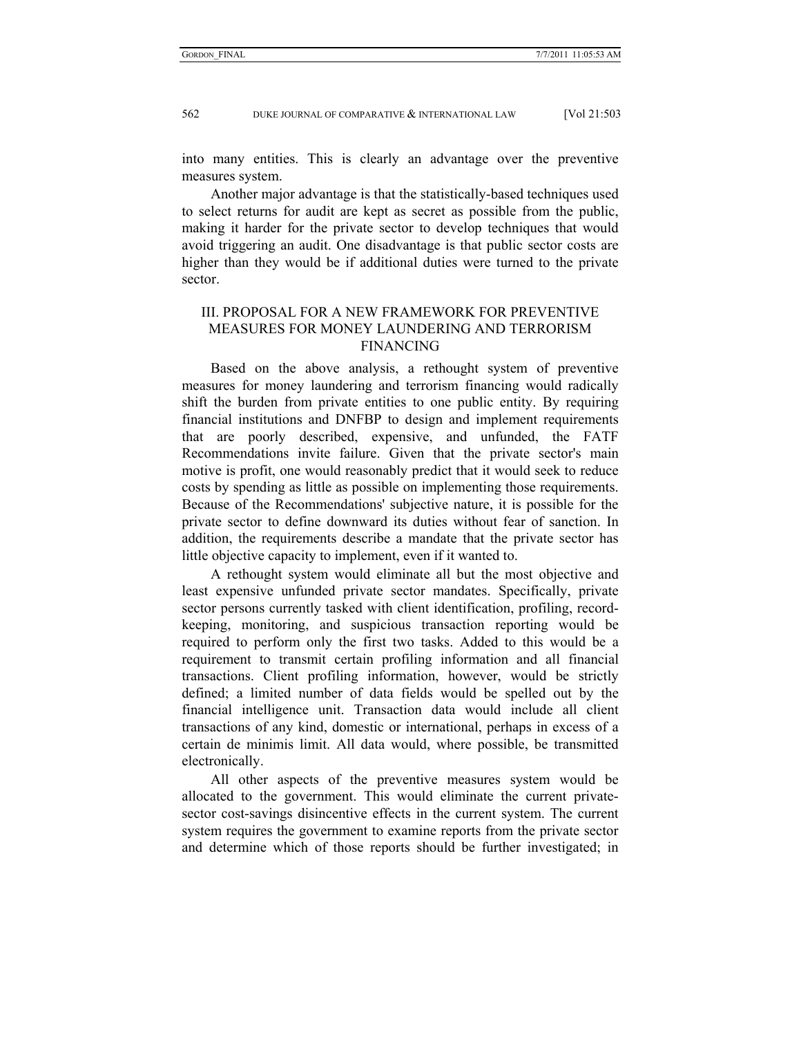into many entities. This is clearly an advantage over the preventive measures system.

Another major advantage is that the statistically-based techniques used to select returns for audit are kept as secret as possible from the public, making it harder for the private sector to develop techniques that would avoid triggering an audit. One disadvantage is that public sector costs are higher than they would be if additional duties were turned to the private sector.

## III. PROPOSAL FOR A NEW FRAMEWORK FOR PREVENTIVE MEASURES FOR MONEY LAUNDERING AND TERRORISM FINANCING

Based on the above analysis, a rethought system of preventive measures for money laundering and terrorism financing would radically shift the burden from private entities to one public entity. By requiring financial institutions and DNFBP to design and implement requirements that are poorly described, expensive, and unfunded, the FATF Recommendations invite failure. Given that the private sector's main motive is profit, one would reasonably predict that it would seek to reduce costs by spending as little as possible on implementing those requirements. Because of the Recommendations' subjective nature, it is possible for the private sector to define downward its duties without fear of sanction. In addition, the requirements describe a mandate that the private sector has little objective capacity to implement, even if it wanted to.

A rethought system would eliminate all but the most objective and least expensive unfunded private sector mandates. Specifically, private sector persons currently tasked with client identification, profiling, record-keeping, monitoring, and suspicious transaction reporting would be required to perform only the first two tasks. Added to this would be a requirement to transmit certain profiling information and all financial transactions. Client profiling information, however, would be strictly defined; a limited number of data fields would be spelled out by the financial intelligence unit. Transaction data would include all client transactions of any kind, domestic or international, perhaps in excess of a certain de minimis limit. All data would, where possible, be transmitted electronically.

All other aspects of the preventive measures system would be allocated to the government. This would eliminate the current private-sector cost-savings disincentive effects in the current system. The current system requires the government to examine reports from the private sector and determine which of those reports should be further investigated; in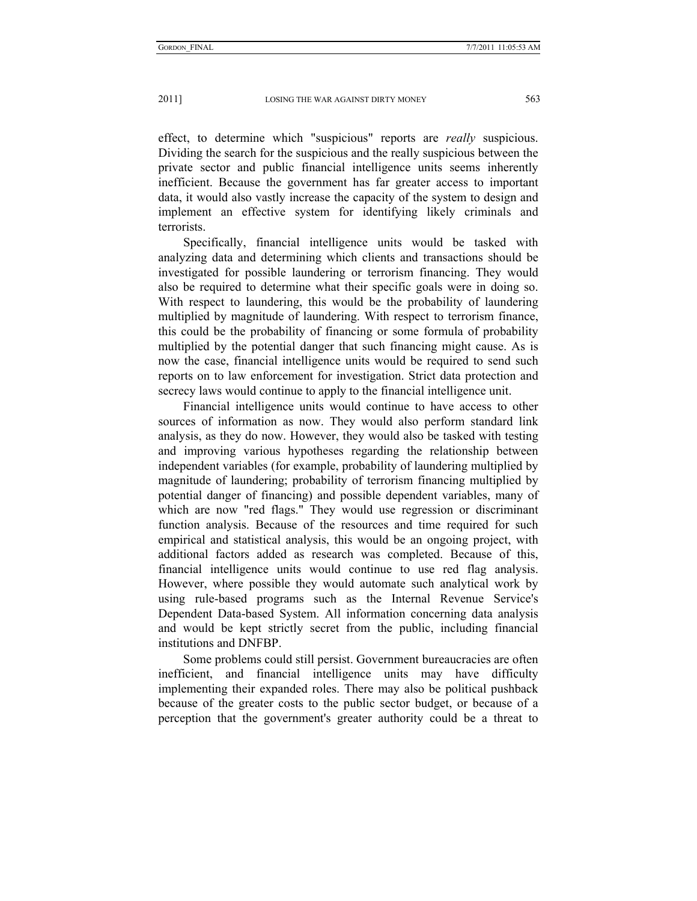effect, to determine which "suspicious" reports are *really* suspicious. Dividing the search for the suspicious and the really suspicious between the private sector and public financial intelligence units seems inherently inefficient. Because the government has far greater access to important data, it would also vastly increase the capacity of the system to design and implement an effective system for identifying likely criminals and terrorists.

Specifically, financial intelligence units would be tasked with analyzing data and determining which clients and transactions should be investigated for possible laundering or terrorism financing. They would also be required to determine what their specific goals were in doing so. With respect to laundering, this would be the probability of laundering multiplied by magnitude of laundering. With respect to terrorism finance, this could be the probability of financing or some formula of probability multiplied by the potential danger that such financing might cause. As is now the case, financial intelligence units would be required to send such reports on to law enforcement for investigation. Strict data protection and secrecy laws would continue to apply to the financial intelligence unit.

Financial intelligence units would continue to have access to other sources of information as now. They would also perform standard link analysis, as they do now. However, they would also be tasked with testing and improving various hypotheses regarding the relationship between independent variables (for example, probability of laundering multiplied by magnitude of laundering; probability of terrorism financing multiplied by potential danger of financing) and possible dependent variables, many of which are now "red flags." They would use regression or discriminant function analysis. Because of the resources and time required for such empirical and statistical analysis, this would be an ongoing project, with additional factors added as research was completed. Because of this, financial intelligence units would continue to use red flag analysis. However, where possible they would automate such analytical work by using rule-based programs such as the Internal Revenue Service's Dependent Data-based System. All information concerning data analysis and would be kept strictly secret from the public, including financial institutions and DNFBP.

Some problems could still persist. Government bureaucracies are often inefficient, and financial intelligence units may have difficulty implementing their expanded roles. There may also be political pushback because of the greater costs to the public sector budget, or because of a perception that the government's greater authority could be a threat to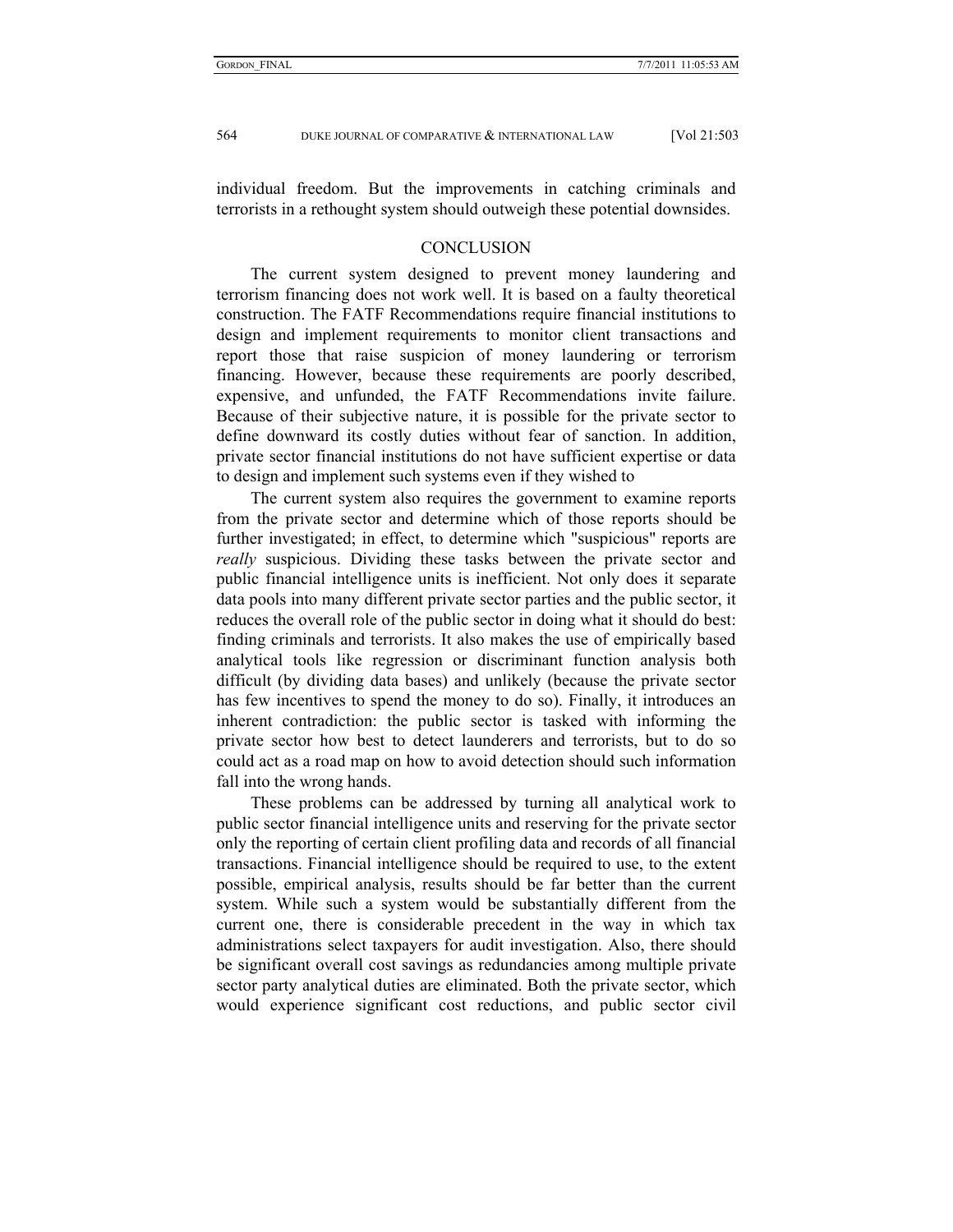individual freedom. But the improvements in catching criminals and terrorists in a rethought system should outweigh these potential downsides.

## CONCLUSION

The current system designed to prevent money laundering and terrorism financing does not work well. It is based on a faulty theoretical construction. The FATF Recommendations require financial institutions to design and implement requirements to monitor client transactions and report those that raise suspicion of money laundering or terrorism financing. However, because these requirements are poorly described, expensive, and unfunded, the FATF Recommendations invite failure. Because of their subjective nature, it is possible for the private sector to define downward its costly duties without fear of sanction. In addition, private sector financial institutions do not have sufficient expertise or data to design and implement such systems even if they wished to

The current system also requires the government to examine reports from the private sector and determine which of those reports should be further investigated; in effect, to determine which "suspicious" reports are *really* suspicious. Dividing these tasks between the private sector and public financial intelligence units is inefficient. Not only does it separate data pools into many different private sector parties and the public sector, it reduces the overall role of the public sector in doing what it should do best: finding criminals and terrorists. It also makes the use of empirically based analytical tools like regression or discriminant function analysis both difficult (by dividing data bases) and unlikely (because the private sector has few incentives to spend the money to do so). Finally, it introduces an inherent contradiction: the public sector is tasked with informing the private sector how best to detect launderers and terrorists, but to do so could act as a road map on how to avoid detection should such information fall into the wrong hands.

These problems can be addressed by turning all analytical work to public sector financial intelligence units and reserving for the private sector only the reporting of certain client profiling data and records of all financial transactions. Financial intelligence should be required to use, to the extent possible, empirical analysis, results should be far better than the current system. While such a system would be substantially different from the current one, there is considerable precedent in the way in which tax administrations select taxpayers for audit investigation. Also, there should be significant overall cost savings as redundancies among multiple private sector party analytical duties are eliminated. Both the private sector, which would experience significant cost reductions, and public sector civil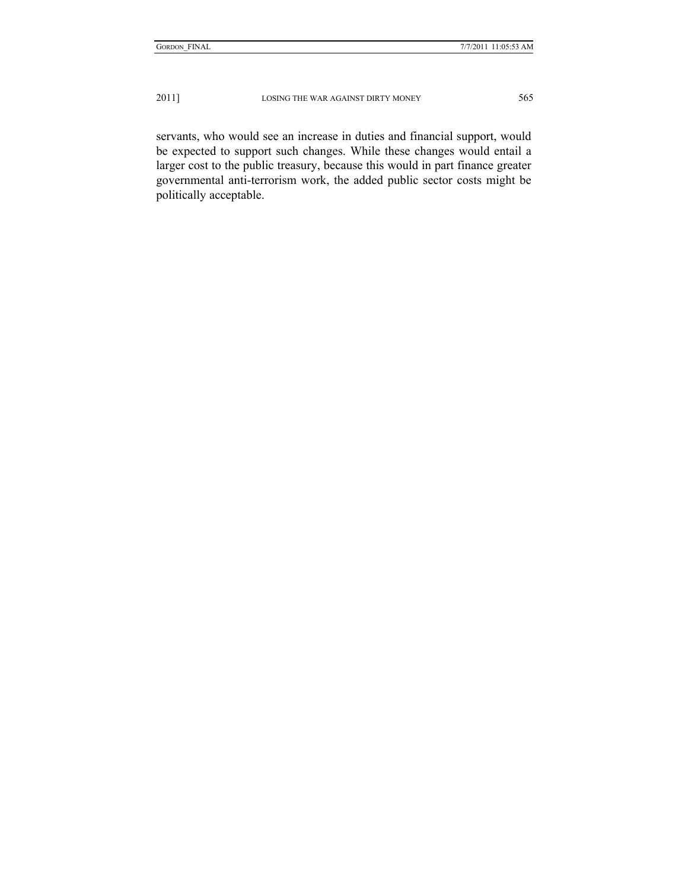servants, who would see an increase in duties and financial support, would be expected to support such changes. While these changes would entail a larger cost to the public treasury, because this would in part finance greater governmental anti-terrorism work, the added public sector costs might be politically acceptable.